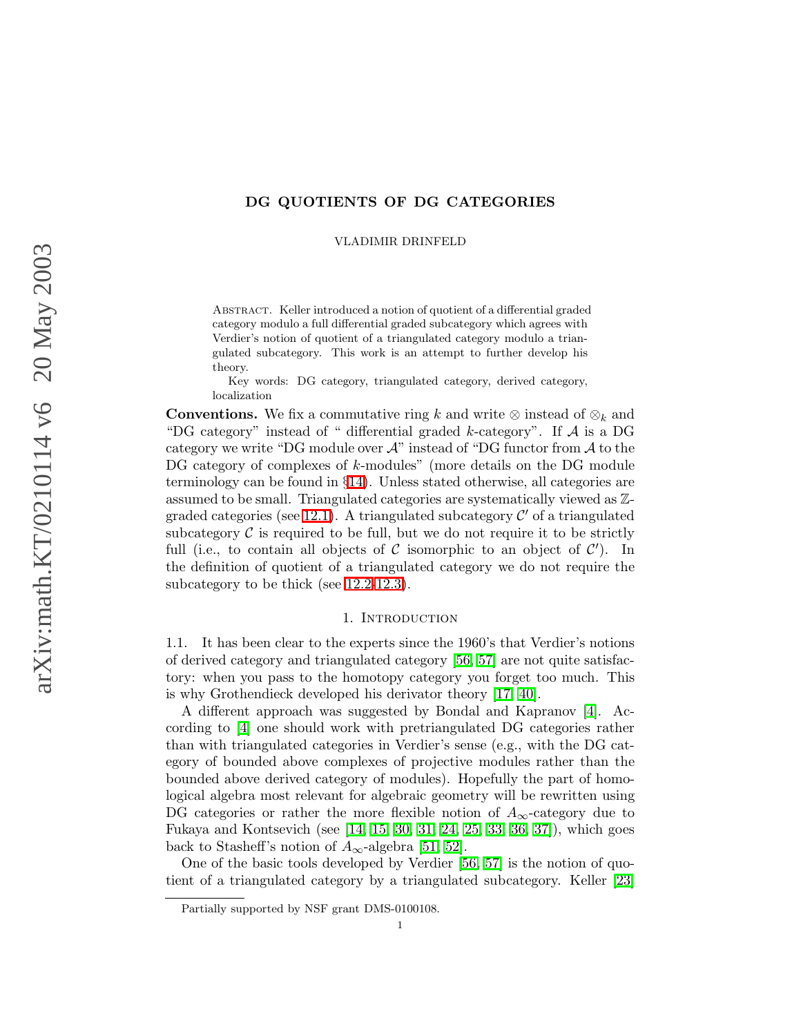# DG QUOTIENTS OF DG CATEGORIES

VLADIMIR DRINFELD

Abstract. Keller introduced a notion of quotient of a differential graded category modulo a full differential graded subcategory which agrees with Verdier's notion of quotient of a triangulated category modulo a triangulated subcategory. This work is an attempt to further develop his theory.

Key words: DG category, triangulated category, derived category, localization

**Conventions.** We fix a commutative ring $k$ and write $\otimes$ instead of $\otimes_k$ and "DG category" instead of " differential graded $k$-category". If $\mathcal{A}$ is a DG category we write "DG module over $\mathcal{A}$" instead of "DG functor from $\mathcal{A}$ to the DG category of complexes of $k$-modules" (more details on the DG module terminology can be found in §14). Unless stated otherwise, all categories are assumed to be small. Triangulated categories are systematically viewed as $\mathbb{Z}$-graded categories (see 12.1). A triangulated subcategory $\mathcal{C}'$ of a triangulated subcategory $\mathcal{C}$ is required to be full, but we do not require it to be strictly full (i.e., to contain all objects of $\mathcal{C}$ isomorphic to an object of $\mathcal{C}'$). In the definition of quotient of a triangulated category we do not require the subcategory to be thick (see 12.2-12.3).

## 1. Introduction

1.1. It has been clear to the experts since the 1960's that Verdier's notions of derived category and triangulated category [56, 57] are not quite satisfactory: when you pass to the homotopy category you forget too much. This is why Grothendieck developed his derivator theory [17, 40].

A different approach was suggested by Bondal and Kapranov [4]. According to [4] one should work with pretriangulated DG categories rather than with triangulated categories in Verdier's sense (e.g., with the DG category of bounded above complexes of projective modules rather than the bounded above derived category of modules). Hopefully the part of homological algebra most relevant for algebraic geometry will be rewritten using DG categories or rather the more flexible notion of $A_\infty$-category due to Fukaya and Kontsevich (see [14, 15, 30, 31, 24, 25, 33, 36, 37]), which goes back to Stasheff's notion of $A_\infty$-algebra [51, 52].

One of the basic tools developed by Verdier [56, 57] is the notion of quotient of a triangulated category by a triangulated subcategory. Keller [23]

Partially supported by NSF grant DMS-0100108.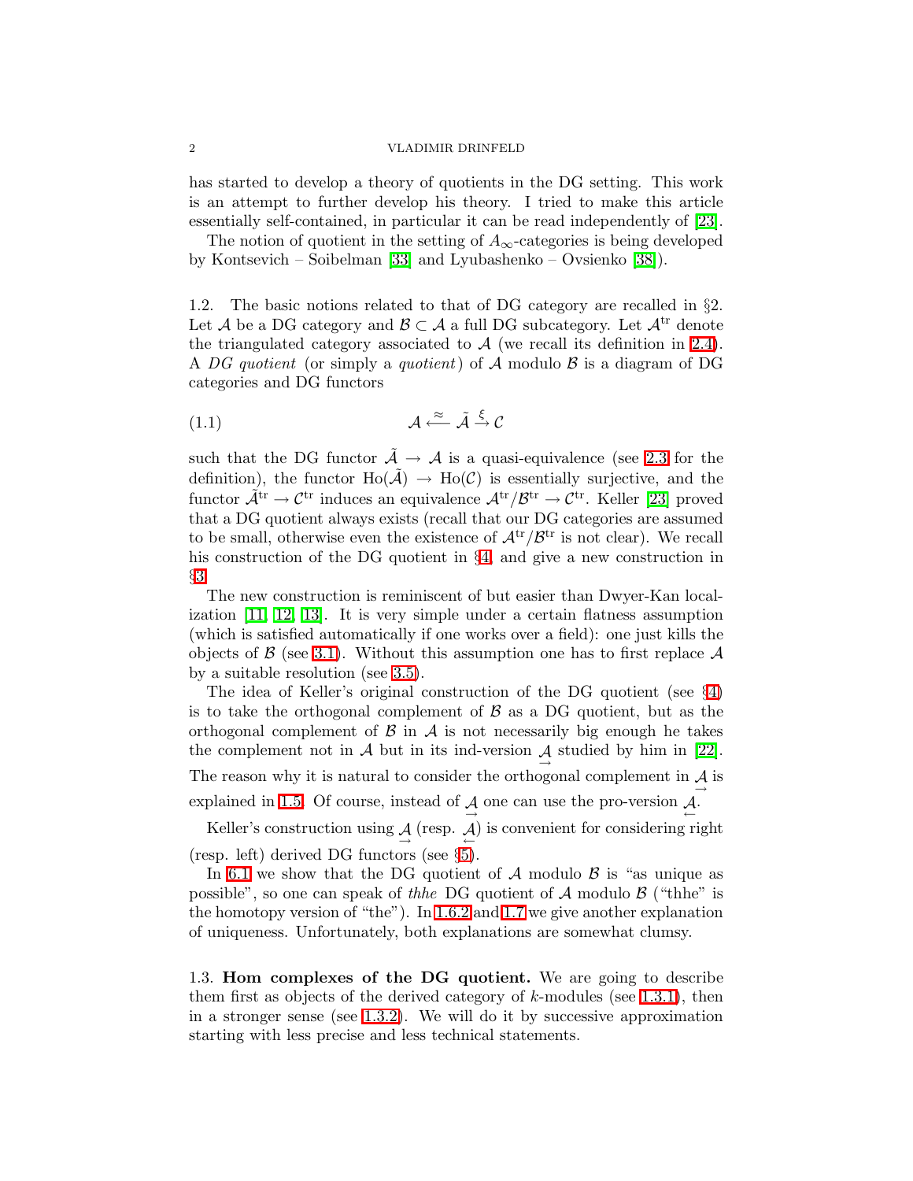has started to develop a theory of quotients in the DG setting. This work is an attempt to further develop his theory. I tried to make this article essentially self-contained, in particular it can be read independently of [23].

The notion of quotient in the setting of $A_\infty$-categories is being developed by Kontsevich – Soibelman [33] and Lyubashenko – Ovsienko [38]).

1.2. The basic notions related to that of DG category are recalled in §2. Let $\mathcal{A}$ be a DG category and $\mathcal{B} \subset \mathcal{A}$ a full DG subcategory. Let $\mathcal{A}^{\mathrm{tr}}$ denote the triangulated category associated to $\mathcal{A}$ (we recall its definition in 2.4). A *DG quotient* (or simply a *quotient*) of $\mathcal{A}$ modulo $\mathcal{B}$ is a diagram of DG categories and DG functors

$$\mathcal{A} \overset{\approx}{\longleftarrow} \tilde{\mathcal{A}} \overset{\xi}{\to} \mathcal{C} \tag{1.1}$$

such that the DG functor $\tilde{\mathcal{A}} \to \mathcal{A}$ is a quasi-equivalence (see 2.3 for the definition), the functor $\mathrm{Ho}(\tilde{\mathcal{A}}) \to \mathrm{Ho}(\mathcal{C})$ is essentially surjective, and the functor $\tilde{\mathcal{A}}^{\mathrm{tr}} \to \mathcal{C}^{\mathrm{tr}}$ induces an equivalence $\mathcal{A}^{\mathrm{tr}}/\mathcal{B}^{\mathrm{tr}} \to \mathcal{C}^{\mathrm{tr}}$. Keller [23] proved that a DG quotient always exists (recall that our DG categories are assumed to be small, otherwise even the existence of $\mathcal{A}^{\mathrm{tr}}/\mathcal{B}^{\mathrm{tr}}$ is not clear). We recall his construction of the DG quotient in §4 and give a new construction in §3.

The new construction is reminiscent of but easier than Dwyer-Kan localization [11, 12, 13]. It is very simple under a certain flatness assumption (which is satisfied automatically if one works over a field): one just kills the objects of $\mathcal{B}$ (see 3.1). Without this assumption one has to first replace $\mathcal{A}$ by a suitable resolution (see 3.5).

The idea of Keller's original construction of the DG quotient (see §4) is to take the orthogonal complement of $\mathcal{B}$ as a DG quotient, but as the orthogonal complement of $\mathcal{B}$ in $\mathcal{A}$ is not necessarily big enough he takes the complement not in $\mathcal{A}$ but in its ind-version $\underset{\rightarrow}{\mathcal{A}}$ studied by him in [22]. The reason why it is natural to consider the orthogonal complement in $\underset{\rightarrow}{\mathcal{A}}$ is explained in 1.5. Of course, instead of $\underset{\rightarrow}{\mathcal{A}}$ one can use the pro-version $\underset{\leftarrow}{\mathcal{A}}$.

Keller's construction using $\underset{\rightarrow}{\mathcal{A}}$ (resp. $\underset{\leftarrow}{\mathcal{A}}$) is convenient for considering right (resp. left) derived DG functors (see §5).

In 6.1 we show that the DG quotient of $\mathcal{A}$ modulo $\mathcal{B}$ is "as unique as possible", so one can speak of *thhe* DG quotient of $\mathcal{A}$ modulo $\mathcal{B}$ ("thhe" is the homotopy version of "the"). In 1.6.2 and 1.7 we give another explanation of uniqueness. Unfortunately, both explanations are somewhat clumsy.

1.3. **Hom complexes of the DG quotient.** We are going to describe them first as objects of the derived category of $k$-modules (see 1.3.1), then in a stronger sense (see 1.3.2). We will do it by successive approximation starting with less precise and less technical statements.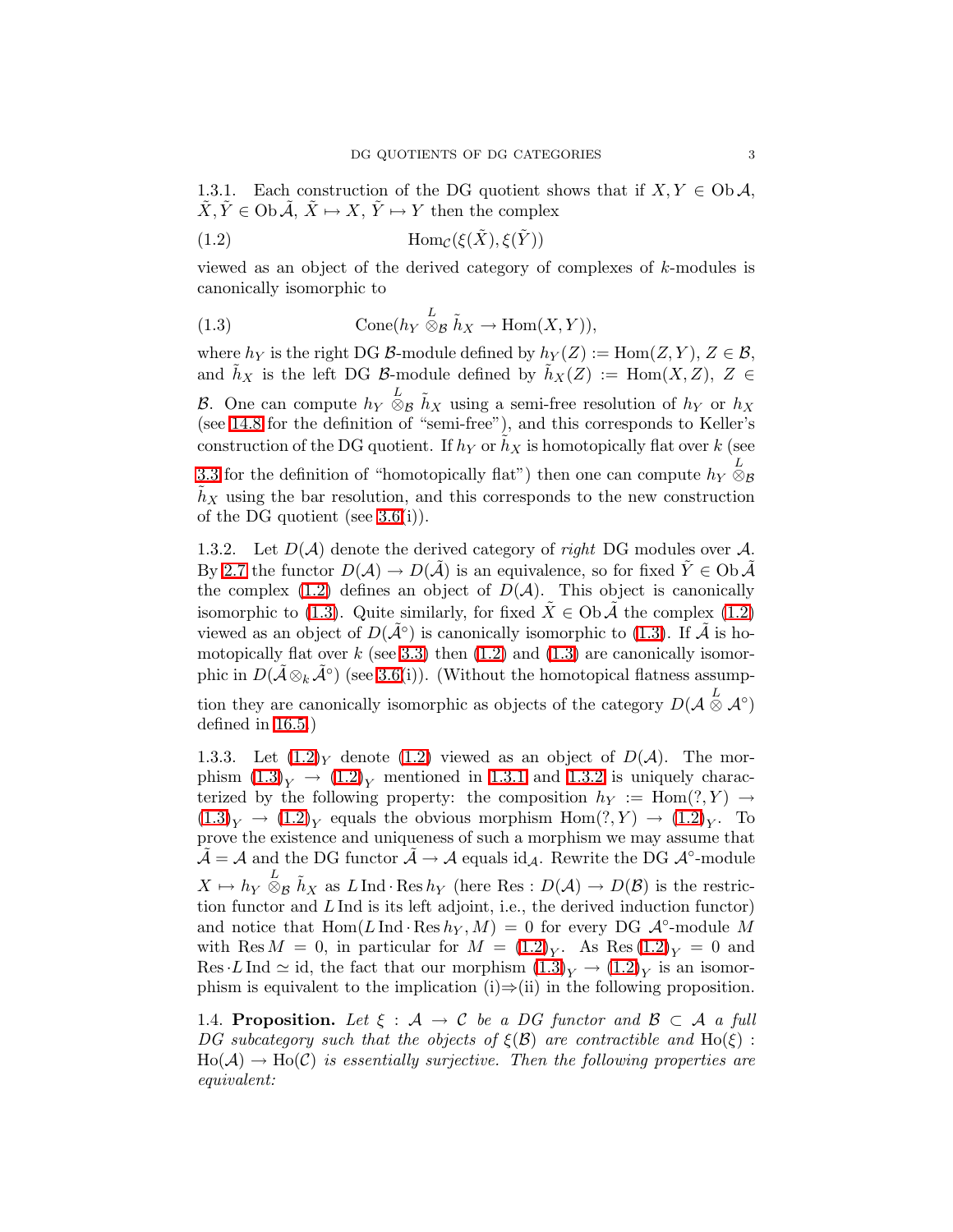1.3.1. Each construction of the DG quotient shows that if $X, Y \in \operatorname{Ob} \mathcal{A}$, $\tilde{X}, \tilde{Y} \in \operatorname{Ob} \tilde{\mathcal{A}}$, $\tilde{X} \mapsto X$, $\tilde{Y} \mapsto Y$ then the complex

$$\operatorname{Hom}_{\mathcal{C}}(\xi(\tilde{X}), \xi(\tilde{Y})) \tag{1.2}$$

viewed as an object of the derived category of complexes of $k$-modules is canonically isomorphic to

$$\operatorname{Cone}(h_Y \overset{L}{\otimes}_{\mathcal{B}} \tilde{h}_X \to \operatorname{Hom}(X, Y)), \tag{1.3}$$

where $h_Y$ is the right DG $\mathcal{B}$-module defined by $h_Y(Z) := \operatorname{Hom}(Z, Y)$, $Z \in \mathcal{B}$, and $\tilde{h}_X$ is the left DG $\mathcal{B}$-module defined by $\tilde{h}_X(Z) := \operatorname{Hom}(X, Z)$, $Z \in \mathcal{B}$. One can compute $h_Y \overset{L}{\otimes}_{\mathcal{B}} \tilde{h}_X$ using a semi-free resolution of $h_Y$ or $h_X$ (see 14.8 for the definition of "semi-free"), and this corresponds to Keller's construction of the DG quotient. If $h_Y$ or $\tilde{h}_X$ is homotopically flat over $k$ (see 3.3 for the definition of "homotopically flat") then one can compute $h_Y \overset{L}{\otimes}_{\mathcal{B}} \tilde{h}_X$ using the bar resolution, and this corresponds to the new construction of the DG quotient (see 3.6(i)).

1.3.2. Let $D(\mathcal{A})$ denote the derived category of *right* DG modules over $\mathcal{A}$. By 2.7 the functor $D(\mathcal{A}) \to D(\tilde{\mathcal{A}})$ is an equivalence, so for fixed $\tilde{Y} \in \operatorname{Ob} \tilde{\mathcal{A}}$ the complex (1.2) defines an object of $D(\mathcal{A})$. This object is canonically isomorphic to (1.3). Quite similarly, for fixed $\tilde{X} \in \operatorname{Ob} \tilde{\mathcal{A}}$ the complex (1.2) viewed as an object of $D(\tilde{\mathcal{A}}^{\circ})$ is canonically isomorphic to (1.3). If $\tilde{\mathcal{A}}$ is homotopically flat over $k$ (see 3.3) then (1.2) and (1.3) are canonically isomorphic in $D(\tilde{\mathcal{A}} \otimes_k \tilde{\mathcal{A}}^{\circ})$ (see 3.6(i)). (Without the homotopical flatness assumption they are canonically isomorphic as objects of the category $D(\mathcal{A} \overset{L}{\otimes} \mathcal{A}^{\circ})$ defined in 16.5.)

1.3.3. Let $(1.2)_Y$ denote (1.2) viewed as an object of $D(\mathcal{A})$. The morphism $(1.3)_Y \to (1.2)_Y$ mentioned in 1.3.1 and 1.3.2 is uniquely characterized by the following property: the composition $h_Y := \operatorname{Hom}(?, Y) \to (1.3)_Y \to (1.2)_Y$ equals the obvious morphism $\operatorname{Hom}(?, Y) \to (1.2)_Y$. To prove the existence and uniqueness of such a morphism we may assume that $\tilde{\mathcal{A}} = \mathcal{A}$ and the DG functor $\tilde{\mathcal{A}} \to \mathcal{A}$ equals $\operatorname{id}_{\mathcal{A}}$. Rewrite the DG $\mathcal{A}^{\circ}$-module $X \mapsto h_Y \overset{L}{\otimes}_{\mathcal{B}} \tilde{h}_X$ as $L \operatorname{Ind} \cdot \operatorname{Res} h_Y$ (here $\operatorname{Res} : D(\mathcal{A}) \to D(\mathcal{B})$ is the restriction functor and $L \operatorname{Ind}$ is its left adjoint, i.e., the derived induction functor) and notice that $\operatorname{Hom}(L \operatorname{Ind} \cdot \operatorname{Res} h_Y, M) = 0$ for every DG $\mathcal{A}^{\circ}$-module $M$ with $\operatorname{Res} M = 0$, in particular for $M = (1.2)_Y$. As $\operatorname{Res} (1.2)_Y = 0$ and $\operatorname{Res} \cdot L \operatorname{Ind} \simeq \operatorname{id}$, the fact that our morphism $(1.3)_Y \to (1.2)_Y$ is an isomorphism is equivalent to the implication (i)$\Rightarrow$(ii) in the following proposition.

1.4. **Proposition.** *Let $\xi : \mathcal{A} \to \mathcal{C}$ be a DG functor and $\mathcal{B} \subset \mathcal{A}$ a full DG subcategory such that the objects of $\xi(\mathcal{B})$ are contractible and $\operatorname{Ho}(\xi) : \operatorname{Ho}(\mathcal{A}) \to \operatorname{Ho}(\mathcal{C})$ is essentially surjective. Then the following properties are equivalent:*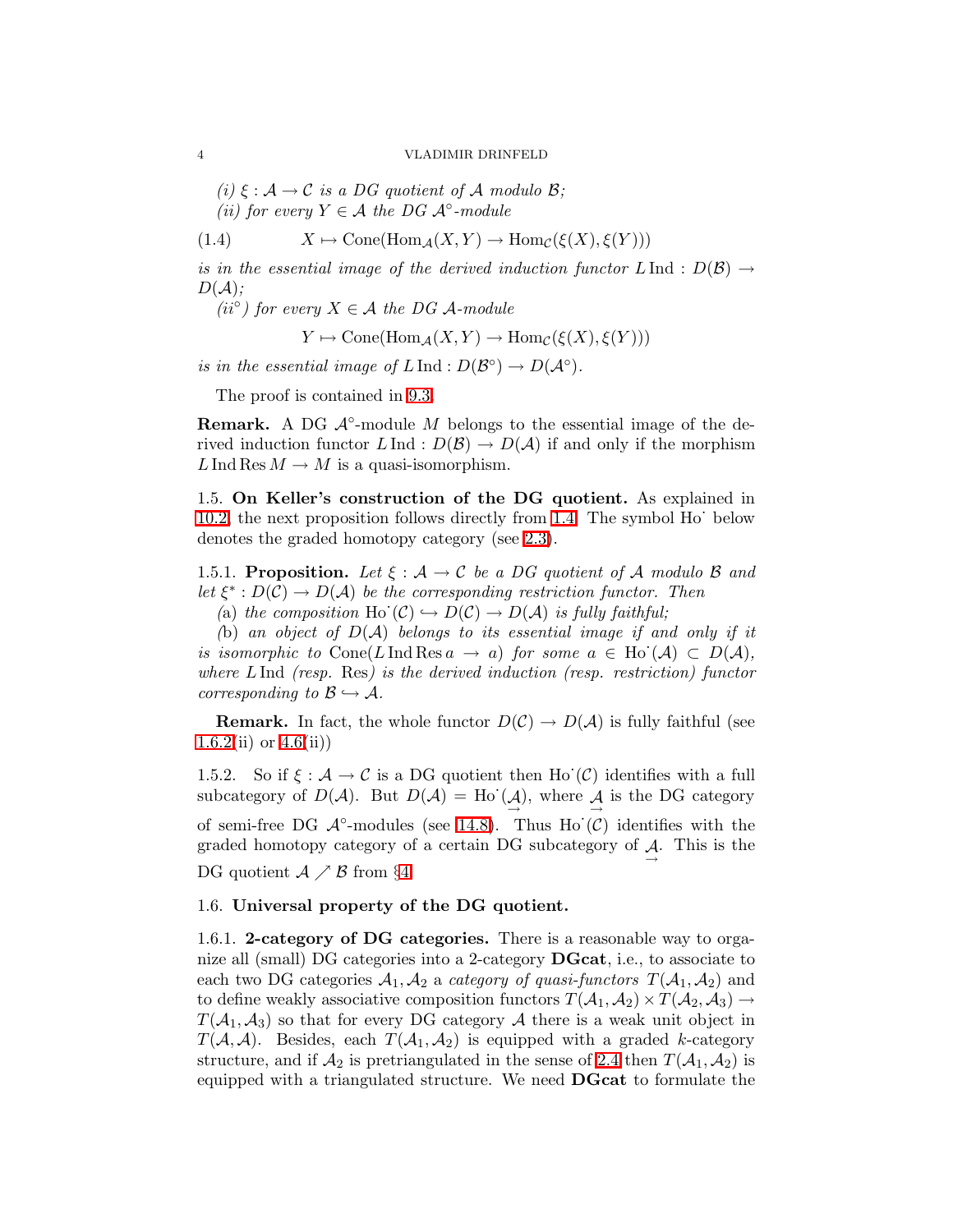*(i)* $\xi : \mathcal{A} \to \mathcal{C}$ *is a DG quotient of* $\mathcal{A}$ *modulo* $\mathcal{B}$*;*

*(ii) for every* $Y \in \mathcal{A}$ *the DG* $\mathcal{A}^\circ$*-module*

$$X \mapsto \operatorname{Cone}(\operatorname{Hom}_{\mathcal{A}}(X, Y) \to \operatorname{Hom}_{\mathcal{C}}(\xi(X), \xi(Y))) \tag{1.4}$$

*is in the essential image of the derived induction functor* $L\operatorname{Ind} : D(\mathcal{B}) \to D(\mathcal{A})$*;*

*(ii°) for every* $X \in \mathcal{A}$ *the DG* $\mathcal{A}$*-module*

$$Y \mapsto \operatorname{Cone}(\operatorname{Hom}_{\mathcal{A}}(X, Y) \to \operatorname{Hom}_{\mathcal{C}}(\xi(X), \xi(Y)))$$

*is in the essential image of* $L\operatorname{Ind} : D(\mathcal{B}^\circ) \to D(\mathcal{A}^\circ)$*.*

The proof is contained in 9.3.

**Remark.** A DG $\mathcal{A}^\circ$-module $M$ belongs to the essential image of the derived induction functor $L\operatorname{Ind} : D(\mathcal{B}) \to D(\mathcal{A})$ if and only if the morphism $L\operatorname{Ind}\operatorname{Res} M \to M$ is a quasi-isomorphism.

1.5. **On Keller's construction of the DG quotient.** As explained in 10.2, the next proposition follows directly from 1.4. The symbol $\operatorname{Ho}^{\cdot}$ below denotes the graded homotopy category (see 2.3).

1.5.1. **Proposition.** *Let* $\xi : \mathcal{A} \to \mathcal{C}$ *be a DG quotient of* $\mathcal{A}$ *modulo* $\mathcal{B}$ *and let* $\xi^* : D(\mathcal{C}) \to D(\mathcal{A})$ *be the corresponding restriction functor. Then*

*(*a*) the composition* $\operatorname{Ho}^{\cdot}(\mathcal{C}) \hookrightarrow D(\mathcal{C}) \to D(\mathcal{A})$ *is fully faithful;*

*(*b*) an object of* $D(\mathcal{A})$ *belongs to its essential image if and only if it is isomorphic to* $\operatorname{Cone}(L\operatorname{Ind}\operatorname{Res} a \to a)$ *for some* $a \in \operatorname{Ho}^{\cdot}(\mathcal{A}) \subset D(\mathcal{A})$*, where* $L\operatorname{Ind}$ *(resp.* $\operatorname{Res}$*) is the derived induction (resp. restriction) functor corresponding to* $\mathcal{B} \hookrightarrow \mathcal{A}$*.*

**Remark.** In fact, the whole functor $D(\mathcal{C}) \to D(\mathcal{A})$ is fully faithful (see 1.6.2(ii) or 4.6(ii))

1.5.2. So if $\xi : \mathcal{A} \to \mathcal{C}$ is a DG quotient then $\operatorname{Ho}^{\cdot}(\mathcal{C})$ identifies with a full subcategory of $D(\mathcal{A})$. But $D(\mathcal{A}) = \operatorname{Ho}^{\cdot}(\underset{\to}{\mathcal{A}})$, where $\underset{\to}{\mathcal{A}}$ is the DG category of semi-free DG $\mathcal{A}^\circ$-modules (see 14.8). Thus $\operatorname{Ho}^{\cdot}(\mathcal{C})$ identifies with the graded homotopy category of a certain DG subcategory of $\underset{\to}{\mathcal{A}}$. This is the DG quotient $\mathcal{A} \nearrow \mathcal{B}$ from §4.

1.6. **Universal property of the DG quotient.**

1.6.1. **2-category of DG categories.** There is a reasonable way to organize all (small) DG categories into a 2-category **DGcat**, i.e., to associate to each two DG categories $\mathcal{A}_1, \mathcal{A}_2$ a *category of quasi-functors* $T(\mathcal{A}_1, \mathcal{A}_2)$ and to define weakly associative composition functors $T(\mathcal{A}_1, \mathcal{A}_2) \times T(\mathcal{A}_2, \mathcal{A}_3) \to T(\mathcal{A}_1, \mathcal{A}_3)$ so that for every DG category $\mathcal{A}$ there is a weak unit object in $T(\mathcal{A}, \mathcal{A})$. Besides, each $T(\mathcal{A}_1, \mathcal{A}_2)$ is equipped with a graded $k$-category structure, and if $\mathcal{A}_2$ is pretriangulated in the sense of 2.4 then $T(\mathcal{A}_1, \mathcal{A}_2)$ is equipped with a triangulated structure. We need **DGcat** to formulate the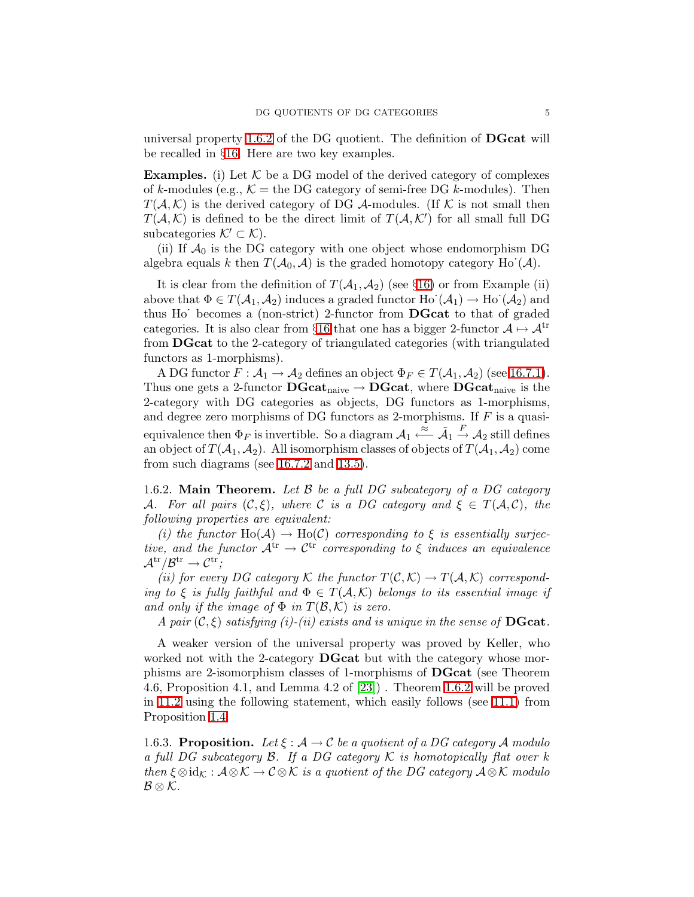universal property 1.6.2 of the DG quotient. The definition of **DGcat** will be recalled in §16. Here are two key examples.

**Examples.** (i) Let $\mathcal{K}$ be a DG model of the derived category of complexes of $k$-modules (e.g., $\mathcal{K}$ = the DG category of semi-free DG $k$-modules). Then $T(\mathcal{A},\mathcal{K})$ is the derived category of DG $\mathcal{A}$-modules. (If $\mathcal{K}$ is not small then $T(\mathcal{A},\mathcal{K})$ is defined to be the direct limit of $T(\mathcal{A},\mathcal{K}')$ for all small full DG subcategories $\mathcal{K}' \subset \mathcal{K}$).

(ii) If $\mathcal{A}_0$ is the DG category with one object whose endomorphism DG algebra equals $k$ then $T(\mathcal{A}_0,\mathcal{A})$ is the graded homotopy category $\mathrm{Ho}^{\cdot}(\mathcal{A})$.

It is clear from the definition of $T(\mathcal{A}_1,\mathcal{A}_2)$ (see §16) or from Example (ii) above that $\Phi \in T(\mathcal{A}_1,\mathcal{A}_2)$ induces a graded functor $\mathrm{Ho}^{\cdot}(\mathcal{A}_1) \to \mathrm{Ho}^{\cdot}(\mathcal{A}_2)$ and thus $\mathrm{Ho}^{\cdot}$ becomes a (non-strict) 2-functor from **DGcat** to that of graded categories. It is also clear from §16 that one has a bigger 2-functor $\mathcal{A} \mapsto \mathcal{A}^{\mathrm{tr}}$ from **DGcat** to the 2-category of triangulated categories (with triangulated functors as 1-morphisms).

A DG functor $F : \mathcal{A}_1 \to \mathcal{A}_2$ defines an object $\Phi_F \in T(\mathcal{A}_1,\mathcal{A}_2)$ (see 16.7.1). Thus one gets a 2-functor $\mathbf{DGcat}_{\mathrm{naive}} \to \mathbf{DGcat}$, where $\mathbf{DGcat}_{\mathrm{naive}}$ is the 2-category with DG categories as objects, DG functors as 1-morphisms, and degree zero morphisms of DG functors as 2-morphisms. If $F$ is a quasi-equivalence then $\Phi_F$ is invertible. So a diagram $\mathcal{A}_1 \xleftarrow{\approx} \tilde{\mathcal{A}}_1 \xrightarrow{F} \mathcal{A}_2$ still defines an object of $T(\mathcal{A}_1,\mathcal{A}_2)$. All isomorphism classes of objects of $T(\mathcal{A}_1,\mathcal{A}_2)$ come from such diagrams (see 16.7.2 and 13.5).

1.6.2. **Main Theorem.** *Let $\mathcal{B}$ be a full DG subcategory of a DG category $\mathcal{A}$. For all pairs $(\mathcal{C},\xi)$, where $\mathcal{C}$ is a DG category and $\xi \in T(\mathcal{A},\mathcal{C})$, the following properties are equivalent:*

*(i) the functor $\mathrm{Ho}(\mathcal{A}) \to \mathrm{Ho}(\mathcal{C})$ corresponding to $\xi$ is essentially surjective, and the functor $\mathcal{A}^{\mathrm{tr}} \to \mathcal{C}^{\mathrm{tr}}$ corresponding to $\xi$ induces an equivalence $\mathcal{A}^{\mathrm{tr}}/\mathcal{B}^{\mathrm{tr}} \to \mathcal{C}^{\mathrm{tr}}$;*

*(ii) for every DG category $\mathcal{K}$ the functor $T(\mathcal{C},\mathcal{K}) \to T(\mathcal{A},\mathcal{K})$ corresponding to $\xi$ is fully faithful and $\Phi \in T(\mathcal{A},\mathcal{K})$ belongs to its essential image if and only if the image of $\Phi$ in $T(\mathcal{B},\mathcal{K})$ is zero.*

*A pair $(\mathcal{C},\xi)$ satisfying (i)-(ii) exists and is unique in the sense of* **DGcat**.

A weaker version of the universal property was proved by Keller, who worked not with the 2-category **DGcat** but with the category whose morphisms are 2-isomorphism classes of 1-morphisms of **DGcat** (see Theorem 4.6, Proposition 4.1, and Lemma 4.2 of [23]) . Theorem 1.6.2 will be proved in 11.2 using the following statement, which easily follows (see 11.1) from Proposition 1.4.

1.6.3. **Proposition.** *Let $\xi : \mathcal{A} \to \mathcal{C}$ be a quotient of a DG category $\mathcal{A}$ modulo a full DG subcategory $\mathcal{B}$. If a DG category $\mathcal{K}$ is homotopically flat over $k$ then $\xi \otimes \mathrm{id}_{\mathcal{K}} : \mathcal{A} \otimes \mathcal{K} \to \mathcal{C} \otimes \mathcal{K}$ is a quotient of the DG category $\mathcal{A} \otimes \mathcal{K}$ modulo $\mathcal{B} \otimes \mathcal{K}$.*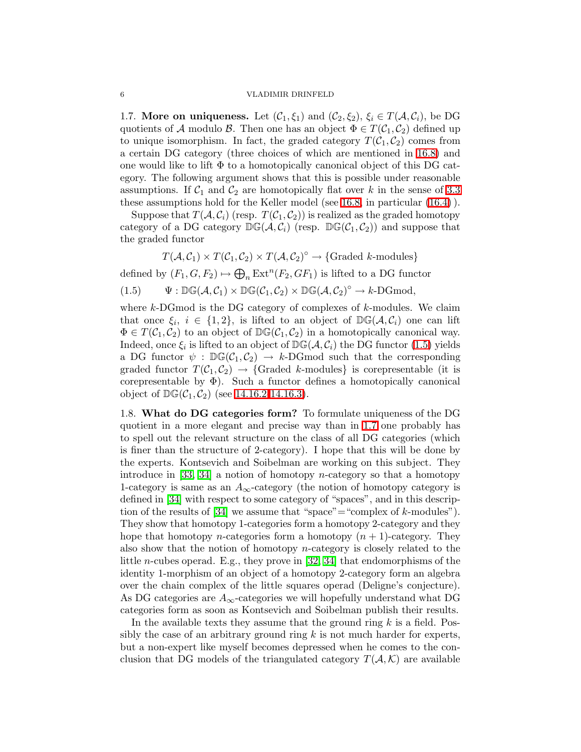**1.7. More on uniqueness.** Let $(\mathcal{C}_1, \xi_1)$ and $(\mathcal{C}_2, \xi_2)$, $\xi_i \in T(\mathcal{A}, \mathcal{C}_i)$, be DG quotients of $\mathcal{A}$ modulo $\mathcal{B}$. Then one has an object $\Phi \in T(\mathcal{C}_1, \mathcal{C}_2)$ defined up to unique isomorphism. In fact, the graded category $T(\mathcal{C}_1, \mathcal{C}_2)$ comes from a certain DG category (three choices of which are mentioned in 16.8) and one would like to lift $\Phi$ to a homotopically canonical object of this DG category. The following argument shows that this is possible under reasonable assumptions. If $\mathcal{C}_1$ and $\mathcal{C}_2$ are homotopically flat over $k$ in the sense of 3.3 these assumptions hold for the Keller model (see 16.8, in particular (16.4) ).

Suppose that $T(\mathcal{A}, \mathcal{C}_i)$ (resp. $T(\mathcal{C}_1, \mathcal{C}_2)$) is realized as the graded homotopy category of a DG category $\mathbb{DG}(\mathcal{A}, \mathcal{C}_i)$ (resp. $\mathbb{DG}(\mathcal{C}_1, \mathcal{C}_2)$) and suppose that the graded functor

$$T(\mathcal{A}, \mathcal{C}_1) \times T(\mathcal{C}_1, \mathcal{C}_2) \times T(\mathcal{A}, \mathcal{C}_2)^{\circ} \to \{\text{Graded } k\text{-modules}\}$$

defined by $(F_1, G, F_2) \mapsto \bigoplus_n \operatorname{Ext}^n(F_2, GF_1)$ is lifted to a DG functor

$$\Psi : \mathbb{DG}(\mathcal{A}, \mathcal{C}_1) \times \mathbb{DG}(\mathcal{C}_1, \mathcal{C}_2) \times \mathbb{DG}(\mathcal{A}, \mathcal{C}_2)^{\circ} \to k\text{-DGmod}, \tag{1.5}$$

where $k$-DGmod is the DG category of complexes of $k$-modules. We claim that once $\xi_i$, $i \in \{1, 2\}$, is lifted to an object of $\mathbb{DG}(\mathcal{A}, \mathcal{C}_i)$ one can lift $\Phi \in T(\mathcal{C}_1, \mathcal{C}_2)$ to an object of $\mathbb{DG}(\mathcal{C}_1, \mathcal{C}_2)$ in a homotopically canonical way. Indeed, once $\xi_i$ is lifted to an object of $\mathbb{DG}(\mathcal{A}, \mathcal{C}_i)$ the DG functor (1.5) yields a DG functor $\psi : \mathbb{DG}(\mathcal{C}_1, \mathcal{C}_2) \to k$-DGmod such that the corresponding graded functor $T(\mathcal{C}_1, \mathcal{C}_2) \to \{\text{Graded } k\text{-modules}\}$ is corepresentable (it is corepresentable by $\Phi$). Such a functor defines a homotopically canonical object of $\mathbb{DG}(\mathcal{C}_1, \mathcal{C}_2)$ (see 14.16.2-14.16.3).

**1.8. What do DG categories form?** To formulate uniqueness of the DG quotient in a more elegant and precise way than in 1.7 one probably has to spell out the relevant structure on the class of all DG categories (which is finer than the structure of 2-category). I hope that this will be done by the experts. Kontsevich and Soibelman are working on this subject. They introduce in [33, 34] a notion of homotopy $n$-category so that a homotopy 1-category is same as an $A_\infty$-category (the notion of homotopy category is defined in [34] with respect to some category of "spaces", and in this description of the results of [34] we assume that "space"="complex of $k$-modules"). They show that homotopy 1-categories form a homotopy 2-category and they hope that homotopy $n$-categories form a homotopy $(n+1)$-category. They also show that the notion of homotopy $n$-category is closely related to the little $n$-cubes operad. E.g., they prove in [32, 34] that endomorphisms of the identity 1-morphism of an object of a homotopy 2-category form an algebra over the chain complex of the little squares operad (Deligne's conjecture). As DG categories are $A_\infty$-categories we will hopefully understand what DG categories form as soon as Kontsevich and Soibelman publish their results.

In the available texts they assume that the ground ring $k$ is a field. Possibly the case of an arbitrary ground ring $k$ is not much harder for experts, but a non-expert like myself becomes depressed when he comes to the conclusion that DG models of the triangulated category $T(\mathcal{A}, \mathcal{K})$ are available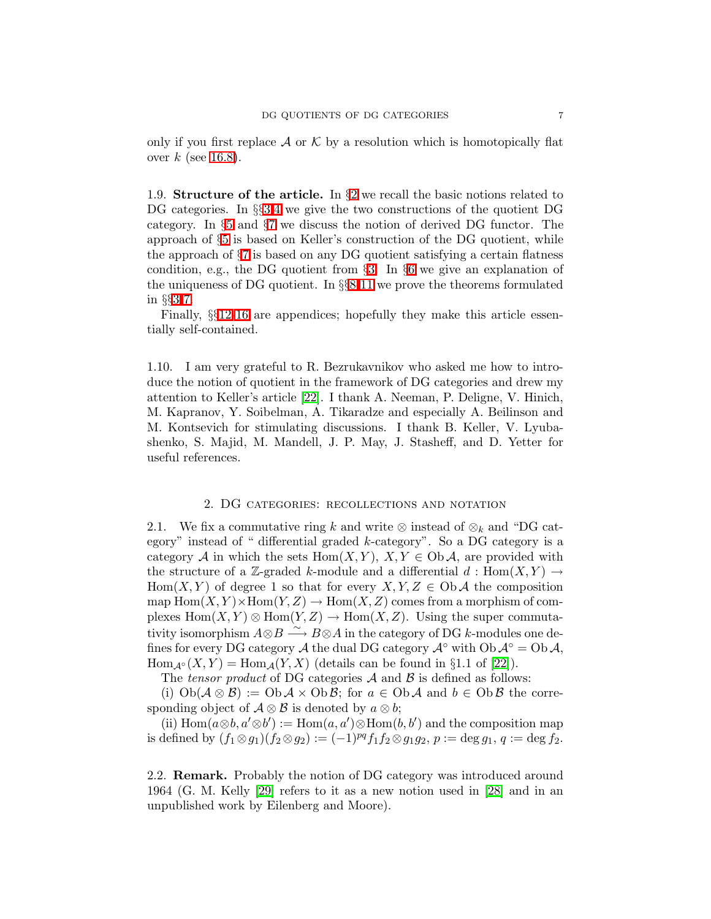only if you first replace $\mathcal{A}$ or $\mathcal{K}$ by a resolution which is homotopically flat over $k$ (see 16.8).

1.9. **Structure of the article.** In §2 we recall the basic notions related to DG categories. In §§3-4 we give the two constructions of the quotient DG category. In §5 and §7 we discuss the notion of derived DG functor. The approach of §5 is based on Keller's construction of the DG quotient, while the approach of §7 is based on any DG quotient satisfying a certain flatness condition, e.g., the DG quotient from §3. In §6 we give an explanation of the uniqueness of DG quotient. In §§8-11 we prove the theorems formulated in §§3-7.

Finally, §§12-16 are appendices; hopefully they make this article essentially self-contained.

1.10. I am very grateful to R. Bezrukavnikov who asked me how to introduce the notion of quotient in the framework of DG categories and drew my attention to Keller's article [22]. I thank A. Neeman, P. Deligne, V. Hinich, M. Kapranov, Y. Soibelman, A. Tikaradze and especially A. Beilinson and M. Kontsevich for stimulating discussions. I thank B. Keller, V. Lyubashenko, S. Majid, M. Mandell, J. P. May, J. Stasheff, and D. Yetter for useful references.

## 2. DG categories: recollections and notation

2.1. We fix a commutative ring $k$ and write $\otimes$ instead of $\otimes_k$ and "DG category" instead of " differential graded $k$-category". So a DG category is a category $\mathcal{A}$ in which the sets $\operatorname{Hom}(X,Y)$, $X,Y \in \operatorname{Ob}\mathcal{A}$, are provided with the structure of a $\mathbb{Z}$-graded $k$-module and a differential $d : \operatorname{Hom}(X,Y) \to \operatorname{Hom}(X,Y)$ of degree 1 so that for every $X,Y,Z \in \operatorname{Ob}\mathcal{A}$ the composition map $\operatorname{Hom}(X,Y)\times\operatorname{Hom}(Y,Z) \to \operatorname{Hom}(X,Z)$ comes from a morphism of complexes $\operatorname{Hom}(X,Y)\otimes\operatorname{Hom}(Y,Z) \to \operatorname{Hom}(X,Z)$. Using the super commutativity isomorphism $A\otimes B \xrightarrow{\sim} B\otimes A$ in the category of DG $k$-modules one defines for every DG category $\mathcal{A}$ the dual DG category $\mathcal{A}^\circ$ with $\operatorname{Ob}\mathcal{A}^\circ = \operatorname{Ob}\mathcal{A}$, $\operatorname{Hom}_{\mathcal{A}^\circ}(X,Y) = \operatorname{Hom}_{\mathcal{A}}(Y,X)$ (details can be found in §1.1 of [22]).

The *tensor product* of DG categories $\mathcal{A}$ and $\mathcal{B}$ is defined as follows:

(i) $\operatorname{Ob}(\mathcal{A}\otimes\mathcal{B}) := \operatorname{Ob}\mathcal{A}\times\operatorname{Ob}\mathcal{B}$; for $a \in \operatorname{Ob}\mathcal{A}$ and $b \in \operatorname{Ob}\mathcal{B}$ the corresponding object of $\mathcal{A}\otimes\mathcal{B}$ is denoted by $a\otimes b$;

(ii) $\operatorname{Hom}(a\otimes b, a'\otimes b') := \operatorname{Hom}(a,a')\otimes\operatorname{Hom}(b,b')$ and the composition map is defined by $(f_1\otimes g_1)(f_2\otimes g_2) := (-1)^{pq} f_1 f_2 \otimes g_1 g_2$, $p := \deg g_1$, $q := \deg f_2$.

2.2. **Remark.** Probably the notion of DG category was introduced around 1964 (G. M. Kelly [29] refers to it as a new notion used in [28] and in an unpublished work by Eilenberg and Moore).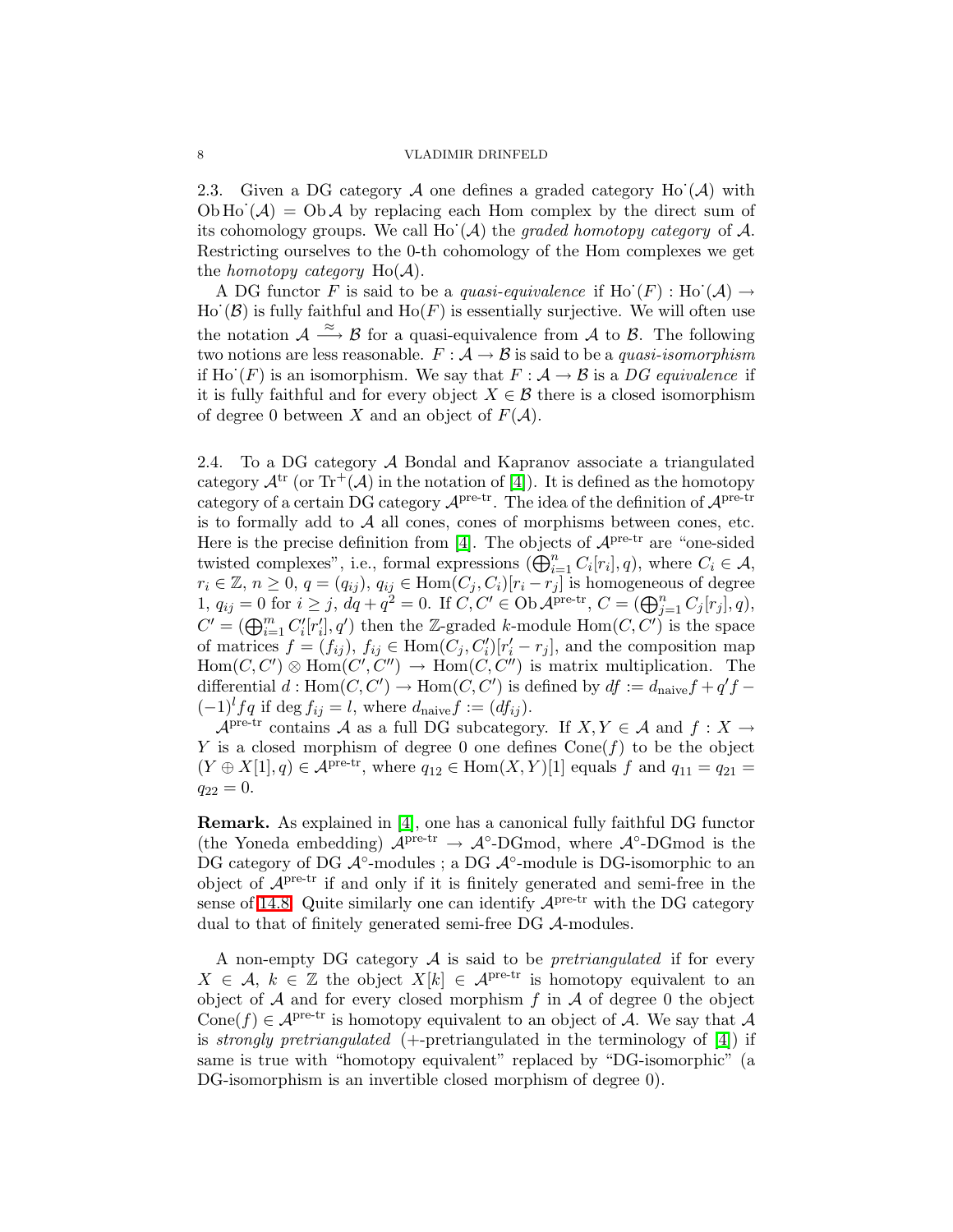2.3. Given a DG category $\mathcal{A}$ one defines a graded category $\mathrm{Ho}^{\cdot}(\mathcal{A})$ with $\mathrm{Ob}\,\mathrm{Ho}^{\cdot}(\mathcal{A}) = \mathrm{Ob}\,\mathcal{A}$ by replacing each Hom complex by the direct sum of its cohomology groups. We call $\mathrm{Ho}^{\cdot}(\mathcal{A})$ the *graded homotopy category* of $\mathcal{A}$. Restricting ourselves to the 0-th cohomology of the Hom complexes we get the *homotopy category* $\mathrm{Ho}(\mathcal{A})$.

A DG functor $F$ is said to be a *quasi-equivalence* if $\mathrm{Ho}^{\cdot}(F) : \mathrm{Ho}^{\cdot}(\mathcal{A}) \to \mathrm{Ho}^{\cdot}(\mathcal{B})$ is fully faithful and $\mathrm{Ho}(F)$ is essentially surjective. We will often use the notation $\mathcal{A} \xrightarrow{\approx} \mathcal{B}$ for a quasi-equivalence from $\mathcal{A}$ to $\mathcal{B}$. The following two notions are less reasonable. $F : \mathcal{A} \to \mathcal{B}$ is said to be a *quasi-isomorphism* if $\mathrm{Ho}^{\cdot}(F)$ is an isomorphism. We say that $F : \mathcal{A} \to \mathcal{B}$ is a *DG equivalence* if it is fully faithful and for every object $X \in \mathcal{B}$ there is a closed isomorphism of degree 0 between $X$ and an object of $F(\mathcal{A})$.

2.4. To a DG category $\mathcal{A}$ Bondal and Kapranov associate a triangulated category $\mathcal{A}^{\mathrm{tr}}$ (or $\mathrm{Tr}^{+}(\mathcal{A})$ in the notation of [4]). It is defined as the homotopy category of a certain DG category $\mathcal{A}^{\text{pre-tr}}$. The idea of the definition of $\mathcal{A}^{\text{pre-tr}}$ is to formally add to $\mathcal{A}$ all cones, cones of morphisms between cones, etc. Here is the precise definition from [4]. The objects of $\mathcal{A}^{\text{pre-tr}}$ are "one-sided twisted complexes", i.e., formal expressions $(\bigoplus_{i=1}^{n} C_i[r_i], q)$, where $C_i \in \mathcal{A}$, $r_i \in \mathbb{Z}$, $n \geq 0$, $q = (q_{ij})$, $q_{ij} \in \mathrm{Hom}(C_j, C_i)[r_i - r_j]$ is homogeneous of degree 1, $q_{ij} = 0$ for $i \geq j$, $dq + q^2 = 0$. If $C, C' \in \mathrm{Ob}\,\mathcal{A}^{\text{pre-tr}}$, $C = (\bigoplus_{j=1}^{n} C_j[r_j], q)$, $C' = (\bigoplus_{i=1}^{m} C'_i[r'_i], q')$ then the $\mathbb{Z}$-graded $k$-module $\mathrm{Hom}(C, C')$ is the space of matrices $f = (f_{ij})$, $f_{ij} \in \mathrm{Hom}(C_j, C'_i)[r'_i - r_j]$, and the composition map $\mathrm{Hom}(C, C') \otimes \mathrm{Hom}(C', C'') \to \mathrm{Hom}(C, C'')$ is matrix multiplication. The differential $d : \mathrm{Hom}(C, C') \to \mathrm{Hom}(C, C')$ is defined by $df := d_{\mathrm{naive}} f + q' f - (-1)^l f q$ if $\deg f_{ij} = l$, where $d_{\mathrm{naive}} f := (df_{ij})$.

$\mathcal{A}^{\text{pre-tr}}$ contains $\mathcal{A}$ as a full DG subcategory. If $X, Y \in \mathcal{A}$ and $f : X \to Y$ is a closed morphism of degree 0 one defines $\mathrm{Cone}(f)$ to be the object $(Y \oplus X[1], q) \in \mathcal{A}^{\text{pre-tr}}$, where $q_{12} \in \mathrm{Hom}(X, Y)[1]$ equals $f$ and $q_{11} = q_{21} = q_{22} = 0$.

**Remark.** As explained in [4], one has a canonical fully faithful DG functor (the Yoneda embedding) $\mathcal{A}^{\text{pre-tr}} \to \mathcal{A}^{\circ}\text{-DGmod}$, where $\mathcal{A}^{\circ}$-DGmod is the DG category of DG $\mathcal{A}^{\circ}$-modules ; a DG $\mathcal{A}^{\circ}$-module is DG-isomorphic to an object of $\mathcal{A}^{\text{pre-tr}}$ if and only if it is finitely generated and semi-free in the sense of 14.8. Quite similarly one can identify $\mathcal{A}^{\text{pre-tr}}$ with the DG category dual to that of finitely generated semi-free DG $\mathcal{A}$-modules.

A non-empty DG category $\mathcal{A}$ is said to be *pretriangulated* if for every $X \in \mathcal{A}$, $k \in \mathbb{Z}$ the object $X[k] \in \mathcal{A}^{\text{pre-tr}}$ is homotopy equivalent to an object of $\mathcal{A}$ and for every closed morphism $f$ in $\mathcal{A}$ of degree 0 the object $\mathrm{Cone}(f) \in \mathcal{A}^{\text{pre-tr}}$ is homotopy equivalent to an object of $\mathcal{A}$. We say that $\mathcal{A}$ is *strongly pretriangulated* (+-pretriangulated in the terminology of [4]) if same is true with "homotopy equivalent" replaced by "DG-isomorphic" (a DG-isomorphism is an invertible closed morphism of degree 0).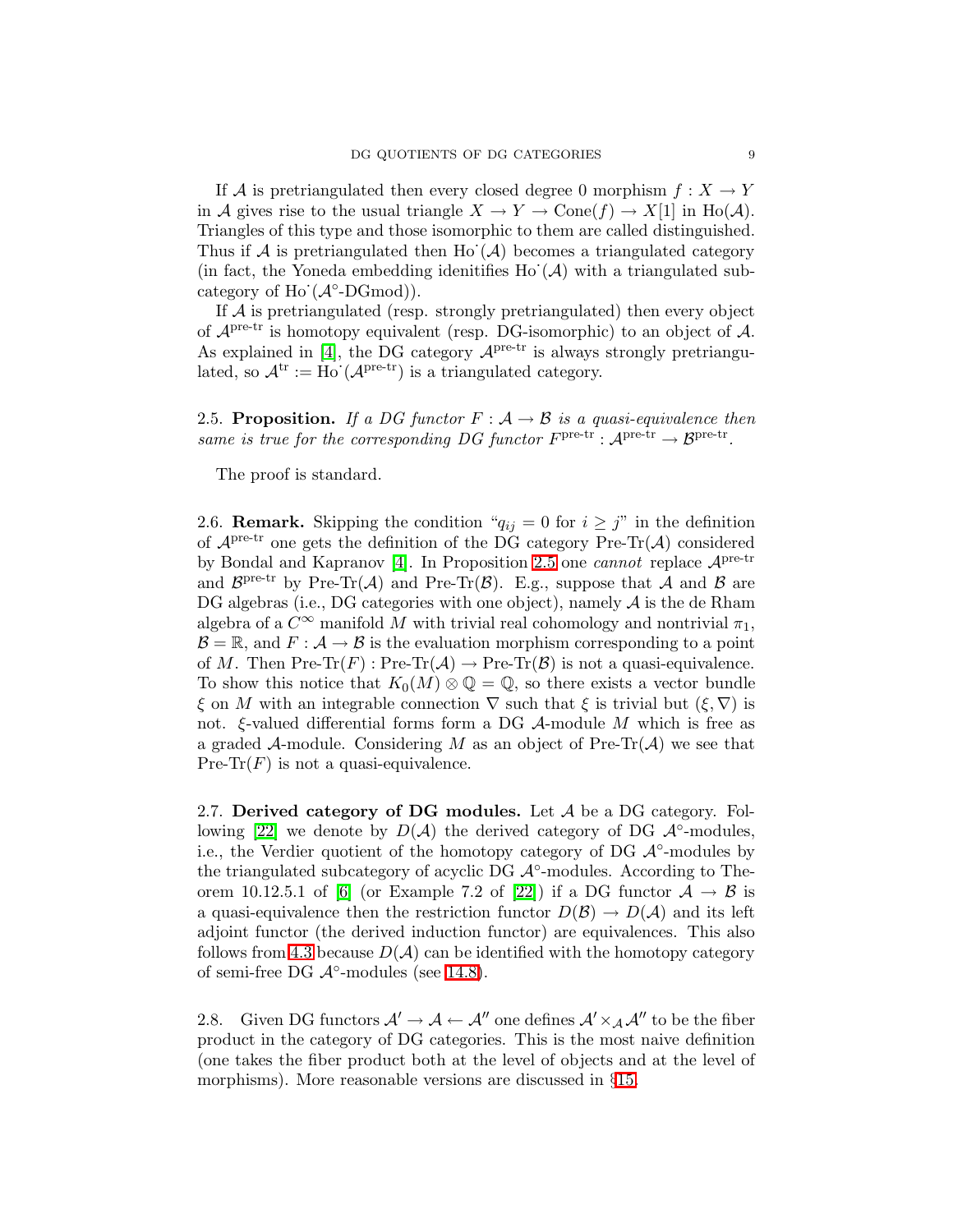If $\mathcal{A}$ is pretriangulated then every closed degree 0 morphism $f : X \to Y$ in $\mathcal{A}$ gives rise to the usual triangle $X \to Y \to \mathrm{Cone}(f) \to X[1]$ in $\mathrm{Ho}(\mathcal{A})$. Triangles of this type and those isomorphic to them are called distinguished. Thus if $\mathcal{A}$ is pretriangulated then $\mathrm{Ho}^{\cdot}(\mathcal{A})$ becomes a triangulated category (in fact, the Yoneda embedding idenitifies $\mathrm{Ho}^{\cdot}(\mathcal{A})$ with a triangulated subcategory of $\mathrm{Ho}^{\cdot}(\mathcal{A}^{\circ}\text{-DGmod})$).

If $\mathcal{A}$ is pretriangulated (resp. strongly pretriangulated) then every object of $\mathcal{A}^{\text{pre-tr}}$ is homotopy equivalent (resp. DG-isomorphic) to an object of $\mathcal{A}$. As explained in [4], the DG category $\mathcal{A}^{\text{pre-tr}}$ is always strongly pretriangulated, so $\mathcal{A}^{\text{tr}} := \mathrm{Ho}^{\cdot}(\mathcal{A}^{\text{pre-tr}})$ is a triangulated category.

2.5. **Proposition.** *If a DG functor $F : \mathcal{A} \to \mathcal{B}$ is a quasi-equivalence then same is true for the corresponding DG functor $F^{\text{pre-tr}} : \mathcal{A}^{\text{pre-tr}} \to \mathcal{B}^{\text{pre-tr}}$.*

The proof is standard.

2.6. **Remark.** Skipping the condition "$q_{ij} = 0$ for $i \geq j$" in the definition of $\mathcal{A}^{\text{pre-tr}}$ one gets the definition of the DG category $\text{Pre-Tr}(\mathcal{A})$ considered by Bondal and Kapranov [4]. In Proposition 2.5 one *cannot* replace $\mathcal{A}^{\text{pre-tr}}$ and $\mathcal{B}^{\text{pre-tr}}$ by $\text{Pre-Tr}(\mathcal{A})$ and $\text{Pre-Tr}(\mathcal{B})$. E.g., suppose that $\mathcal{A}$ and $\mathcal{B}$ are DG algebras (i.e., DG categories with one object), namely $\mathcal{A}$ is the de Rham algebra of a $C^{\infty}$ manifold $M$ with trivial real cohomology and nontrivial $\pi_1$, $\mathcal{B} = \mathbb{R}$, and $F : \mathcal{A} \to \mathcal{B}$ is the evaluation morphism corresponding to a point of $M$. Then $\text{Pre-Tr}(F) : \text{Pre-Tr}(\mathcal{A}) \to \text{Pre-Tr}(\mathcal{B})$ is not a quasi-equivalence. To show this notice that $K_0(M) \otimes \mathbb{Q} = \mathbb{Q}$, so there exists a vector bundle $\xi$ on $M$ with an integrable connection $\nabla$ such that $\xi$ is trivial but $(\xi, \nabla)$ is not. $\xi$-valued differential forms form a DG $\mathcal{A}$-module $M$ which is free as a graded $\mathcal{A}$-module. Considering $M$ as an object of $\text{Pre-Tr}(\mathcal{A})$ we see that $\text{Pre-Tr}(F)$ is not a quasi-equivalence.

2.7. **Derived category of DG modules.** Let $\mathcal{A}$ be a DG category. Following [22] we denote by $D(\mathcal{A})$ the derived category of DG $\mathcal{A}^{\circ}$-modules, i.e., the Verdier quotient of the homotopy category of DG $\mathcal{A}^{\circ}$-modules by the triangulated subcategory of acyclic DG $\mathcal{A}^{\circ}$-modules. According to Theorem 10.12.5.1 of [6] (or Example 7.2 of [22]) if a DG functor $\mathcal{A} \to \mathcal{B}$ is a quasi-equivalence then the restriction functor $D(\mathcal{B}) \to D(\mathcal{A})$ and its left adjoint functor (the derived induction functor) are equivalences. This also follows from 4.3 because $D(\mathcal{A})$ can be identified with the homotopy category of semi-free DG $\mathcal{A}^{\circ}$-modules (see 14.8).

2.8. Given DG functors $\mathcal{A}' \to \mathcal{A} \leftarrow \mathcal{A}''$ one defines $\mathcal{A}' \times_{\mathcal{A}} \mathcal{A}''$ to be the fiber product in the category of DG categories. This is the most naive definition (one takes the fiber product both at the level of objects and at the level of morphisms). More reasonable versions are discussed in §15.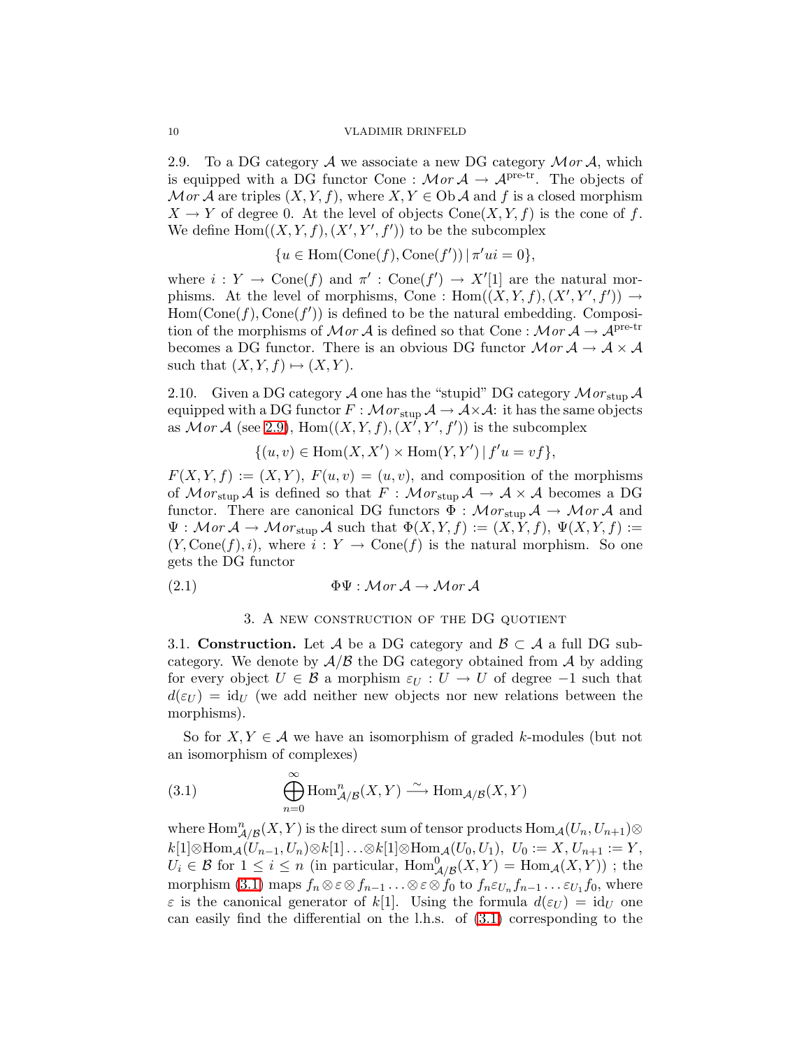2.9. To a DG category $\mathcal{A}$ we associate a new DG category $\mathcal{M}or\,\mathcal{A}$, which is equipped with a DG functor $\mathrm{Cone} : \mathcal{M}or\,\mathcal{A} \to \mathcal{A}^{\text{pre-tr}}$. The objects of $\mathcal{M}or\,\mathcal{A}$ are triples $(X, Y, f)$, where $X, Y \in \mathrm{Ob}\,\mathcal{A}$ and $f$ is a closed morphism $X \to Y$ of degree 0. At the level of objects $\mathrm{Cone}(X, Y, f)$ is the cone of $f$. We define $\mathrm{Hom}((X, Y, f), (X', Y', f'))$ to be the subcomplex

$$\{u \in \mathrm{Hom}(\mathrm{Cone}(f), \mathrm{Cone}(f')) \,|\, \pi' u i = 0\},$$

where $i : Y \to \mathrm{Cone}(f)$ and $\pi' : \mathrm{Cone}(f') \to X'[1]$ are the natural morphisms. At the level of morphisms, $\mathrm{Cone} : \mathrm{Hom}((X, Y, f), (X', Y', f')) \to \mathrm{Hom}(\mathrm{Cone}(f), \mathrm{Cone}(f'))$ is defined to be the natural embedding. Composition of the morphisms of $\mathcal{M}or\,\mathcal{A}$ is defined so that $\mathrm{Cone} : \mathcal{M}or\,\mathcal{A} \to \mathcal{A}^{\text{pre-tr}}$ becomes a DG functor. There is an obvious DG functor $\mathcal{M}or\,\mathcal{A} \to \mathcal{A} \times \mathcal{A}$ such that $(X, Y, f) \mapsto (X, Y)$.

2.10. Given a DG category $\mathcal{A}$ one has the "stupid" DG category $\mathcal{M}or_{\text{stup}}\,\mathcal{A}$ equipped with a DG functor $F : \mathcal{M}or_{\text{stup}}\,\mathcal{A} \to \mathcal{A} \times \mathcal{A}$: it has the same objects as $\mathcal{M}or\,\mathcal{A}$ (see 2.9), $\mathrm{Hom}((X, Y, f), (X', Y', f'))$ is the subcomplex

$$\{(u, v) \in \mathrm{Hom}(X, X') \times \mathrm{Hom}(Y, Y') \,|\, f' u = v f\},$$

$F(X, Y, f) := (X, Y)$, $F(u, v) = (u, v)$, and composition of the morphisms of $\mathcal{M}or_{\text{stup}}\,\mathcal{A}$ is defined so that $F : \mathcal{M}or_{\text{stup}}\,\mathcal{A} \to \mathcal{A} \times \mathcal{A}$ becomes a DG functor. There are canonical DG functors $\Phi : \mathcal{M}or_{\text{stup}}\,\mathcal{A} \to \mathcal{M}or\,\mathcal{A}$ and $\Psi : \mathcal{M}or\,\mathcal{A} \to \mathcal{M}or_{\text{stup}}\,\mathcal{A}$ such that $\Phi(X, Y, f) := (X, Y, f)$, $\Psi(X, Y, f) := (Y, \mathrm{Cone}(f), i)$, where $i : Y \to \mathrm{Cone}(f)$ is the natural morphism. So one gets the DG functor

$$\Phi\Psi : \mathcal{M}or\,\mathcal{A} \to \mathcal{M}or\,\mathcal{A} \tag{2.1}$$

## 3. A new construction of the DG quotient

3.1. **Construction.** Let $\mathcal{A}$ be a DG category and $\mathcal{B} \subset \mathcal{A}$ a full DG subcategory. We denote by $\mathcal{A}/\mathcal{B}$ the DG category obtained from $\mathcal{A}$ by adding for every object $U \in \mathcal{B}$ a morphism $\varepsilon_U : U \to U$ of degree $-1$ such that $d(\varepsilon_U) = \mathrm{id}_U$ (we add neither new objects nor new relations between the morphisms).

So for $X, Y \in \mathcal{A}$ we have an isomorphism of graded $k$-modules (but not an isomorphism of complexes)

$$\bigoplus_{n=0}^{\infty} \mathrm{Hom}^n_{\mathcal{A}/\mathcal{B}}(X, Y) \xrightarrow{\sim} \mathrm{Hom}_{\mathcal{A}/\mathcal{B}}(X, Y) \tag{3.1}$$

where $\mathrm{Hom}^n_{\mathcal{A}/\mathcal{B}}(X, Y)$ is the direct sum of tensor products $\mathrm{Hom}_{\mathcal{A}}(U_n, U_{n+1}) \otimes k[1] \otimes \mathrm{Hom}_{\mathcal{A}}(U_{n-1}, U_n) \otimes k[1] \ldots \otimes k[1] \otimes \mathrm{Hom}_{\mathcal{A}}(U_0, U_1)$, $U_0 := X$, $U_{n+1} := Y$, $U_i \in \mathcal{B}$ for $1 \le i \le n$ (in particular, $\mathrm{Hom}^0_{\mathcal{A}/\mathcal{B}}(X, Y) = \mathrm{Hom}_{\mathcal{A}}(X, Y)$) ; the morphism (3.1) maps $f_n \otimes \varepsilon \otimes f_{n-1} \ldots \otimes \varepsilon \otimes f_0$ to $f_n \varepsilon_{U_n} f_{n-1} \ldots \varepsilon_{U_1} f_0$, where $\varepsilon$ is the canonical generator of $k[1]$. Using the formula $d(\varepsilon_U) = \mathrm{id}_U$ one can easily find the differential on the l.h.s. of (3.1) corresponding to the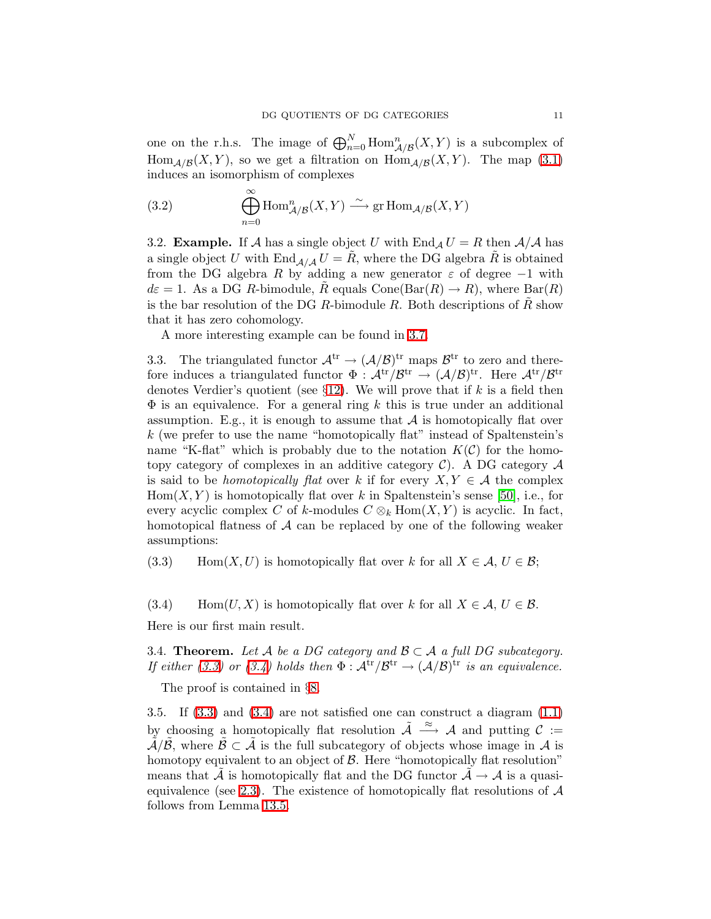one on the r.h.s. The image of $\bigoplus_{n=0}^{N} \mathrm{Hom}^n_{\mathcal{A}/\mathcal{B}}(X,Y)$ is a subcomplex of $\mathrm{Hom}_{\mathcal{A}/\mathcal{B}}(X,Y)$, so we get a filtration on $\mathrm{Hom}_{\mathcal{A}/\mathcal{B}}(X,Y)$. The map (3.1) induces an isomorphism of complexes

$$\bigoplus_{n=0}^{\infty} \mathrm{Hom}^n_{\mathcal{A}/\mathcal{B}}(X,Y) \xrightarrow{\sim} \mathrm{gr}\, \mathrm{Hom}_{\mathcal{A}/\mathcal{B}}(X,Y) \tag{3.2}$$

3.2. **Example.** If $\mathcal{A}$ has a single object $U$ with $\mathrm{End}_{\mathcal{A}} U = R$ then $\mathcal{A}/\mathcal{A}$ has a single object $U$ with $\mathrm{End}_{\mathcal{A}/\mathcal{A}} U = \tilde{R}$, where the DG algebra $\tilde{R}$ is obtained from the DG algebra $R$ by adding a new generator $\varepsilon$ of degree $-1$ with $d\varepsilon = 1$. As a DG $R$-bimodule, $\tilde{R}$ equals $\mathrm{Cone}(\mathrm{Bar}(R) \to R)$, where $\mathrm{Bar}(R)$ is the bar resolution of the DG $R$-bimodule $R$. Both descriptions of $\tilde{R}$ show that it has zero cohomology.

A more interesting example can be found in 3.7.

3.3. The triangulated functor $\mathcal{A}^{\mathrm{tr}} \to (\mathcal{A}/\mathcal{B})^{\mathrm{tr}}$ maps $\mathcal{B}^{\mathrm{tr}}$ to zero and therefore induces a triangulated functor $\Phi : \mathcal{A}^{\mathrm{tr}}/\mathcal{B}^{\mathrm{tr}} \to (\mathcal{A}/\mathcal{B})^{\mathrm{tr}}$. Here $\mathcal{A}^{\mathrm{tr}}/\mathcal{B}^{\mathrm{tr}}$ denotes Verdier's quotient (see §12). We will prove that if $k$ is a field then $\Phi$ is an equivalence. For a general ring $k$ this is true under an additional assumption. E.g., it is enough to assume that $\mathcal{A}$ is homotopically flat over $k$ (we prefer to use the name "homotopically flat" instead of Spaltenstein's name "K-flat" which is probably due to the notation $K(\mathcal{C})$ for the homotopy category of complexes in an additive category $\mathcal{C}$). A DG category $\mathcal{A}$ is said to be *homotopically flat* over $k$ if for every $X, Y \in \mathcal{A}$ the complex $\mathrm{Hom}(X,Y)$ is homotopically flat over $k$ in Spaltenstein's sense [50], i.e., for every acyclic complex $C$ of $k$-modules $C \otimes_k \mathrm{Hom}(X,Y)$ is acyclic. In fact, homotopical flatness of $\mathcal{A}$ can be replaced by one of the following weaker assumptions:

$$\mathrm{Hom}(X,U) \text{ is homotopically flat over } k \text{ for all } X \in \mathcal{A},\ U \in \mathcal{B}; \tag{3.3}$$

$$\mathrm{Hom}(U,X) \text{ is homotopically flat over } k \text{ for all } X \in \mathcal{A},\ U \in \mathcal{B}. \tag{3.4}$$

Here is our first main result.

3.4. **Theorem.** *Let $\mathcal{A}$ be a DG category and $\mathcal{B} \subset \mathcal{A}$ a full DG subcategory. If either (3.3) or (3.4) holds then $\Phi : \mathcal{A}^{\mathrm{tr}}/\mathcal{B}^{\mathrm{tr}} \to (\mathcal{A}/\mathcal{B})^{\mathrm{tr}}$ is an equivalence.*

The proof is contained in §8.

3.5. If (3.3) and (3.4) are not satisfied one can construct a diagram (1.1) by choosing a homotopically flat resolution $\tilde{\mathcal{A}} \xrightarrow{\approx} \mathcal{A}$ and putting $\mathcal{C} := \tilde{\mathcal{A}}/\tilde{\mathcal{B}}$, where $\tilde{\mathcal{B}} \subset \tilde{\mathcal{A}}$ is the full subcategory of objects whose image in $\mathcal{A}$ is homotopy equivalent to an object of $\mathcal{B}$. Here "homotopically flat resolution" means that $\tilde{\mathcal{A}}$ is homotopically flat and the DG functor $\tilde{\mathcal{A}} \to \mathcal{A}$ is a quasi-equivalence (see 2.3). The existence of homotopically flat resolutions of $\mathcal{A}$ follows from Lemma 13.5.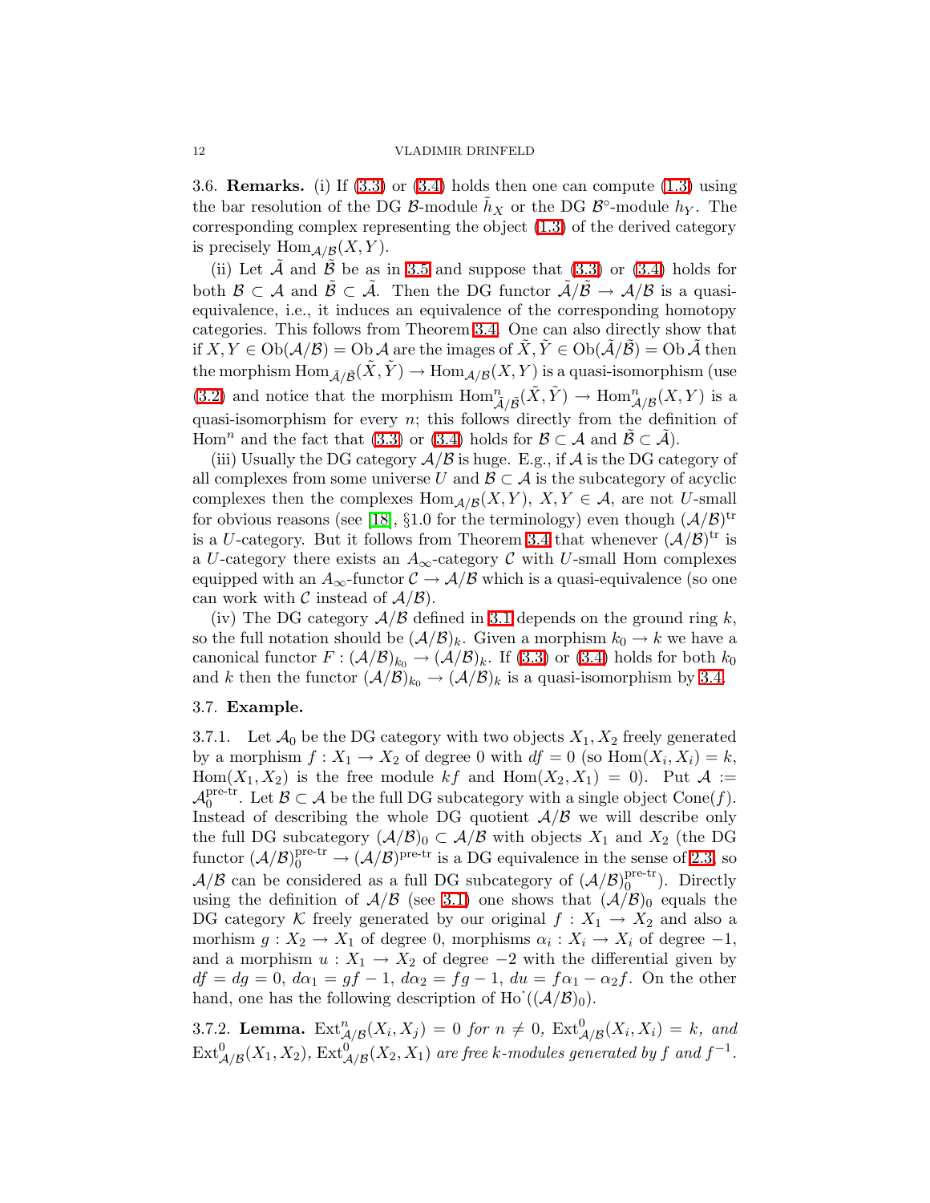**3.6. Remarks.** (i) If (3.3) or (3.4) holds then one can compute (1.3) using the bar resolution of the DG $\mathcal{B}$-module $\tilde{h}_X$ or the DG $\mathcal{B}^\circ$-module $h_Y$. The corresponding complex representing the object (1.3) of the derived category is precisely $\operatorname{Hom}_{\mathcal{A}/\mathcal{B}}(X,Y)$.

(ii) Let $\tilde{\mathcal{A}}$ and $\tilde{\mathcal{B}}$ be as in 3.5 and suppose that (3.3) or (3.4) holds for both $\mathcal{B} \subset \mathcal{A}$ and $\tilde{\mathcal{B}} \subset \tilde{\mathcal{A}}$. Then the DG functor $\tilde{\mathcal{A}}/\tilde{\mathcal{B}} \to \mathcal{A}/\mathcal{B}$ is a quasi-equivalence, i.e., it induces an equivalence of the corresponding homotopy categories. This follows from Theorem 3.4. One can also directly show that if $X, Y \in \operatorname{Ob}(\mathcal{A}/\mathcal{B}) = \operatorname{Ob}\mathcal{A}$ are the images of $\tilde{X}, \tilde{Y} \in \operatorname{Ob}(\tilde{\mathcal{A}}/\tilde{\mathcal{B}}) = \operatorname{Ob}\tilde{\mathcal{A}}$ then the morphism $\operatorname{Hom}_{\tilde{\mathcal{A}}/\tilde{\mathcal{B}}}(\tilde{X},\tilde{Y}) \to \operatorname{Hom}_{\mathcal{A}/\mathcal{B}}(X,Y)$ is a quasi-isomorphism (use (3.2) and notice that the morphism $\operatorname{Hom}^n_{\tilde{\mathcal{A}}/\tilde{\mathcal{B}}}(\tilde{X},\tilde{Y}) \to \operatorname{Hom}^n_{\mathcal{A}/\mathcal{B}}(X,Y)$ is a quasi-isomorphism for every $n$; this follows directly from the definition of $\operatorname{Hom}^n$ and the fact that (3.3) or (3.4) holds for $\mathcal{B} \subset \mathcal{A}$ and $\tilde{\mathcal{B}} \subset \tilde{\mathcal{A}}$).

(iii) Usually the DG category $\mathcal{A}/\mathcal{B}$ is huge. E.g., if $\mathcal{A}$ is the DG category of all complexes from some universe $U$ and $\mathcal{B} \subset \mathcal{A}$ is the subcategory of acyclic complexes then the complexes $\operatorname{Hom}_{\mathcal{A}/\mathcal{B}}(X,Y)$, $X, Y \in \mathcal{A}$, are not $U$-small for obvious reasons (see [18], §1.0 for the terminology) even though $(\mathcal{A}/\mathcal{B})^{\mathrm{tr}}$ is a $U$-category. But it follows from Theorem 3.4 that whenever $(\mathcal{A}/\mathcal{B})^{\mathrm{tr}}$ is a $U$-category there exists an $A_\infty$-category $\mathcal{C}$ with $U$-small Hom complexes equipped with an $A_\infty$-functor $\mathcal{C} \to \mathcal{A}/\mathcal{B}$ which is a quasi-equivalence (so one can work with $\mathcal{C}$ instead of $\mathcal{A}/\mathcal{B}$).

(iv) The DG category $\mathcal{A}/\mathcal{B}$ defined in 3.1 depends on the ground ring $k$, so the full notation should be $(\mathcal{A}/\mathcal{B})_k$. Given a morphism $k_0 \to k$ we have a canonical functor $F : (\mathcal{A}/\mathcal{B})_{k_0} \to (\mathcal{A}/\mathcal{B})_k$. If (3.3) or (3.4) holds for both $k_0$ and $k$ then the functor $(\mathcal{A}/\mathcal{B})_{k_0} \to (\mathcal{A}/\mathcal{B})_k$ is a quasi-isomorphism by 3.4.

### 3.7. Example.

3.7.1. Let $\mathcal{A}_0$ be the DG category with two objects $X_1, X_2$ freely generated by a morphism $f : X_1 \to X_2$ of degree 0 with $df = 0$ (so $\operatorname{Hom}(X_i, X_i) = k$, $\operatorname{Hom}(X_1, X_2)$ is the free module $kf$ and $\operatorname{Hom}(X_2, X_1) = 0$). Put $\mathcal{A} := \mathcal{A}_0^{\text{pre-tr}}$. Let $\mathcal{B} \subset \mathcal{A}$ be the full DG subcategory with a single object $\operatorname{Cone}(f)$. Instead of describing the whole DG quotient $\mathcal{A}/\mathcal{B}$ we will describe only the full DG subcategory $(\mathcal{A}/\mathcal{B})_0 \subset \mathcal{A}/\mathcal{B}$ with objects $X_1$ and $X_2$ (the DG functor $(\mathcal{A}/\mathcal{B})_0^{\text{pre-tr}} \to (\mathcal{A}/\mathcal{B})^{\text{pre-tr}}$ is a DG equivalence in the sense of 2.3, so $\mathcal{A}/\mathcal{B}$ can be considered as a full DG subcategory of $(\mathcal{A}/\mathcal{B})_0^{\text{pre-tr}}$). Directly using the definition of $\mathcal{A}/\mathcal{B}$ (see 3.1) one shows that $(\mathcal{A}/\mathcal{B})_0$ equals the DG category $\mathcal{K}$ freely generated by our original $f : X_1 \to X_2$ and also a morhism $g : X_2 \to X_1$ of degree 0, morphisms $\alpha_i : X_i \to X_i$ of degree $-1$, and a morphism $u : X_1 \to X_2$ of degree $-2$ with the differential given by $df = dg = 0$, $d\alpha_1 = gf - 1$, $d\alpha_2 = fg - 1$, $du = f\alpha_1 - \alpha_2 f$. On the other hand, one has the following description of $\operatorname{Ho}^{\cdot}((\mathcal{A}/\mathcal{B})_0)$.

3.7.2. **Lemma.** *$\operatorname{Ext}^n_{\mathcal{A}/\mathcal{B}}(X_i, X_j) = 0$ for $n \neq 0$, $\operatorname{Ext}^0_{\mathcal{A}/\mathcal{B}}(X_i, X_i) = k$, and $\operatorname{Ext}^0_{\mathcal{A}/\mathcal{B}}(X_1, X_2)$, $\operatorname{Ext}^0_{\mathcal{A}/\mathcal{B}}(X_2, X_1)$ are free $k$-modules generated by $f$ and $f^{-1}$.*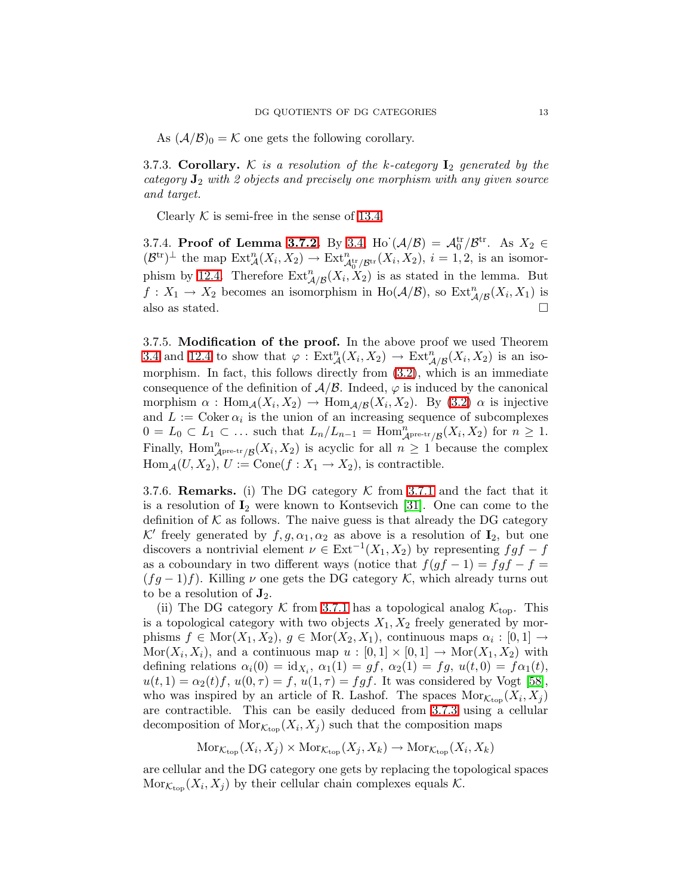As $(\mathcal{A}/\mathcal{B})_0 = \mathcal{K}$ one gets the following corollary.

3.7.3. **Corollary.** *$\mathcal{K}$ is a resolution of the $k$-category $\mathbf{I}_2$ generated by the category $\mathbf{J}_2$ with 2 objects and precisely one morphism with any given source and target.*

Clearly $\mathcal{K}$ is semi-free in the sense of 13.4.

3.7.4. **Proof of Lemma 3.7.2.** By 3.4, $\mathrm{Ho}^{\cdot}(\mathcal{A}/\mathcal{B}) = \mathcal{A}_0^{\mathrm{tr}}/\mathcal{B}^{\mathrm{tr}}$. As $X_2 \in (\mathcal{B}^{\mathrm{tr}})^{\perp}$ the map $\mathrm{Ext}^n_{\mathcal{A}}(X_i, X_2) \to \mathrm{Ext}^n_{\mathcal{A}_0^{\mathrm{tr}}/\mathcal{B}^{\mathrm{tr}}}(X_i, X_2)$, $i = 1, 2$, is an isomorphism by 12.4. Therefore $\mathrm{Ext}^n_{\mathcal{A}/\mathcal{B}}(X_i, X_2)$ is as stated in the lemma. But $f : X_1 \to X_2$ becomes an isomorphism in $\mathrm{Ho}(\mathcal{A}/\mathcal{B})$, so $\mathrm{Ext}^n_{\mathcal{A}/\mathcal{B}}(X_i, X_1)$ is also as stated. $\square$

3.7.5. **Modification of the proof.** In the above proof we used Theorem 3.4 and 12.4 to show that $\varphi : \mathrm{Ext}^n_{\mathcal{A}}(X_i, X_2) \to \mathrm{Ext}^n_{\mathcal{A}/\mathcal{B}}(X_i, X_2)$ is an isomorphism. In fact, this follows directly from (3.2), which is an immediate consequence of the definition of $\mathcal{A}/\mathcal{B}$. Indeed, $\varphi$ is induced by the canonical morphism $\alpha : \mathrm{Hom}_{\mathcal{A}}(X_i, X_2) \to \mathrm{Hom}_{\mathcal{A}/\mathcal{B}}(X_i, X_2)$. By (3.2) $\alpha$ is injective and $L := \mathrm{Coker}\, \alpha_i$ is the union of an increasing sequence of subcomplexes $0 = L_0 \subset L_1 \subset \ldots$ such that $L_n/L_{n-1} = \mathrm{Hom}^n_{\mathcal{A}^{\mathrm{pre\text{-}tr}}/\mathcal{B}}(X_i, X_2)$ for $n \geq 1$. Finally, $\mathrm{Hom}^n_{\mathcal{A}^{\mathrm{pre\text{-}tr}}/\mathcal{B}}(X_i, X_2)$ is acyclic for all $n \geq 1$ because the complex $\mathrm{Hom}_{\mathcal{A}}(U, X_2)$, $U := \mathrm{Cone}(f : X_1 \to X_2)$, is contractible.

3.7.6. **Remarks.** (i) The DG category $\mathcal{K}$ from 3.7.1 and the fact that it is a resolution of $\mathbf{I}_2$ were known to Kontsevich [31]. One can come to the definition of $\mathcal{K}$ as follows. The naive guess is that already the DG category $\mathcal{K}'$ freely generated by $f, g, \alpha_1, \alpha_2$ as above is a resolution of $\mathbf{I}_2$, but one discovers a nontrivial element $\nu \in \mathrm{Ext}^{-1}(X_1, X_2)$ by representing $fgf - f$ as a coboundary in two different ways (notice that $f(gf - 1) = fgf - f = (fg - 1)f$). Killing $\nu$ one gets the DG category $\mathcal{K}$, which already turns out to be a resolution of $\mathbf{J}_2$.

(ii) The DG category $\mathcal{K}$ from 3.7.1 has a topological analog $\mathcal{K}_{\mathrm{top}}$. This is a topological category with two objects $X_1, X_2$ freely generated by morphisms $f \in \mathrm{Mor}(X_1, X_2)$, $g \in \mathrm{Mor}(X_2, X_1)$, continuous maps $\alpha_i : [0, 1] \to \mathrm{Mor}(X_i, X_i)$, and a continuous map $u : [0, 1] \times [0, 1] \to \mathrm{Mor}(X_1, X_2)$ with defining relations $\alpha_i(0) = \mathrm{id}_{X_i}$, $\alpha_1(1) = gf$, $\alpha_2(1) = fg$, $u(t, 0) = f\alpha_1(t)$, $u(t, 1) = \alpha_2(t)f$, $u(0, \tau) = f$, $u(1, \tau) = fgf$. It was considered by Vogt [58], who was inspired by an article of R. Lashof. The spaces $\mathrm{Mor}_{\mathcal{K}_{\mathrm{top}}}(X_i, X_j)$ are contractible. This can be easily deduced from 3.7.3 using a cellular decomposition of $\mathrm{Mor}_{\mathcal{K}_{\mathrm{top}}}(X_i, X_j)$ such that the composition maps

$$\mathrm{Mor}_{\mathcal{K}_{\mathrm{top}}}(X_i, X_j) \times \mathrm{Mor}_{\mathcal{K}_{\mathrm{top}}}(X_j, X_k) \to \mathrm{Mor}_{\mathcal{K}_{\mathrm{top}}}(X_i, X_k)$$

are cellular and the DG category one gets by replacing the topological spaces $\mathrm{Mor}_{\mathcal{K}_{\mathrm{top}}}(X_i, X_j)$ by their cellular chain complexes equals $\mathcal{K}$.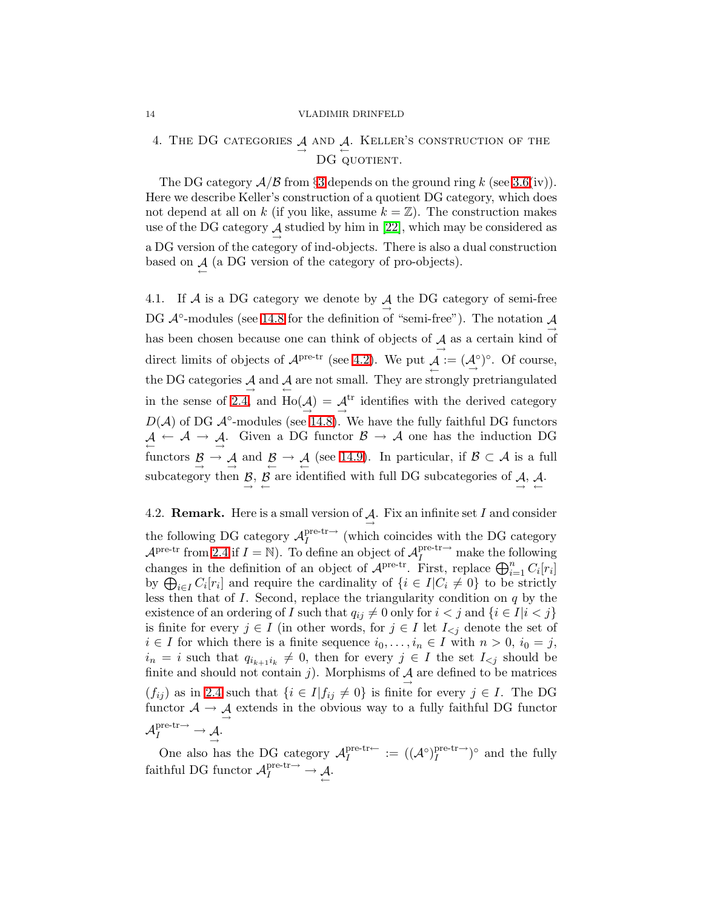## 4. The DG categories $\underset{\rightarrow}{\mathcal{A}}$ and $\underset{\leftarrow}{\mathcal{A}}$. Keller's construction of the DG quotient.

The DG category $\mathcal{A}/\mathcal{B}$ from §3 depends on the ground ring $k$ (see 3.6(iv)). Here we describe Keller's construction of a quotient DG category, which does not depend at all on $k$ (if you like, assume $k = \mathbb{Z}$). The construction makes use of the DG category $\underset{\rightarrow}{\mathcal{A}}$ studied by him in [22], which may be considered as a DG version of the category of ind-objects. There is also a dual construction based on $\underset{\leftarrow}{\mathcal{A}}$ (a DG version of the category of pro-objects).

4.1. If $\mathcal{A}$ is a DG category we denote by $\underset{\rightarrow}{\mathcal{A}}$ the DG category of semi-free DG $\mathcal{A}^{\circ}$-modules (see 14.8 for the definition of "semi-free"). The notation $\underset{\rightarrow}{\mathcal{A}}$ has been chosen because one can think of objects of $\underset{\rightarrow}{\mathcal{A}}$ as a certain kind of direct limits of objects of $\mathcal{A}^{\text{pre-tr}}$ (see 4.2). We put $\underset{\leftarrow}{\mathcal{A}} := (\underset{\rightarrow}{\mathcal{A}^{\circ}})^{\circ}$. Of course, the DG categories $\underset{\rightarrow}{\mathcal{A}}$ and $\underset{\leftarrow}{\mathcal{A}}$ are not small. They are strongly pretriangulated in the sense of 2.4, and $\text{Ho}(\underset{\rightarrow}{\mathcal{A}}) = \underset{\rightarrow}{\mathcal{A}}^{\text{tr}}$ identifies with the derived category $D(\mathcal{A})$ of DG $\mathcal{A}^{\circ}$-modules (see 14.8). We have the fully faithful DG functors $\underset{\leftarrow}{\mathcal{A}} \leftarrow \mathcal{A} \rightarrow \underset{\rightarrow}{\mathcal{A}}$. Given a DG functor $\mathcal{B} \rightarrow \mathcal{A}$ one has the induction DG functors $\underset{\rightarrow}{\mathcal{B}} \rightarrow \underset{\rightarrow}{\mathcal{A}}$ and $\underset{\leftarrow}{\mathcal{B}} \rightarrow \underset{\leftarrow}{\mathcal{A}}$ (see 14.9). In particular, if $\mathcal{B} \subset \mathcal{A}$ is a full subcategory then $\underset{\rightarrow}{\mathcal{B}}$, $\underset{\leftarrow}{\mathcal{B}}$ are identified with full DG subcategories of $\underset{\rightarrow}{\mathcal{A}}$, $\underset{\leftarrow}{\mathcal{A}}$.

4.2. **Remark.** Here is a small version of $\underset{\rightarrow}{\mathcal{A}}$. Fix an infinite set $I$ and consider the following DG category $\mathcal{A}_I^{\text{pre-tr}\rightarrow}$ (which coincides with the DG category $\mathcal{A}^{\text{pre-tr}}$ from 2.4 if $I = \mathbb{N}$). To define an object of $\mathcal{A}_I^{\text{pre-tr}\rightarrow}$ make the following changes in the definition of an object of $\mathcal{A}^{\text{pre-tr}}$. First, replace $\bigoplus_{i=1}^{n} C_i[r_i]$ by $\bigoplus_{i\in I} C_i[r_i]$ and require the cardinality of $\{i \in I | C_i \neq 0\}$ to be strictly less then that of $I$. Second, replace the triangularity condition on $q$ by the existence of an ordering of $I$ such that $q_{ij} \neq 0$ only for $i < j$ and $\{i \in I | i < j\}$ is finite for every $j \in I$ (in other words, for $j \in I$ let $I_{<j}$ denote the set of $i \in I$ for which there is a finite sequence $i_0, \ldots, i_n \in I$ with $n > 0$, $i_0 = j$, $i_n = i$ such that $q_{i_{k+1}i_k} \neq 0$, then for every $j \in I$ the set $I_{<j}$ should be finite and should not contain $j$). Morphisms of $\underset{\rightarrow}{\mathcal{A}}$ are defined to be matrices $(f_{ij})$ as in 2.4 such that $\{i \in I | f_{ij} \neq 0\}$ is finite for every $j \in I$. The DG functor $\mathcal{A} \rightarrow \underset{\rightarrow}{\mathcal{A}}$ extends in the obvious way to a fully faithful DG functor $\mathcal{A}_I^{\text{pre-tr}\rightarrow} \rightarrow \underset{\rightarrow}{\mathcal{A}}$.

One also has the DG category $\mathcal{A}_I^{\text{pre-tr}\leftarrow} := ((\mathcal{A}^{\circ})_I^{\text{pre-tr}\rightarrow})^{\circ}$ and the fully faithful DG functor $\mathcal{A}_I^{\text{pre-tr}\rightarrow} \rightarrow \underset{\leftarrow}{\mathcal{A}}$.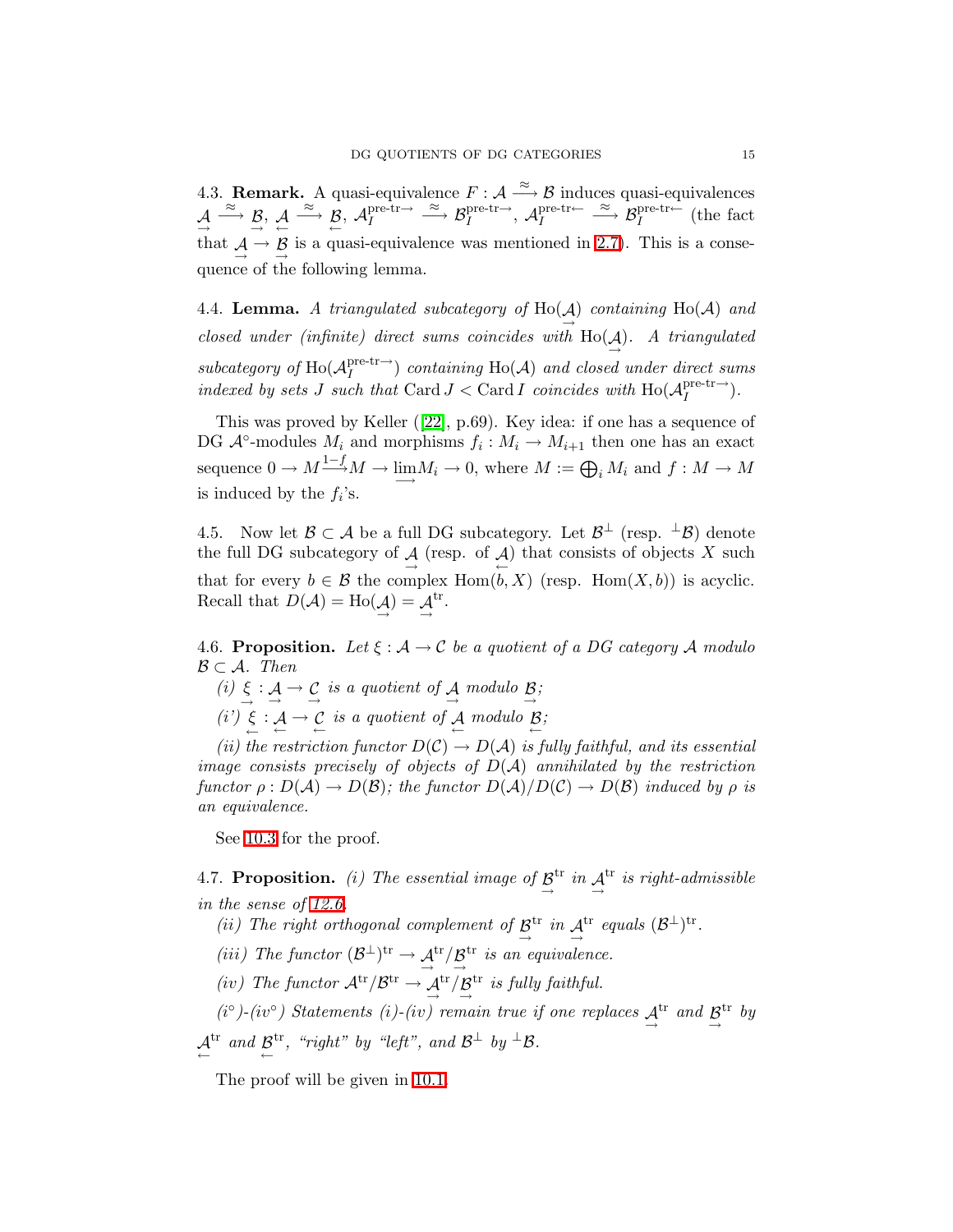4.3. **Remark.** A quasi-equivalence $F : \mathcal{A} \xrightarrow{\approx} \mathcal{B}$ induces quasi-equivalences $\underset{\rightarrow}{\mathcal{A}} \xrightarrow{\approx} \underset{\rightarrow}{\mathcal{B}}$, $\underset{\leftarrow}{\mathcal{A}} \xrightarrow{\approx} \underset{\leftarrow}{\mathcal{B}}$, $\mathcal{A}_I^{\text{pre-tr}\rightarrow} \xrightarrow{\approx} \mathcal{B}_I^{\text{pre-tr}\rightarrow}$, $\mathcal{A}_I^{\text{pre-tr}\leftarrow} \xrightarrow{\approx} \mathcal{B}_I^{\text{pre-tr}\leftarrow}$ (the fact that $\underset{\rightarrow}{\mathcal{A}} \to \underset{\rightarrow}{\mathcal{B}}$ is a quasi-equivalence was mentioned in 2.7). This is a consequence of the following lemma.

4.4. **Lemma.** *A triangulated subcategory of* $\operatorname{Ho}(\underset{\rightarrow}{\mathcal{A}})$ *containing* $\operatorname{Ho}(\mathcal{A})$ *and closed under (infinite) direct sums coincides with* $\operatorname{Ho}(\underset{\rightarrow}{\mathcal{A}})$. *A triangulated subcategory of* $\operatorname{Ho}(\mathcal{A}_I^{\text{pre-tr}\rightarrow})$ *containing* $\operatorname{Ho}(\mathcal{A})$ *and closed under direct sums indexed by sets* $J$ *such that* $\operatorname{Card} J < \operatorname{Card} I$ *coincides with* $\operatorname{Ho}(\mathcal{A}_I^{\text{pre-tr}\rightarrow})$.

This was proved by Keller ([22], p.69). Key idea: if one has a sequence of DG $\mathcal{A}^\circ$-modules $M_i$ and morphisms $f_i : M_i \to M_{i+1}$ then one has an exact sequence $0 \to M \xrightarrow{1-f} M \to \varinjlim M_i \to 0$, where $M := \bigoplus_i M_i$ and $f : M \to M$ is induced by the $f_i$'s.

4.5. Now let $\mathcal{B} \subset \mathcal{A}$ be a full DG subcategory. Let $\mathcal{B}^\perp$ (resp. ${}^\perp\mathcal{B}$) denote the full DG subcategory of $\underset{\rightarrow}{\mathcal{A}}$ (resp. of $\underset{\leftarrow}{\mathcal{A}}$) that consists of objects $X$ such that for every $b \in \mathcal{B}$ the complex $\operatorname{Hom}(b, X)$ (resp. $\operatorname{Hom}(X, b)$) is acyclic. Recall that $D(\mathcal{A}) = \operatorname{Ho}(\underset{\rightarrow}{\mathcal{A}}) = \underset{\rightarrow}{\mathcal{A}}^{\text{tr}}$.

4.6. **Proposition.** *Let* $\xi : \mathcal{A} \to \mathcal{C}$ *be a quotient of a DG category* $\mathcal{A}$ *modulo* $\mathcal{B} \subset \mathcal{A}$. *Then*

*(i)* $\underset{\rightarrow}{\xi} : \underset{\rightarrow}{\mathcal{A}} \to \underset{\rightarrow}{\mathcal{C}}$ *is a quotient of* $\underset{\rightarrow}{\mathcal{A}}$ *modulo* $\underset{\rightarrow}{\mathcal{B}}$;

*(i')* $\underset{\leftarrow}{\xi} : \underset{\leftarrow}{\mathcal{A}} \to \underset{\leftarrow}{\mathcal{C}}$ *is a quotient of* $\underset{\leftarrow}{\mathcal{A}}$ *modulo* $\underset{\leftarrow}{\mathcal{B}}$;

*(ii) the restriction functor* $D(\mathcal{C}) \to D(\mathcal{A})$ *is fully faithful, and its essential image consists precisely of objects of* $D(\mathcal{A})$ *annihilated by the restriction functor* $\rho : D(\mathcal{A}) \to D(\mathcal{B})$; *the functor* $D(\mathcal{A})/D(\mathcal{C}) \to D(\mathcal{B})$ *induced by* $\rho$ *is an equivalence.*

See 10.3 for the proof.

4.7. **Proposition.** *(i) The essential image of* $\underset{\rightarrow}{\mathcal{B}}^{\text{tr}}$ *in* $\underset{\rightarrow}{\mathcal{A}}^{\text{tr}}$ *is right-admissible in the sense of 12.6.*

*(ii) The right orthogonal complement of* $\underset{\rightarrow}{\mathcal{B}}^{\text{tr}}$ *in* $\underset{\rightarrow}{\mathcal{A}}^{\text{tr}}$ *equals* $(\mathcal{B}^\perp)^{\text{tr}}$.

*(iii) The functor* $(\mathcal{B}^\perp)^{\text{tr}} \to \underset{\rightarrow}{\mathcal{A}}^{\text{tr}}/\underset{\rightarrow}{\mathcal{B}}^{\text{tr}}$ *is an equivalence.*

*(iv) The functor* $\mathcal{A}^{\text{tr}}/\mathcal{B}^{\text{tr}} \to \underset{\rightarrow}{\mathcal{A}}^{\text{tr}}/\underset{\rightarrow}{\mathcal{B}}^{\text{tr}}$ *is fully faithful.*

*(i°)-(iv°) Statements (i)-(iv) remain true if one replaces* $\underset{\rightarrow}{\mathcal{A}}^{\text{tr}}$ *and* $\underset{\rightarrow}{\mathcal{B}}^{\text{tr}}$ *by* $\underset{\leftarrow}{\mathcal{A}}^{\text{tr}}$ *and* $\underset{\leftarrow}{\mathcal{B}}^{\text{tr}}$, *"right" by "left", and* $\mathcal{B}^\perp$ *by* ${}^\perp\mathcal{B}$.

The proof will be given in 10.1.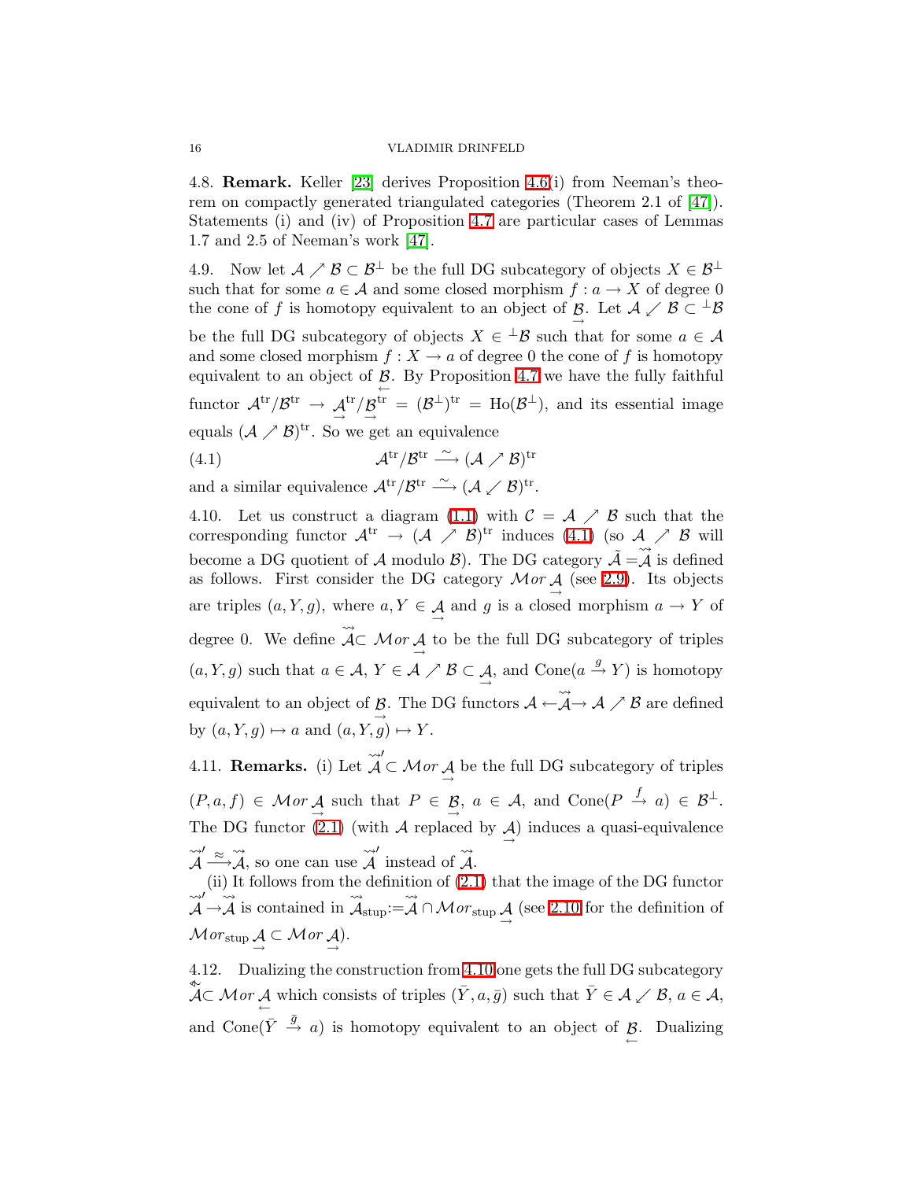4.8. **Remark.** Keller [23] derives Proposition 4.6(i) from Neeman's theorem on compactly generated triangulated categories (Theorem 2.1 of [47]). Statements (i) and (iv) of Proposition 4.7 are particular cases of Lemmas 1.7 and 2.5 of Neeman's work [47].

4.9. Now let $\mathcal{A} \nearrow \mathcal{B} \subset \mathcal{B}^{\perp}$ be the full DG subcategory of objects $X \in \mathcal{B}^{\perp}$ such that for some $a \in \mathcal{A}$ and some closed morphism $f : a \to X$ of degree 0 the cone of $f$ is homotopy equivalent to an object of $\underset{\rightarrow}{\mathcal{B}}$. Let $\mathcal{A} \swarrow \mathcal{B} \subset {}^{\perp}\mathcal{B}$ be the full DG subcategory of objects $X \in {}^{\perp}\mathcal{B}$ such that for some $a \in \mathcal{A}$ and some closed morphism $f : X \to a$ of degree 0 the cone of $f$ is homotopy equivalent to an object of $\underset{\leftarrow}{\mathcal{B}}$. By Proposition 4.7 we have the fully faithful functor $\mathcal{A}^{\mathrm{tr}}/\mathcal{B}^{\mathrm{tr}} \to \underset{\rightarrow}{\mathcal{A}}^{\mathrm{tr}}/\underset{\rightarrow}{\mathcal{B}}^{\mathrm{tr}} = (\mathcal{B}^{\perp})^{\mathrm{tr}} = \mathrm{Ho}(\mathcal{B}^{\perp})$, and its essential image equals $(\mathcal{A} \nearrow \mathcal{B})^{\mathrm{tr}}$. So we get an equivalence

$$\mathcal{A}^{\mathrm{tr}}/\mathcal{B}^{\mathrm{tr}} \xrightarrow{\sim} (\mathcal{A} \nearrow \mathcal{B})^{\mathrm{tr}} \tag{4.1}$$

and a similar equivalence $\mathcal{A}^{\mathrm{tr}}/\mathcal{B}^{\mathrm{tr}} \xrightarrow{\sim} (\mathcal{A} \swarrow \mathcal{B})^{\mathrm{tr}}$.

4.10. Let us construct a diagram (1.1) with $\mathcal{C} = \mathcal{A} \nearrow \mathcal{B}$ such that the corresponding functor $\mathcal{A}^{\mathrm{tr}} \to (\mathcal{A} \nearrow \mathcal{B})^{\mathrm{tr}}$ induces (4.1) (so $\mathcal{A} \nearrow \mathcal{B}$ will become a DG quotient of $\mathcal{A}$ modulo $\mathcal{B}$). The DG category $\tilde{\mathcal{A}} = \overset{\rightsquigarrow}{\mathcal{A}}$ is defined as follows. First consider the DG category $\mathcal{M}or\, \underset{\rightarrow}{\mathcal{A}}$ (see 2.9). Its objects are triples $(a, Y, g)$, where $a, Y \in \underset{\rightarrow}{\mathcal{A}}$ and $g$ is a closed morphism $a \to Y$ of degree 0. We define $\overset{\rightsquigarrow}{\mathcal{A}} \subset \mathcal{M}or\, \underset{\rightarrow}{\mathcal{A}}$ to be the full DG subcategory of triples $(a, Y, g)$ such that $a \in \mathcal{A}$, $Y \in \mathcal{A} \nearrow \mathcal{B} \subset \underset{\rightarrow}{\mathcal{A}}$, and $\mathrm{Cone}(a \xrightarrow{g} Y)$ is homotopy equivalent to an object of $\underset{\rightarrow}{\mathcal{B}}$. The DG functors $\mathcal{A} \leftarrow \overset{\rightsquigarrow}{\mathcal{A}} \to \mathcal{A} \nearrow \mathcal{B}$ are defined by $(a, Y, g) \mapsto a$ and $(a, Y, g) \mapsto Y$.

4.11. **Remarks.** (i) Let $\overset{\rightsquigarrow}{\mathcal{A}}{}' \subset \mathcal{M}or\, \underset{\rightarrow}{\mathcal{A}}$ be the full DG subcategory of triples $(P, a, f) \in \mathcal{M}or\, \underset{\rightarrow}{\mathcal{A}}$ such that $P \in \underset{\rightarrow}{\mathcal{B}}$, $a \in \mathcal{A}$, and $\mathrm{Cone}(P \xrightarrow{f} a) \in \mathcal{B}^{\perp}$. The DG functor (2.1) (with $\mathcal{A}$ replaced by $\underset{\rightarrow}{\mathcal{A}}$) induces a quasi-equivalence $\overset{\rightsquigarrow}{\mathcal{A}}{}' \xrightarrow{\approx} \overset{\rightsquigarrow}{\mathcal{A}}$, so one can use $\overset{\rightsquigarrow}{\mathcal{A}}{}'$ instead of $\overset{\rightsquigarrow}{\mathcal{A}}$.

(ii) It follows from the definition of (2.1) that the image of the DG functor $\overset{\rightsquigarrow}{\mathcal{A}}{}' \to \overset{\rightsquigarrow}{\mathcal{A}}$ is contained in $\overset{\rightsquigarrow}{\mathcal{A}}_{\mathrm{stup}} := \overset{\rightsquigarrow}{\mathcal{A}} \cap \mathcal{M}or_{\mathrm{stup}}\, \underset{\rightarrow}{\mathcal{A}}$ (see 2.10 for the definition of $\mathcal{M}or_{\mathrm{stup}}\, \underset{\rightarrow}{\mathcal{A}} \subset \mathcal{M}or\, \underset{\rightarrow}{\mathcal{A}}$).

4.12. Dualizing the construction from 4.10 one gets the full DG subcategory $\overset{\leftsquigarrow}{\mathcal{A}} \subset \mathcal{M}or\, \underset{\leftarrow}{\mathcal{A}}$ which consists of triples $(\bar{Y}, a, \bar{g})$ such that $\bar{Y} \in \mathcal{A} \swarrow \mathcal{B}$, $a \in \mathcal{A}$, and $\mathrm{Cone}(\bar{Y} \xrightarrow{\bar{g}} a)$ is homotopy equivalent to an object of $\underset{\leftarrow}{\mathcal{B}}$. Dualizing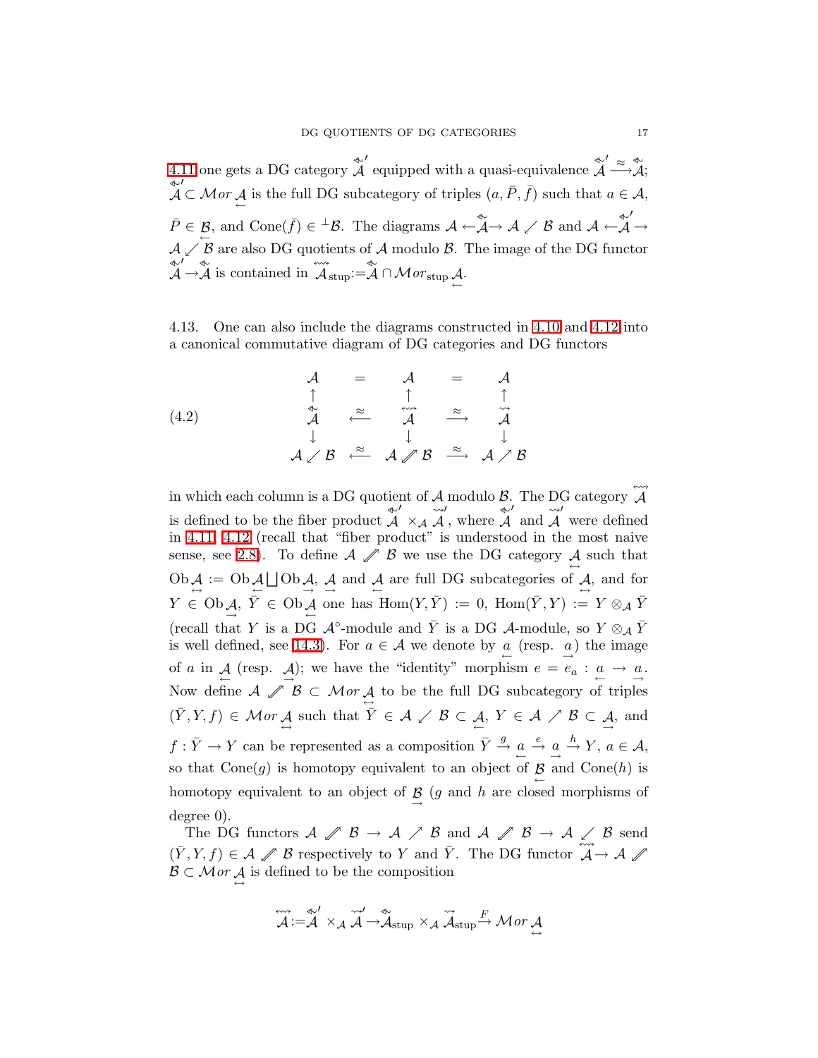4.11 one gets a DG category $\overset{\twoheadleftarrow\!\!\!\sim\,\prime}{\mathcal{A}}$ equipped with a quasi-equivalence $\overset{\twoheadleftarrow\!\!\!\sim\,\prime}{\mathcal{A}} \xrightarrow{\approx} \overset{\twoheadleftarrow\!\!\!\sim}{\mathcal{A}}$; $\overset{\twoheadleftarrow\!\!\!\sim\,\prime}{\mathcal{A}} \subset \mathcal{M}or \underset{\leftarrow}{\mathcal{A}}$ is the full DG subcategory of triples $(a, \bar{P}, \bar{f})$ such that $a \in \mathcal{A}$, $\bar{P} \in \underset{\leftarrow}{\mathcal{B}}$, and $\mathrm{Cone}(\bar{f}) \in {}^{\perp}\mathcal{B}$. The diagrams $\mathcal{A} \leftarrow \overset{\twoheadleftarrow\!\!\!\sim}{\mathcal{A}} \rightarrow \mathcal{A} \swarrow \mathcal{B}$ and $\mathcal{A} \leftarrow \overset{\twoheadleftarrow\!\!\!\sim\,\prime}{\mathcal{A}} \rightarrow \mathcal{A} \swarrow \mathcal{B}$ are also DG quotients of $\mathcal{A}$ modulo $\mathcal{B}$. The image of the DG functor $\overset{\twoheadleftarrow\!\!\!\sim\,\prime}{\mathcal{A}} \rightarrow \overset{\twoheadleftarrow\!\!\!\sim}{\mathcal{A}}$ is contained in $\overset{\leftrightsquigarrow}{\mathcal{A}}_{\mathrm{stup}} := \overset{\twoheadleftarrow\!\!\!\sim}{\mathcal{A}} \cap \mathcal{M}or_{\mathrm{stup}} \underset{\leftarrow}{\mathcal{A}}$.

4.13. One can also include the diagrams constructed in 4.10 and 4.12 into a canonical commutative diagram of DG categories and DG functors

$$
\begin{array}{ccccc}
\mathcal{A} & = & \mathcal{A} & = & \mathcal{A} \\
\uparrow & & \uparrow & & \uparrow \\
\overset{\twoheadleftarrow\!\!\!\sim}{\mathcal{A}} & \xleftarrow{\approx} & \overset{\leftrightsquigarrow}{\mathcal{A}} & \xrightarrow{\approx} & \overset{\rightsquigarrow}{\mathcal{A}} \\
\downarrow & & \downarrow & & \downarrow \\
\mathcal{A} \swarrow \mathcal{B} & \xleftarrow{\approx} & \mathcal{A} \nearrow\!\!\!\!\nearrow \mathcal{B} & \xrightarrow{\approx} & \mathcal{A} \nearrow \mathcal{B}
\end{array} \tag{4.2}
$$

in which each column is a DG quotient of $\mathcal{A}$ modulo $\mathcal{B}$. The DG category $\overset{\leftrightsquigarrow}{\mathcal{A}}$ is defined to be the fiber product $\overset{\twoheadleftarrow\!\!\!\sim\,\prime}{\mathcal{A}} \times_{\mathcal{A}} \overset{\rightsquigarrow\,\prime}{\mathcal{A}}$, where $\overset{\twoheadleftarrow\!\!\!\sim\,\prime}{\mathcal{A}}$ and $\overset{\rightsquigarrow\,\prime}{\mathcal{A}}$ were defined in 4.11, 4.12 (recall that "fiber product" is understood in the most naive sense, see 2.8). To define $\mathcal{A} \nearrow\!\!\!\!\nearrow \mathcal{B}$ we use the DG category $\underset{\leftrightarrow}{\mathcal{A}}$ such that $\mathrm{Ob}\,\underset{\leftrightarrow}{\mathcal{A}} := \mathrm{Ob}\,\underset{\leftarrow}{\mathcal{A}} \bigsqcup \mathrm{Ob}\,\underset{\rightarrow}{\mathcal{A}}$, $\underset{\rightarrow}{\mathcal{A}}$ and $\underset{\leftarrow}{\mathcal{A}}$ are full DG subcategories of $\underset{\leftrightarrow}{\mathcal{A}}$, and for $Y \in \mathrm{Ob}\,\underset{\rightarrow}{\mathcal{A}}$, $\bar{Y} \in \mathrm{Ob}\,\underset{\leftarrow}{\mathcal{A}}$ one has $\mathrm{Hom}(Y, \bar{Y}) := 0$, $\mathrm{Hom}(\bar{Y}, Y) := Y \otimes_{\mathcal{A}} \bar{Y}$ (recall that $Y$ is a DG $\mathcal{A}^{\circ}$-module and $\bar{Y}$ is a DG $\mathcal{A}$-module, so $Y \otimes_{\mathcal{A}} \bar{Y}$ is well defined, see 14.3). For $a \in \mathcal{A}$ we denote by $\underset{\leftarrow}{a}$ (resp. $\underset{\rightarrow}{a}$) the image of $a$ in $\underset{\leftarrow}{\mathcal{A}}$ (resp. $\underset{\rightarrow}{\mathcal{A}}$); we have the "identity" morphism $e = e_a : \underset{\leftarrow}{a} \rightarrow \underset{\rightarrow}{a}$. Now define $\mathcal{A} \nearrow\!\!\!\!\nearrow \mathcal{B} \subset \mathcal{M}or\,\underset{\leftrightarrow}{\mathcal{A}}$ to be the full DG subcategory of triples $(\bar{Y}, Y, f) \in \mathcal{M}or\,\underset{\leftrightarrow}{\mathcal{A}}$ such that $\bar{Y} \in \mathcal{A} \swarrow \mathcal{B} \subset \underset{\leftarrow}{\mathcal{A}}$, $Y \in \mathcal{A} \nearrow \mathcal{B} \subset \underset{\rightarrow}{\mathcal{A}}$, and $f : \bar{Y} \rightarrow Y$ can be represented as a composition $\bar{Y} \xrightarrow{g} \underset{\leftarrow}{a} \xrightarrow{e} \underset{\rightarrow}{a} \xrightarrow{h} Y$, $a \in \mathcal{A}$, so that $\mathrm{Cone}(g)$ is homotopy equivalent to an object of $\underset{\leftarrow}{\mathcal{B}}$ and $\mathrm{Cone}(h)$ is homotopy equivalent to an object of $\underset{\rightarrow}{\mathcal{B}}$ ($g$ and $h$ are closed morphisms of degree 0).

The DG functors $\mathcal{A} \nearrow\!\!\!\!\nearrow \mathcal{B} \rightarrow \mathcal{A} \nearrow \mathcal{B}$ and $\mathcal{A} \nearrow\!\!\!\!\nearrow \mathcal{B} \rightarrow \mathcal{A} \swarrow \mathcal{B}$ send $(\bar{Y}, Y, f) \in \mathcal{A} \nearrow\!\!\!\!\nearrow \mathcal{B}$ respectively to $Y$ and $\bar{Y}$. The DG functor $\overset{\leftrightsquigarrow}{\mathcal{A}} \rightarrow \mathcal{A} \nearrow\!\!\!\!\nearrow \mathcal{B} \subset \mathcal{M}or\,\underset{\leftrightarrow}{\mathcal{A}}$ is defined to be the composition

$$
\overset{\leftrightsquigarrow}{\mathcal{A}} := \overset{\twoheadleftarrow\!\!\!\sim\,\prime}{\mathcal{A}} \times_{\mathcal{A}} \overset{\rightsquigarrow\,\prime}{\mathcal{A}} \rightarrow \overset{\twoheadleftarrow\!\!\!\sim}{\mathcal{A}}_{\mathrm{stup}} \times_{\mathcal{A}} \overset{\rightsquigarrow}{\mathcal{A}}_{\mathrm{stup}} \xrightarrow{F} \mathcal{M}or\,\underset{\leftrightarrow}{\mathcal{A}}
$$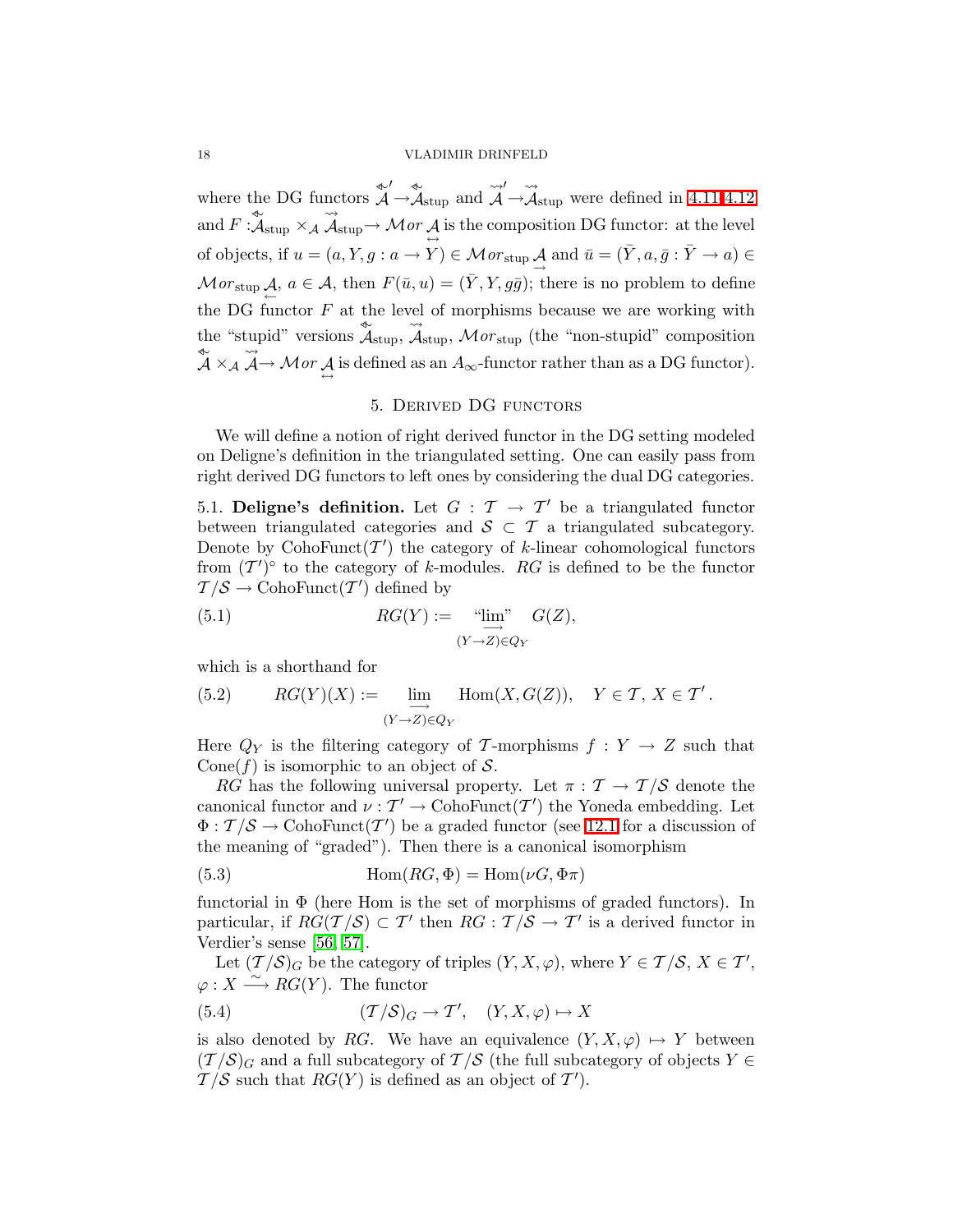where the DG functors $\overset{\twoheadleftarrow}{\mathcal{A}}' \to \overset{\twoheadleftarrow}{\mathcal{A}}_{\text{stup}}$ and $\overset{\rightsquigarrow}{\mathcal{A}}' \to \overset{\rightsquigarrow}{\mathcal{A}}_{\text{stup}}$ were defined in 4.11-4.12 and $F : \overset{\twoheadleftarrow}{\mathcal{A}}_{\text{stup}} \times_{\mathcal{A}} \overset{\rightsquigarrow}{\mathcal{A}}_{\text{stup}} \to \mathcal{M}or \underset{\leftrightarrow}{\mathcal{A}}$ is the composition DG functor: at the level of objects, if $u = (a, Y, g : a \to Y) \in \mathcal{M}or_{\text{stup}} \underset{\to}{\mathcal{A}}$ and $\bar{u} = (\bar{Y}, a, \bar{g} : \bar{Y} \to a) \in \mathcal{M}or_{\text{stup}} \underset{\leftarrow}{\mathcal{A}}$, $a \in \mathcal{A}$, then $F(\bar{u}, u) = (\bar{Y}, Y, g\bar{g})$; there is no problem to define the DG functor $F$ at the level of morphisms because we are working with the "stupid" versions $\overset{\twoheadleftarrow}{\mathcal{A}}_{\text{stup}}$, $\overset{\rightsquigarrow}{\mathcal{A}}_{\text{stup}}$, $\mathcal{M}or_{\text{stup}}$ (the "non-stupid" composition $\overset{\twoheadleftarrow}{\mathcal{A}} \times_{\mathcal{A}} \overset{\rightsquigarrow}{\mathcal{A}} \to \mathcal{M}or \underset{\leftrightarrow}{\mathcal{A}}$ is defined as an $A_\infty$-functor rather than as a DG functor).

## 5. Derived DG functors

We will define a notion of right derived functor in the DG setting modeled on Deligne's definition in the triangulated setting. One can easily pass from right derived DG functors to left ones by considering the dual DG categories.

5.1. **Deligne's definition.** Let $G : \mathcal{T} \to \mathcal{T}'$ be a triangulated functor between triangulated categories and $\mathcal{S} \subset \mathcal{T}$ a triangulated subcategory. Denote by $\operatorname{CohoFunct}(\mathcal{T}')$ the category of $k$-linear cohomological functors from $(\mathcal{T}')^\circ$ to the category of $k$-modules. $RG$ is defined to be the functor $\mathcal{T}/\mathcal{S} \to \operatorname{CohoFunct}(\mathcal{T}')$ defined by

$$RG(Y) := \underset{(Y \to Z) \in Q_Y}{\text{“}\varinjlim\text{”}} G(Z), \tag{5.1}$$

which is a shorthand for

$$RG(Y)(X) := \varinjlim_{(Y \to Z) \in Q_Y} \operatorname{Hom}(X, G(Z)), \quad Y \in \mathcal{T},\, X \in \mathcal{T}'. \tag{5.2}$$

Here $Q_Y$ is the filtering category of $\mathcal{T}$-morphisms $f : Y \to Z$ such that $\operatorname{Cone}(f)$ is isomorphic to an object of $\mathcal{S}$.

$RG$ has the following universal property. Let $\pi : \mathcal{T} \to \mathcal{T}/\mathcal{S}$ denote the canonical functor and $\nu : \mathcal{T}' \to \operatorname{CohoFunct}(\mathcal{T}')$ the Yoneda embedding. Let $\Phi : \mathcal{T}/\mathcal{S} \to \operatorname{CohoFunct}(\mathcal{T}')$ be a graded functor (see 12.1 for a discussion of the meaning of "graded"). Then there is a canonical isomorphism

$$\operatorname{Hom}(RG, \Phi) = \operatorname{Hom}(\nu G, \Phi\pi) \tag{5.3}$$

functorial in $\Phi$ (here Hom is the set of morphisms of graded functors). In particular, if $RG(\mathcal{T}/\mathcal{S}) \subset \mathcal{T}'$ then $RG : \mathcal{T}/\mathcal{S} \to \mathcal{T}'$ is a derived functor in Verdier's sense [56, 57].

Let $(\mathcal{T}/\mathcal{S})_G$ be the category of triples $(Y, X, \varphi)$, where $Y \in \mathcal{T}/\mathcal{S}$, $X \in \mathcal{T}'$, $\varphi : X \xrightarrow{\sim} RG(Y)$. The functor

$$(\mathcal{T}/\mathcal{S})_G \to \mathcal{T}', \quad (Y, X, \varphi) \mapsto X \tag{5.4}$$

is also denoted by $RG$. We have an equivalence $(Y, X, \varphi) \mapsto Y$ between $(\mathcal{T}/\mathcal{S})_G$ and a full subcategory of $\mathcal{T}/\mathcal{S}$ (the full subcategory of objects $Y \in \mathcal{T}/\mathcal{S}$ such that $RG(Y)$ is defined as an object of $\mathcal{T}'$).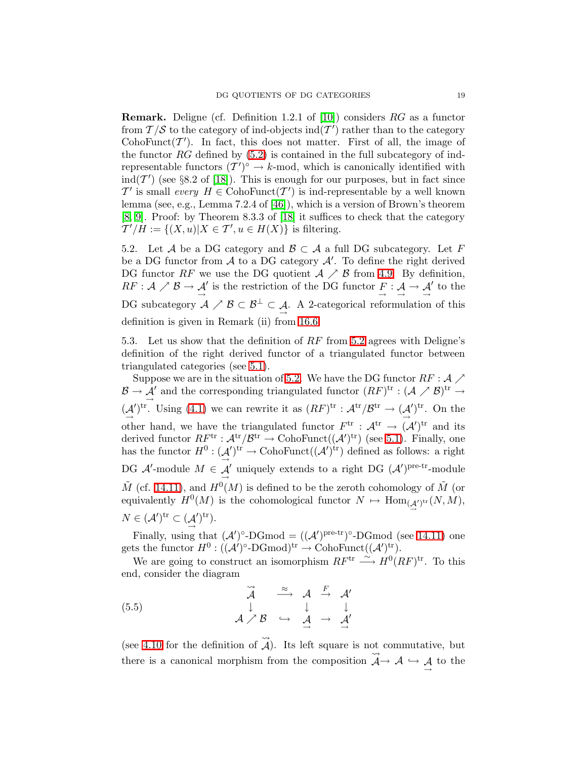**Remark.** Deligne (cf. Definition 1.2.1 of [10]) considers $RG$ as a functor from $\mathcal{T}/\mathcal{S}$ to the category of ind-objects $\operatorname{ind}(\mathcal{T}')$ rather than to the category $\operatorname{CohoFunct}(\mathcal{T}')$. In fact, this does not matter. First of all, the image of the functor $RG$ defined by (5.2) is contained in the full subcategory of ind-representable functors $(\mathcal{T}')^\circ \to k\text{-mod}$, which is canonically identified with $\operatorname{ind}(\mathcal{T}')$ (see §8.2 of [18]). This is enough for our purposes, but in fact since $\mathcal{T}'$ is small *every* $H \in \operatorname{CohoFunct}(\mathcal{T}')$ is ind-representable by a well known lemma (see, e.g., Lemma 7.2.4 of [46]), which is a version of Brown's theorem [8, 9]. Proof: by Theorem 8.3.3 of [18] it suffices to check that the category $\mathcal{T}'/H := \{(X,u) | X \in \mathcal{T}', u \in H(X)\}$ is filtering.

5.2. Let $\mathcal{A}$ be a DG category and $\mathcal{B} \subset \mathcal{A}$ a full DG subcategory. Let $F$ be a DG functor from $\mathcal{A}$ to a DG category $\mathcal{A}'$. To define the right derived DG functor $RF$ we use the DG quotient $\mathcal{A} \nearrow \mathcal{B}$ from 4.9. By definition, $RF : \mathcal{A} \nearrow \mathcal{B} \to \underset{\rightarrow}{\mathcal{A}'}$ is the restriction of the DG functor $\underset{\rightarrow}{F} : \underset{\rightarrow}{\mathcal{A}} \to \underset{\rightarrow}{\mathcal{A}'}$ to the DG subcategory $\mathcal{A} \nearrow \mathcal{B} \subset \mathcal{B}^\perp \subset \underset{\rightarrow}{\mathcal{A}}$. A 2-categorical reformulation of this definition is given in Remark (ii) from 16.6.

5.3. Let us show that the definition of $RF$ from 5.2 agrees with Deligne's definition of the right derived functor of a triangulated functor between triangulated categories (see 5.1).

Suppose we are in the situation of 5.2. We have the DG functor $RF : \mathcal{A} \nearrow \mathcal{B} \to \underset{\rightarrow}{\mathcal{A}'}$ and the corresponding triangulated functor $(RF)^{\mathrm{tr}} : (\mathcal{A} \nearrow \mathcal{B})^{\mathrm{tr}} \to (\underset{\rightarrow}{\mathcal{A}'})^{\mathrm{tr}}$. Using (4.1) we can rewrite it as $(RF)^{\mathrm{tr}} : \mathcal{A}^{\mathrm{tr}}/\mathcal{B}^{\mathrm{tr}} \to (\underset{\rightarrow}{\mathcal{A}'})^{\mathrm{tr}}$. On the other hand, we have the triangulated functor $F^{\mathrm{tr}} : \mathcal{A}^{\mathrm{tr}} \to (\mathcal{A}')^{\mathrm{tr}}$ and its derived functor $RF^{\mathrm{tr}} : \mathcal{A}^{\mathrm{tr}}/\mathcal{B}^{\mathrm{tr}} \to \operatorname{CohoFunct}((\mathcal{A}')^{\mathrm{tr}})$ (see 5.1). Finally, one has the functor $H^0 : (\underset{\rightarrow}{\mathcal{A}'})^{\mathrm{tr}} \to \operatorname{CohoFunct}((\mathcal{A}')^{\mathrm{tr}})$ defined as follows: a right DG $\mathcal{A}'$-module $M \in \underset{\rightarrow}{\mathcal{A}'}$ uniquely extends to a right DG $(\mathcal{A}')^{\text{pre-tr}}$-module $\tilde{M}$ (cf. 14.11), and $H^0(M)$ is defined to be the zeroth cohomology of $\tilde{M}$ (or equivalently $H^0(M)$ is the cohomological functor $N \mapsto \operatorname{Hom}_{(\underset{\rightarrow}{\mathcal{A}'})^{\mathrm{tr}}}(N, M)$, $N \in (\mathcal{A}')^{\mathrm{tr}} \subset (\underset{\rightarrow}{\mathcal{A}'})^{\mathrm{tr}}$).

Finally, using that $(\mathcal{A}')^\circ\text{-DGmod} = ((\mathcal{A}')^{\text{pre-tr}})^\circ\text{-DGmod}$ (see 14.11) one gets the functor $H^0 : ((\mathcal{A}')^\circ\text{-DGmod})^{\mathrm{tr}} \to \operatorname{CohoFunct}((\mathcal{A}')^{\mathrm{tr}})$.

We are going to construct an isomorphism $RF^{\mathrm{tr}} \xrightarrow{\sim} H^0(RF)^{\mathrm{tr}}$. To this end, consider the diagram

$$
\begin{array}{ccccc}
\overset{\leadsto}{\mathcal{A}} & \xrightarrow{\approx} & \mathcal{A} & \xrightarrow{F} & \mathcal{A}' \\
\downarrow & & \downarrow & & \downarrow \\
\mathcal{A} \nearrow \mathcal{B} & \hookrightarrow & \underset{\rightarrow}{\mathcal{A}} & \rightarrow & \underset{\rightarrow}{\mathcal{A}'}
\end{array}
\tag{5.5}
$$

(see 4.10 for the definition of $\overset{\leadsto}{\mathcal{A}}$). Its left square is not commutative, but there is a canonical morphism from the composition $\overset{\leadsto}{\mathcal{A}} \to \mathcal{A} \hookrightarrow \underset{\rightarrow}{\mathcal{A}}$ to the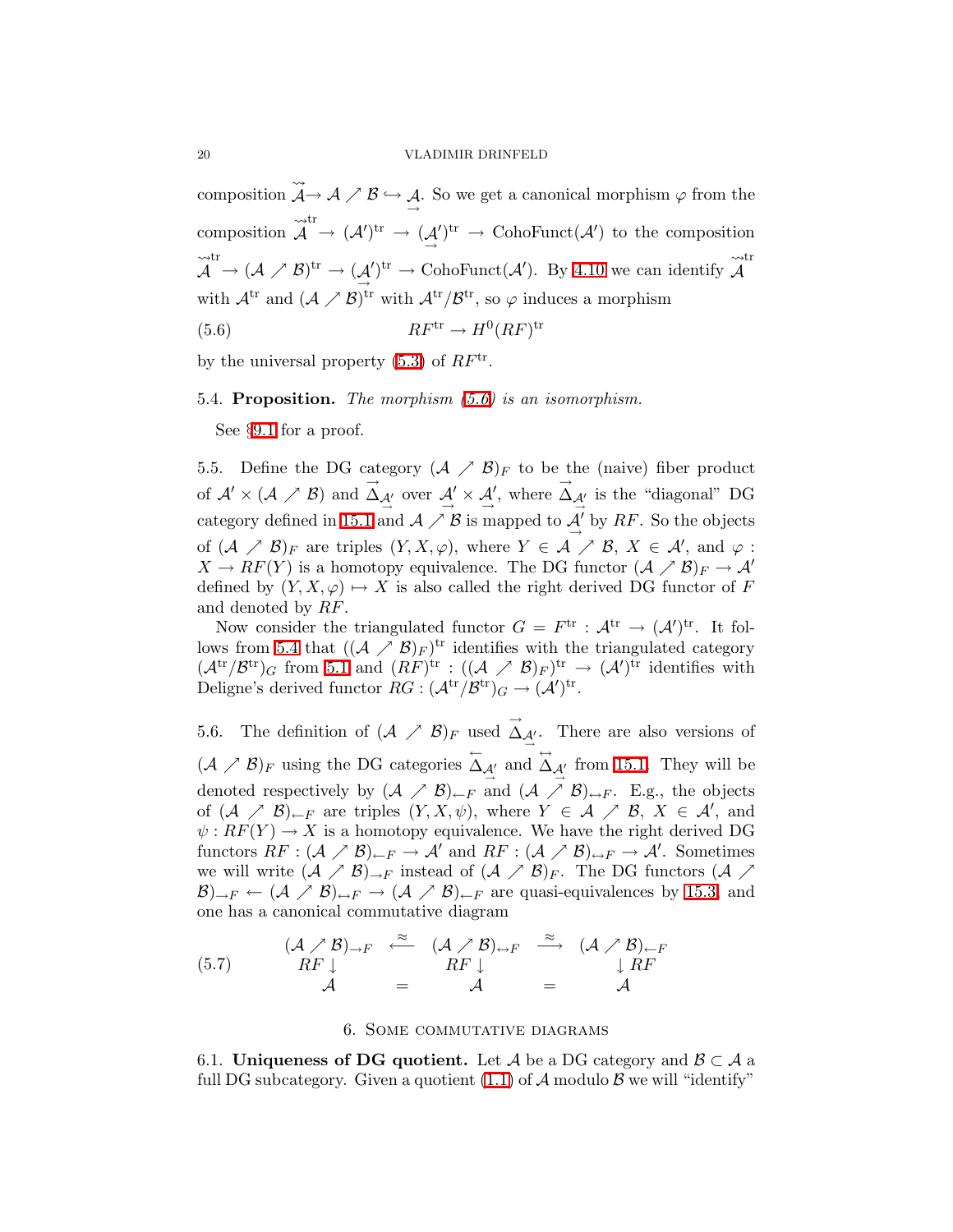composition $\overset{\rightsquigarrow}{\mathcal{A}} \to \mathcal{A} \nearrow \mathcal{B} \hookrightarrow \underset{\to}{\mathcal{A}}$. So we get a canonical morphism $\varphi$ from the composition $\overset{\rightsquigarrow}{\mathcal{A}}^{\mathrm{tr}} \to (\mathcal{A}')^{\mathrm{tr}} \to (\underset{\to}{\mathcal{A}'})^{\mathrm{tr}} \to \mathrm{CohoFunct}(\mathcal{A}')$ to the composition $\overset{\rightsquigarrow}{\mathcal{A}}^{\mathrm{tr}} \to (\mathcal{A} \nearrow \mathcal{B})^{\mathrm{tr}} \to (\underset{\to}{\mathcal{A}'})^{\mathrm{tr}} \to \mathrm{CohoFunct}(\mathcal{A}')$. By 4.10 we can identify $\overset{\rightsquigarrow}{\mathcal{A}}^{\mathrm{tr}}$ with $\mathcal{A}^{\mathrm{tr}}$ and $(\mathcal{A} \nearrow \mathcal{B})^{\mathrm{tr}}$ with $\mathcal{A}^{\mathrm{tr}}/\mathcal{B}^{\mathrm{tr}}$, so $\varphi$ induces a morphism

$$RF^{\mathrm{tr}} \to H^0(RF)^{\mathrm{tr}} \tag{5.6}$$

by the universal property (5.3) of $RF^{\mathrm{tr}}$.

5.4. **Proposition.** *The morphism (5.6) is an isomorphism.*

See §9.1 for a proof.

5.5. Define the DG category $(\mathcal{A} \nearrow \mathcal{B})_F$ to be the (naive) fiber product of $\mathcal{A}' \times (\mathcal{A} \nearrow \mathcal{B})$ and $\overset{\to}{\Delta}_{\underset{\to}{\mathcal{A}'}}$ over $\underset{\to}{\mathcal{A}'} \times \underset{\to}{\mathcal{A}'}$, where $\overset{\to}{\Delta}_{\underset{\to}{\mathcal{A}'}}$ is the "diagonal" DG category defined in 15.1 and $\mathcal{A} \nearrow \mathcal{B}$ is mapped to $\underset{\to}{\mathcal{A}'}$ by $RF$. So the objects of $(\mathcal{A} \nearrow \mathcal{B})_F$ are triples $(Y, X, \varphi)$, where $Y \in \mathcal{A} \nearrow \mathcal{B}$, $X \in \mathcal{A}'$, and $\varphi : X \to RF(Y)$ is a homotopy equivalence. The DG functor $(\mathcal{A} \nearrow \mathcal{B})_F \to \mathcal{A}'$ defined by $(Y, X, \varphi) \mapsto X$ is also called the right derived DG functor of $F$ and denoted by $RF$.

Now consider the triangulated functor $G = F^{\mathrm{tr}} : \mathcal{A}^{\mathrm{tr}} \to (\mathcal{A}')^{\mathrm{tr}}$. It follows from 5.4 that $((\mathcal{A} \nearrow \mathcal{B})_F)^{\mathrm{tr}}$ identifies with the triangulated category $(\mathcal{A}^{\mathrm{tr}}/\mathcal{B}^{\mathrm{tr}})_G$ from 5.1 and $(RF)^{\mathrm{tr}} : ((\mathcal{A} \nearrow \mathcal{B})_F)^{\mathrm{tr}} \to (\mathcal{A}')^{\mathrm{tr}}$ identifies with Deligne's derived functor $RG : (\mathcal{A}^{\mathrm{tr}}/\mathcal{B}^{\mathrm{tr}})_G \to (\mathcal{A}')^{\mathrm{tr}}$.

5.6. The definition of $(\mathcal{A} \nearrow \mathcal{B})_F$ used $\overset{\to}{\Delta}_{\underset{\to}{\mathcal{A}'}}$. There are also versions of $(\mathcal{A} \nearrow \mathcal{B})_F$ using the DG categories $\overset{\leftarrow}{\Delta}_{\underset{\to}{\mathcal{A}'}}$ and $\overset{\leftrightarrow}{\Delta}_{\underset{\to}{\mathcal{A}'}}$ from 15.1. They will be denoted respectively by $(\mathcal{A} \nearrow \mathcal{B})_{\leftarrow F}$ and $(\mathcal{A} \nearrow \mathcal{B})_{\leftrightarrow F}$. E.g., the objects of $(\mathcal{A} \nearrow \mathcal{B})_{\leftarrow F}$ are triples $(Y, X, \psi)$, where $Y \in \mathcal{A} \nearrow \mathcal{B}$, $X \in \mathcal{A}'$, and $\psi : RF(Y) \to X$ is a homotopy equivalence. We have the right derived DG functors $RF : (\mathcal{A} \nearrow \mathcal{B})_{\leftarrow F} \to \mathcal{A}'$ and $RF : (\mathcal{A} \nearrow \mathcal{B})_{\leftrightarrow F} \to \mathcal{A}'$. Sometimes we will write $(\mathcal{A} \nearrow \mathcal{B})_{\to F}$ instead of $(\mathcal{A} \nearrow \mathcal{B})_F$. The DG functors $(\mathcal{A} \nearrow \mathcal{B})_{\to F} \leftarrow (\mathcal{A} \nearrow \mathcal{B})_{\leftrightarrow F} \to (\mathcal{A} \nearrow \mathcal{B})_{\leftarrow F}$ are quasi-equivalences by 15.3, and one has a canonical commutative diagram

$$\begin{array}{ccccc} (\mathcal{A} \nearrow \mathcal{B})_{\to F} & \overset{\approx}{\longleftarrow} & (\mathcal{A} \nearrow \mathcal{B})_{\leftrightarrow F} & \overset{\approx}{\longrightarrow} & (\mathcal{A} \nearrow \mathcal{B})_{\leftarrow F} \\ RF \downarrow & & RF \downarrow & & \downarrow RF \\ \mathcal{A} & = & \mathcal{A} & = & \mathcal{A} \end{array} \tag{5.7}$$

## 6. Some commutative diagrams

6.1. **Uniqueness of DG quotient.** Let $\mathcal{A}$ be a DG category and $\mathcal{B} \subset \mathcal{A}$ a full DG subcategory. Given a quotient (1.1) of $\mathcal{A}$ modulo $\mathcal{B}$ we will "identify"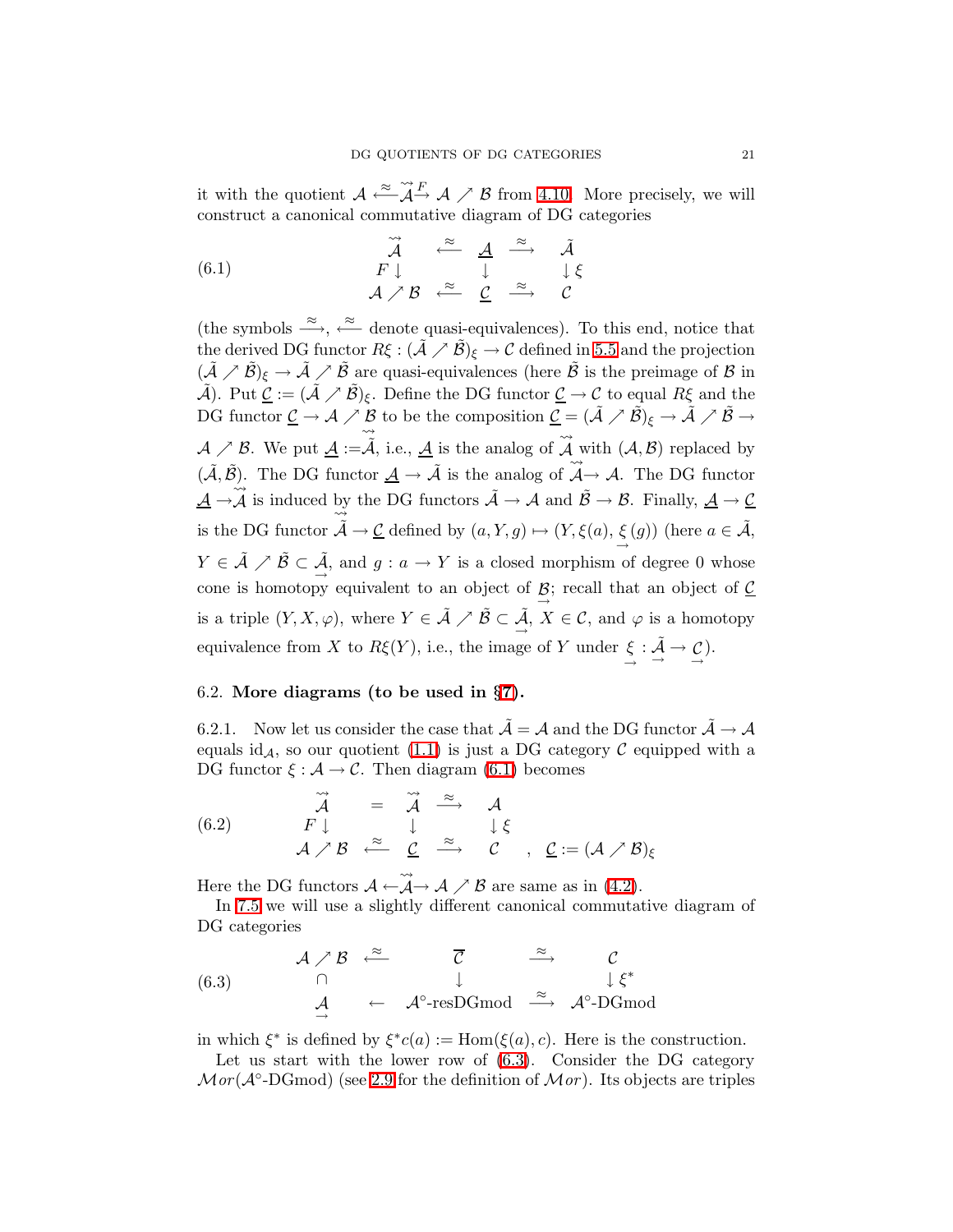it with the quotient $\mathcal{A} \stackrel{\approx}{\longleftarrow} \overset{\rightsquigarrow}{\mathcal{A}} \stackrel{F}{\to} \mathcal{A} \nearrow \mathcal{B}$ from 4.10. More precisely, we will construct a canonical commutative diagram of DG categories

$$\begin{array}{ccccc} \overset{\rightsquigarrow}{\mathcal{A}} & \stackrel{\approx}{\longleftarrow} & \underline{\mathcal{A}} & \stackrel{\approx}{\longrightarrow} & \tilde{\mathcal{A}} \\ F\downarrow & & \downarrow & & \downarrow \xi \\ \mathcal{A}\nearrow\mathcal{B} & \stackrel{\approx}{\longleftarrow} & \underline{\mathcal{C}} & \stackrel{\approx}{\longrightarrow} & \mathcal{C} \end{array} \tag{6.1}$$

(the symbols $\stackrel{\approx}{\longrightarrow}$, $\stackrel{\approx}{\longleftarrow}$ denote quasi-equivalences). To this end, notice that the derived DG functor $R\xi : (\tilde{\mathcal{A}} \nearrow \tilde{\mathcal{B}})_\xi \to \mathcal{C}$ defined in 5.5 and the projection $(\tilde{\mathcal{A}} \nearrow \tilde{\mathcal{B}})_\xi \to \tilde{\mathcal{A}} \nearrow \tilde{\mathcal{B}}$ are quasi-equivalences (here $\tilde{\mathcal{B}}$ is the preimage of $\mathcal{B}$ in $\tilde{\mathcal{A}}$). Put $\underline{\mathcal{C}} := (\tilde{\mathcal{A}} \nearrow \tilde{\mathcal{B}})_\xi$. Define the DG functor $\underline{\mathcal{C}} \to \mathcal{C}$ to equal $R\xi$ and the DG functor $\underline{\mathcal{C}} \to \mathcal{A} \nearrow \mathcal{B}$ to be the composition $\underline{\mathcal{C}} = (\tilde{\mathcal{A}} \nearrow \tilde{\mathcal{B}})_\xi \to \tilde{\mathcal{A}} \nearrow \tilde{\mathcal{B}} \to \mathcal{A} \nearrow \mathcal{B}$. We put $\underline{\mathcal{A}} := \overset{\rightsquigarrow}{\tilde{\mathcal{A}}}$, i.e., $\underline{\mathcal{A}}$ is the analog of $\overset{\rightsquigarrow}{\mathcal{A}}$ with $(\mathcal{A}, \mathcal{B})$ replaced by $(\tilde{\mathcal{A}}, \tilde{\mathcal{B}})$. The DG functor $\underline{\mathcal{A}} \to \tilde{\mathcal{A}}$ is the analog of $\overset{\rightsquigarrow}{\mathcal{A}} \to \mathcal{A}$. The DG functor $\underline{\mathcal{A}} \to \overset{\rightsquigarrow}{\mathcal{A}}$ is induced by the DG functors $\tilde{\mathcal{A}} \to \mathcal{A}$ and $\tilde{\mathcal{B}} \to \mathcal{B}$. Finally, $\underline{\mathcal{A}} \to \underline{\mathcal{C}}$ is the DG functor $\overset{\rightsquigarrow}{\tilde{\mathcal{A}}} \to \underline{\mathcal{C}}$ defined by $(a, Y, g) \mapsto (Y, \xi(a), \underset{\to}{\xi}(g))$ (here $a \in \tilde{\mathcal{A}}$, $Y \in \tilde{\mathcal{A}} \nearrow \tilde{\mathcal{B}} \subset \underset{\to}{\tilde{\mathcal{A}}}$, and $g : a \to Y$ is a closed morphism of degree 0 whose cone is homotopy equivalent to an object of $\underset{\to}{\mathcal{B}}$; recall that an object of $\underline{\mathcal{C}}$ is a triple $(Y, X, \varphi)$, where $Y \in \tilde{\mathcal{A}} \nearrow \tilde{\mathcal{B}} \subset \underset{\to}{\tilde{\mathcal{A}}}$, $X \in \mathcal{C}$, and $\varphi$ is a homotopy equivalence from $X$ to $R\xi(Y)$, i.e., the image of $Y$ under $\underset{\to}{\xi} : \underset{\to}{\tilde{\mathcal{A}}} \to \underset{\to}{\mathcal{C}}$).

## 6.2. More diagrams (to be used in §7).

6.2.1. Now let us consider the case that $\tilde{\mathcal{A}} = \mathcal{A}$ and the DG functor $\tilde{\mathcal{A}} \to \mathcal{A}$ equals $\mathrm{id}_{\mathcal{A}}$, so our quotient (1.1) is just a DG category $\mathcal{C}$ equipped with a DG functor $\xi : \mathcal{A} \to \mathcal{C}$. Then diagram (6.1) becomes

$$\begin{array}{ccccc} \overset{\rightsquigarrow}{\mathcal{A}} & = & \overset{\rightsquigarrow}{\mathcal{A}} & \stackrel{\approx}{\longrightarrow} & \mathcal{A} \\ F\downarrow & & \downarrow & & \downarrow \xi \\ \mathcal{A}\nearrow\mathcal{B} & \stackrel{\approx}{\longleftarrow} & \underline{\mathcal{C}} & \stackrel{\approx}{\longrightarrow} & \mathcal{C} \end{array} \quad , \quad \underline{\mathcal{C}} := (\mathcal{A} \nearrow \mathcal{B})_\xi \tag{6.2}$$

Here the DG functors $\mathcal{A} \leftarrow \overset{\rightsquigarrow}{\mathcal{A}} \to \mathcal{A} \nearrow \mathcal{B}$ are same as in (4.2).

In 7.5 we will use a slightly different canonical commutative diagram of DG categories

$$\begin{array}{ccccc} \mathcal{A}\nearrow\mathcal{B} & \stackrel{\approx}{\longleftarrow} & \overline{\mathcal{C}} & \stackrel{\approx}{\longrightarrow} & \mathcal{C} \\ \cap & & \downarrow & & \downarrow \xi^* \\ \underset{\to}{\mathcal{A}} & \leftarrow & \mathcal{A}^\circ\text{-resDGmod} & \stackrel{\approx}{\longrightarrow} & \mathcal{A}^\circ\text{-DGmod} \end{array} \tag{6.3}$$

in which $\xi^*$ is defined by $\xi^* c(a) := \mathrm{Hom}(\xi(a), c)$. Here is the construction.

Let us start with the lower row of (6.3). Consider the DG category $\mathcal{M}or(\mathcal{A}^\circ\text{-DGmod})$ (see 2.9 for the definition of $\mathcal{M}or$). Its objects are triples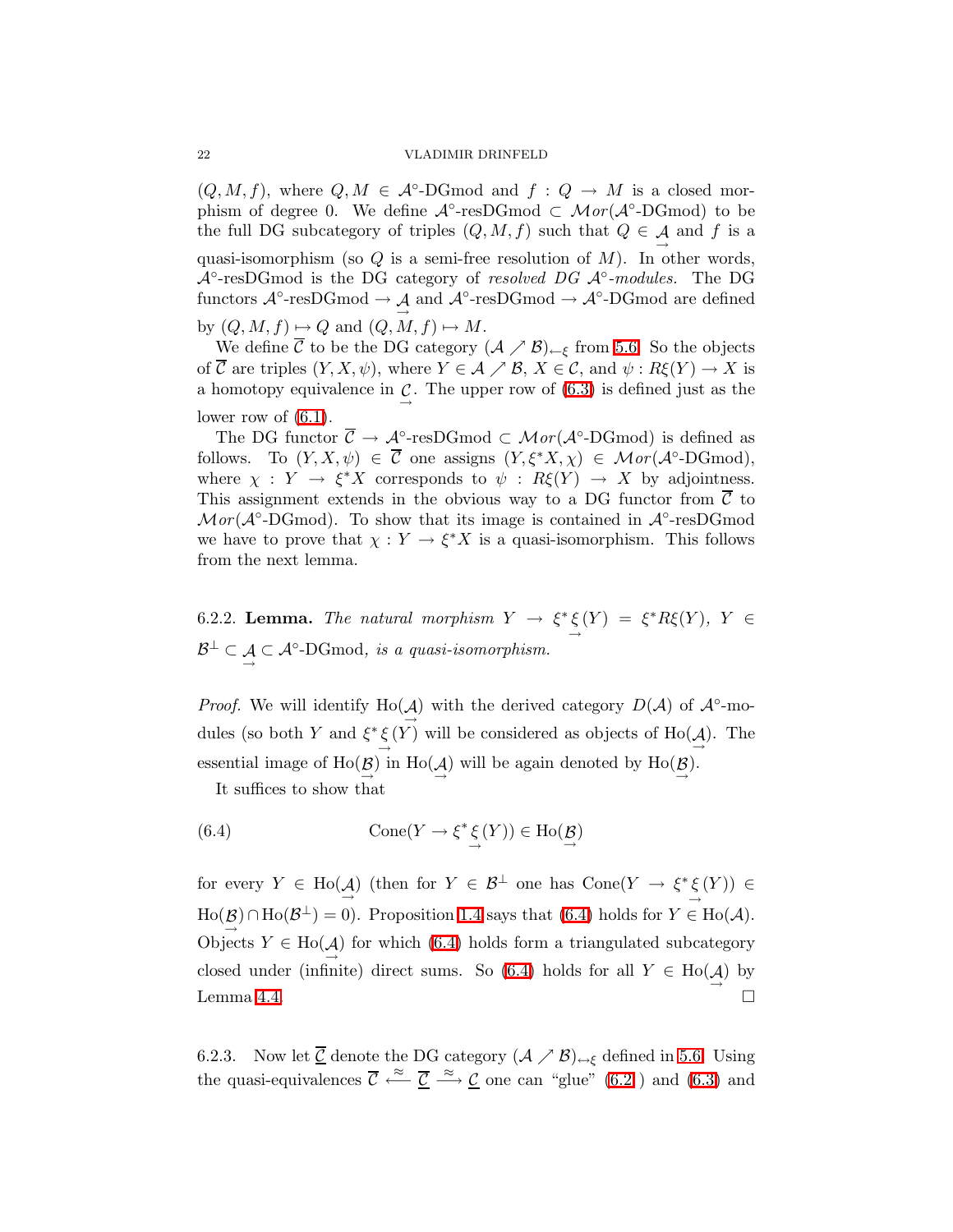$(Q, M, f)$, where $Q, M \in \mathcal{A}^\circ$-DGmod and $f : Q \to M$ is a closed morphism of degree 0. We define $\mathcal{A}^\circ$-resDGmod $\subset \mathcal{M}or(\mathcal{A}^\circ\text{-DGmod})$ to be the full DG subcategory of triples $(Q, M, f)$ such that $Q \in \underset{\to}{\mathcal{A}}$ and $f$ is a quasi-isomorphism (so $Q$ is a semi-free resolution of $M$). In other words, $\mathcal{A}^\circ$-resDGmod is the DG category of *resolved DG $\mathcal{A}^\circ$-modules.* The DG functors $\mathcal{A}^\circ\text{-resDGmod} \to \underset{\to}{\mathcal{A}}$ and $\mathcal{A}^\circ\text{-resDGmod} \to \mathcal{A}^\circ\text{-DGmod}$ are defined by $(Q, M, f) \mapsto Q$ and $(Q, M, f) \mapsto M$.

We define $\overline{\mathcal{C}}$ to be the DG category $(\mathcal{A} \nearrow \mathcal{B})_{\leftarrow \xi}$ from 5.6. So the objects of $\overline{\mathcal{C}}$ are triples $(Y, X, \psi)$, where $Y \in \mathcal{A} \nearrow \mathcal{B}$, $X \in \mathcal{C}$, and $\psi : R\xi(Y) \to X$ is a homotopy equivalence in $\underset{\to}{\mathcal{C}}$. The upper row of (6.3) is defined just as the lower row of (6.1).

The DG functor $\overline{\mathcal{C}} \to \mathcal{A}^\circ\text{-resDGmod} \subset \mathcal{M}or(\mathcal{A}^\circ\text{-DGmod})$ is defined as follows. To $(Y, X, \psi) \in \overline{\mathcal{C}}$ one assigns $(Y, \xi^* X, \chi) \in \mathcal{M}or(\mathcal{A}^\circ\text{-DGmod})$, where $\chi : Y \to \xi^* X$ corresponds to $\psi : R\xi(Y) \to X$ by adjointness. This assignment extends in the obvious way to a DG functor from $\overline{\mathcal{C}}$ to $\mathcal{M}or(\mathcal{A}^\circ\text{-DGmod})$. To show that its image is contained in $\mathcal{A}^\circ$-resDGmod we have to prove that $\chi : Y \to \xi^* X$ is a quasi-isomorphism. This follows from the next lemma.

6.2.2. **Lemma.** *The natural morphism $Y \to \xi^* \underset{\to}{\xi}(Y) = \xi^* R\xi(Y)$, $Y \in \mathcal{B}^\perp \subset \underset{\to}{\mathcal{A}} \subset \mathcal{A}^\circ\text{-DGmod}$, is a quasi-isomorphism.*

*Proof.* We will identify $\mathrm{Ho}(\underset{\to}{\mathcal{A}})$ with the derived category $D(\mathcal{A})$ of $\mathcal{A}^\circ$-modules (so both $Y$ and $\xi^* \underset{\to}{\xi}(Y)$ will be considered as objects of $\mathrm{Ho}(\underset{\to}{\mathcal{A}})$. The essential image of $\mathrm{Ho}(\underset{\to}{\mathcal{B}})$ in $\mathrm{Ho}(\underset{\to}{\mathcal{A}})$ will be again denoted by $\mathrm{Ho}(\underset{\to}{\mathcal{B}})$.

It suffices to show that

$$\mathrm{Cone}(Y \to \xi^* \underset{\to}{\xi}(Y)) \in \mathrm{Ho}(\underset{\to}{\mathcal{B}}) \tag{6.4}$$

for every $Y \in \mathrm{Ho}(\underset{\to}{\mathcal{A}})$ (then for $Y \in \mathcal{B}^\perp$ one has $\mathrm{Cone}(Y \to \xi^* \underset{\to}{\xi}(Y)) \in \mathrm{Ho}(\underset{\to}{\mathcal{B}}) \cap \mathrm{Ho}(\mathcal{B}^\perp) = 0$). Proposition 1.4 says that (6.4) holds for $Y \in \mathrm{Ho}(\mathcal{A})$. Objects $Y \in \mathrm{Ho}(\underset{\to}{\mathcal{A}})$ for which (6.4) holds form a triangulated subcategory closed under (infinite) direct sums. So (6.4) holds for all $Y \in \mathrm{Ho}(\underset{\to}{\mathcal{A}})$ by Lemma 4.4. $\square$

6.2.3. Now let $\underline{\overline{\mathcal{C}}}$ denote the DG category $(\mathcal{A} \nearrow \mathcal{B})_{\leftrightarrow \xi}$ defined in 5.6. Using the quasi-equivalences $\overline{\mathcal{C}} \overset{\approx}{\longleftarrow} \underline{\overline{\mathcal{C}}} \overset{\approx}{\longrightarrow} \underline{\mathcal{C}}$ one can "glue" (6.2) and (6.3) and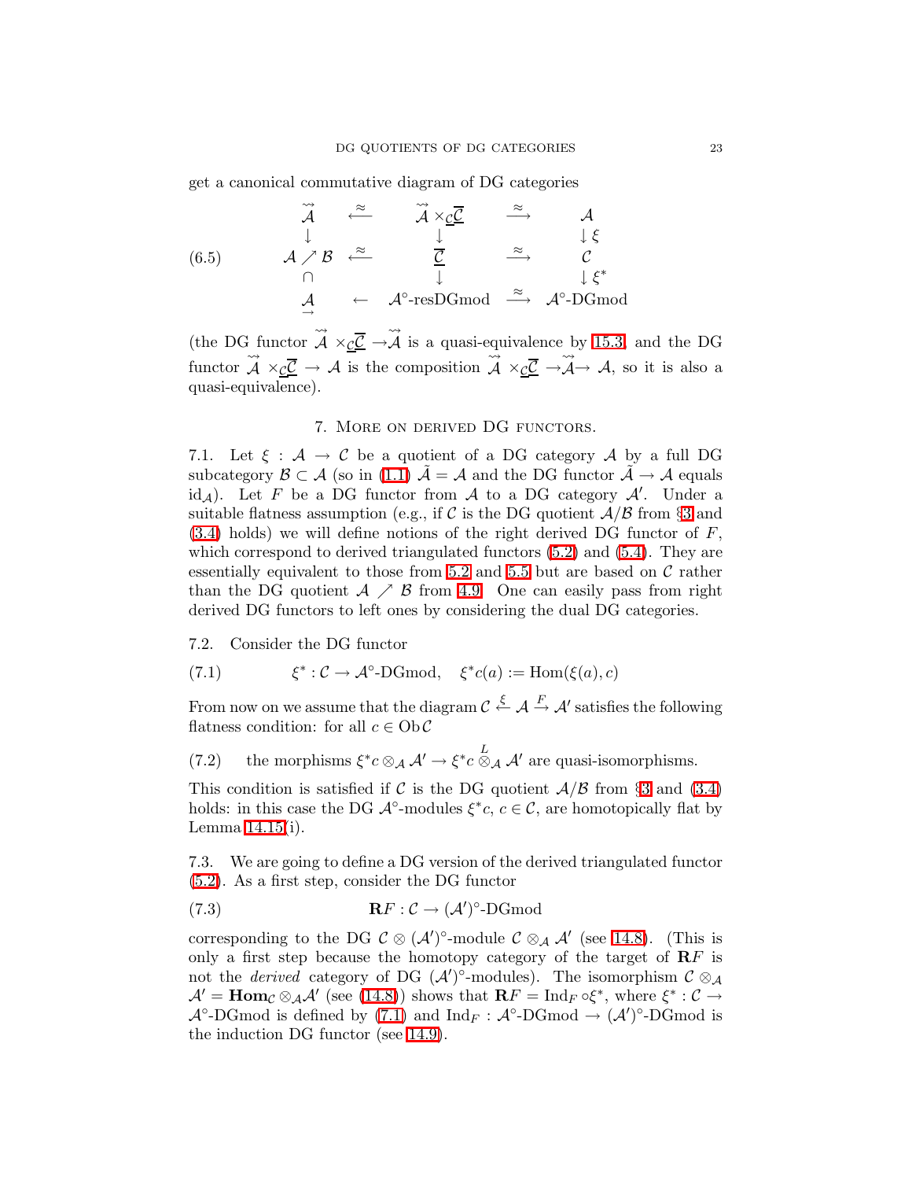get a canonical commutative diagram of DG categories

$$
\begin{array}{ccccc}
\overset{\leadsto}{\mathcal{A}} & \overset{\approx}{\longleftarrow} & \overset{\leadsto}{\mathcal{A}} \times_{\underline{\mathcal{C}}} \overline{\underline{\mathcal{C}}} & \overset{\approx}{\longrightarrow} & \mathcal{A} \\
\downarrow & & \downarrow & & \downarrow \xi \\
\mathcal{A} \nearrow \mathcal{B} & \overset{\approx}{\longleftarrow} & \overline{\underline{\mathcal{C}}} & \overset{\approx}{\longrightarrow} & \mathcal{C} \\
\cap & & \downarrow & & \downarrow \xi^* \\
\underset{\rightarrow}{\mathcal{A}} & \longleftarrow & \mathcal{A}^{\circ}\text{-resDGmod} & \overset{\approx}{\longrightarrow} & \mathcal{A}^{\circ}\text{-DGmod}
\end{array}
\tag{6.5}
$$

(the DG functor $\overset{\leadsto}{\mathcal{A}} \times_{\underline{\mathcal{C}}} \overline{\underline{\mathcal{C}}} \to \overset{\leadsto}{\mathcal{A}}$ is a quasi-equivalence by 15.3, and the DG functor $\overset{\leadsto}{\mathcal{A}} \times_{\underline{\mathcal{C}}} \overline{\underline{\mathcal{C}}} \to \mathcal{A}$ is the composition $\overset{\leadsto}{\mathcal{A}} \times_{\underline{\mathcal{C}}} \overline{\underline{\mathcal{C}}} \to \overset{\leadsto}{\mathcal{A}} \to \mathcal{A}$, so it is also a quasi-equivalence).

## 7. More on derived DG functors.

7.1. Let $\xi : \mathcal{A} \to \mathcal{C}$ be a quotient of a DG category $\mathcal{A}$ by a full DG subcategory $\mathcal{B} \subset \mathcal{A}$ (so in (1.1) $\tilde{\mathcal{A}} = \mathcal{A}$ and the DG functor $\tilde{\mathcal{A}} \to \mathcal{A}$ equals $\mathrm{id}_{\mathcal{A}}$). Let $F$ be a DG functor from $\mathcal{A}$ to a DG category $\mathcal{A}'$. Under a suitable flatness assumption (e.g., if $\mathcal{C}$ is the DG quotient $\mathcal{A}/\mathcal{B}$ from §3 and (3.4) holds) we will define notions of the right derived DG functor of $F$, which correspond to derived triangulated functors (5.2) and (5.4). They are essentially equivalent to those from 5.2 and 5.5 but are based on $\mathcal{C}$ rather than the DG quotient $\mathcal{A} \nearrow \mathcal{B}$ from 4.9. One can easily pass from right derived DG functors to left ones by considering the dual DG categories.

7.2. Consider the DG functor

$$
\xi^* : \mathcal{C} \to \mathcal{A}^{\circ}\text{-DGmod}, \quad \xi^* c(a) := \mathrm{Hom}(\xi(a), c)
\tag{7.1}
$$

From now on we assume that the diagram $\mathcal{C} \overset{\xi}{\leftarrow} \mathcal{A} \overset{F}{\rightarrow} \mathcal{A}'$ satisfies the following flatness condition: for all $c \in \mathrm{Ob}\,\mathcal{C}$

$$
\text{the morphisms } \xi^* c \otimes_{\mathcal{A}} \mathcal{A}' \to \xi^* c \overset{L}{\otimes}_{\mathcal{A}} \mathcal{A}' \text{ are quasi-isomorphisms.}
\tag{7.2}
$$

This condition is satisfied if $\mathcal{C}$ is the DG quotient $\mathcal{A}/\mathcal{B}$ from §3 and (3.4) holds: in this case the DG $\mathcal{A}^{\circ}$-modules $\xi^* c$, $c \in \mathcal{C}$, are homotopically flat by Lemma 14.15(i).

7.3. We are going to define a DG version of the derived triangulated functor (5.2). As a first step, consider the DG functor

$$
\mathbf{R}F : \mathcal{C} \to (\mathcal{A}')^{\circ}\text{-DGmod}
\tag{7.3}
$$

corresponding to the DG $\mathcal{C} \otimes (\mathcal{A}')^{\circ}$-module $\mathcal{C} \otimes_{\mathcal{A}} \mathcal{A}'$ (see 14.8). (This is only a first step because the homotopy category of the target of $\mathbf{R}F$ is not the *derived* category of DG $(\mathcal{A}')^{\circ}$-modules). The isomorphism $\mathcal{C} \otimes_{\mathcal{A}} \mathcal{A}' = \mathbf{Hom}_{\mathcal{C}} \otimes_{\mathcal{A}} \mathcal{A}'$ (see (14.8)) shows that $\mathbf{R}F = \mathrm{Ind}_F \circ \xi^*$, where $\xi^* : \mathcal{C} \to \mathcal{A}^{\circ}\text{-DGmod}$ is defined by (7.1) and $\mathrm{Ind}_F : \mathcal{A}^{\circ}\text{-DGmod} \to (\mathcal{A}')^{\circ}\text{-DGmod}$ is the induction DG functor (see 14.9).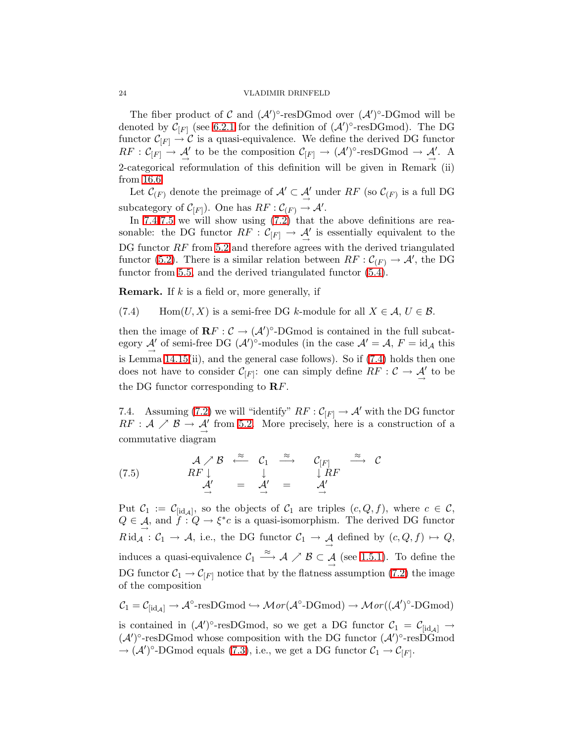The fiber product of $\mathcal{C}$ and $(\mathcal{A}')^\circ$-resDGmod over $(\mathcal{A}')^\circ$-DGmod will be denoted by $\mathcal{C}_{[F]}$ (see 6.2.1 for the definition of $(\mathcal{A}')^\circ$-resDGmod). The DG functor $\mathcal{C}_{[F]} \to \mathcal{C}$ is a quasi-equivalence. We define the derived DG functor $RF : \mathcal{C}_{[F]} \to \underset{\to}{\mathcal{A}'}$ to be the composition $\mathcal{C}_{[F]} \to (\mathcal{A}')^\circ\text{-resDGmod} \to \underset{\to}{\mathcal{A}'}$. A 2-categorical reformulation of this definition will be given in Remark (ii) from 16.6.

Let $\mathcal{C}_{(F)}$ denote the preimage of $\mathcal{A}' \subset \underset{\to}{\mathcal{A}'}$ under $RF$ (so $\mathcal{C}_{(F)}$ is a full DG subcategory of $\mathcal{C}_{[F]}$). One has $RF : \mathcal{C}_{(F)} \to \mathcal{A}'$.

In 7.4-7.5 we will show using (7.2) that the above definitions are reasonable: the DG functor $RF : \mathcal{C}_{[F]} \to \underset{\to}{\mathcal{A}'}$ is essentially equivalent to the DG functor $RF$ from 5.2 and therefore agrees with the derived triangulated functor (5.2). There is a similar relation between $RF : \mathcal{C}_{(F)} \to \mathcal{A}'$, the DG functor from 5.5, and the derived triangulated functor (5.4).

**Remark.** If $k$ is a field or, more generally, if

$$\text{(7.4)} \qquad \operatorname{Hom}(U, X) \text{ is a semi-free DG } k\text{-module for all } X \in \mathcal{A},\ U \in \mathcal{B}.$$

then the image of $\mathbf{R}F : \mathcal{C} \to (\mathcal{A}')^\circ\text{-DGmod}$ is contained in the full subcategory $\underset{\to}{\mathcal{A}'}$ of semi-free DG $(\mathcal{A}')^\circ$-modules (in the case $\mathcal{A}' = \mathcal{A}$, $F = \mathrm{id}_{\mathcal{A}}$ this is Lemma 14.15(ii), and the general case follows). So if (7.4) holds then one does not have to consider $\mathcal{C}_{[F]}$: one can simply define $RF : \mathcal{C} \to \underset{\to}{\mathcal{A}'}$ to be the DG functor corresponding to $\mathbf{R}F$.

7.4. Assuming (7.2) we will "identify" $RF : \mathcal{C}_{[F]} \to \mathcal{A}'$ with the DG functor $RF : \mathcal{A} \nearrow \mathcal{B} \to \underset{\to}{\mathcal{A}'}$ from 5.2. More precisely, here is a construction of a commutative diagram

$$\text{(7.5)} \qquad \begin{array}{ccccccc} \mathcal{A} \nearrow \mathcal{B} & \xleftarrow{\approx} & \mathcal{C}_1 & \xrightarrow{\approx} & \mathcal{C}_{[F]} & \xrightarrow{\approx} & \mathcal{C} \\ RF \downarrow & & \downarrow & & \downarrow RF & & \\ \underset{\to}{\mathcal{A}'} & = & \underset{\to}{\mathcal{A}'} & = & \underset{\to}{\mathcal{A}'} & & \end{array}$$

Put $\mathcal{C}_1 := \mathcal{C}_{[\mathrm{id}_{\mathcal{A}}]}$, so the objects of $\mathcal{C}_1$ are triples $(c, Q, f)$, where $c \in \mathcal{C}$, $Q \in \underset{\to}{\mathcal{A}}$, and $f : Q \to \xi^* c$ is a quasi-isomorphism. The derived DG functor $R\,\mathrm{id}_{\mathcal{A}} : \mathcal{C}_1 \to \mathcal{A}$, i.e., the DG functor $\mathcal{C}_1 \to \underset{\to}{\mathcal{A}}$ defined by $(c, Q, f) \mapsto Q$, induces a quasi-equivalence $\mathcal{C}_1 \xrightarrow{\approx} \mathcal{A} \nearrow \mathcal{B} \subset \underset{\to}{\mathcal{A}}$ (see 1.5.1). To define the DG functor $\mathcal{C}_1 \to \mathcal{C}_{[F]}$ notice that by the flatness assumption (7.2) the image of the composition

$$\mathcal{C}_1 = \mathcal{C}_{[\mathrm{id}_{\mathcal{A}}]} \to \mathcal{A}^\circ\text{-resDGmod} \hookrightarrow \mathcal{M}or(\mathcal{A}^\circ\text{-DGmod}) \to \mathcal{M}or((\mathcal{A}')^\circ\text{-DGmod})$$

is contained in $(\mathcal{A}')^\circ$-resDGmod, so we get a DG functor $\mathcal{C}_1 = \mathcal{C}_{[\mathrm{id}_{\mathcal{A}}]} \to (\mathcal{A}')^\circ$-resDGmod whose composition with the DG functor $(\mathcal{A}')^\circ$-resDGmod $\to (\mathcal{A}')^\circ$-DGmod equals (7.3), i.e., we get a DG functor $\mathcal{C}_1 \to \mathcal{C}_{[F]}$.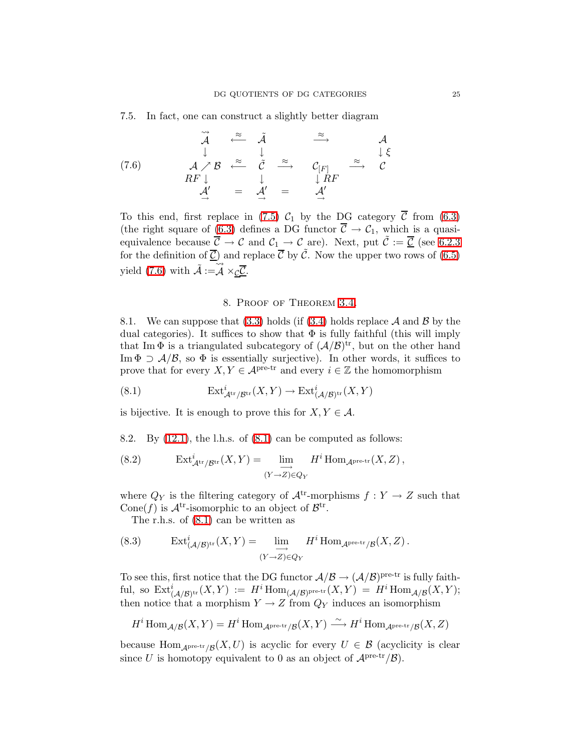7.5. In fact, one can construct a slightly better diagram

$$
\begin{array}{ccccccc}
\tilde{\overrightarrow{\mathcal{A}}} & \overset{\approx}{\longleftarrow} & \tilde{\mathcal{A}} & & \overset{\approx}{\longrightarrow} & & \mathcal{A} \\
\downarrow & & \downarrow & & & & \downarrow \xi \\
\mathcal{A} \nearrow \mathcal{B} & \overset{\approx}{\longleftarrow} & \tilde{\mathcal{C}} & \overset{\approx}{\longrightarrow} & \mathcal{C}_{[F]} & \overset{\approx}{\longrightarrow} & \mathcal{C} \\
RF \downarrow & & \downarrow & & \downarrow RF & & \\
\underset{\rightarrow}{\mathcal{A}'} & = & \underset{\rightarrow}{\mathcal{A}'} & = & \underset{\rightarrow}{\mathcal{A}'} & &
\end{array}
\tag{7.6}
$$

To this end, first replace in (7.5) $\mathcal{C}_1$ by the DG category $\overline{\mathcal{C}}$ from (6.3) (the right square of (6.3) defines a DG functor $\overline{\mathcal{C}} \to \mathcal{C}_1$, which is a quasi-equivalence because $\overline{\mathcal{C}} \to \mathcal{C}$ and $\mathcal{C}_1 \to \mathcal{C}$ are). Next, put $\tilde{\mathcal{C}} := \underline{\overline{\mathcal{C}}}$ (see 6.2.3 for the definition of $\underline{\overline{\mathcal{C}}}$) and replace $\overline{\mathcal{C}}$ by $\tilde{\mathcal{C}}$. Now the upper two rows of (6.5) yield (7.6) with $\tilde{\mathcal{A}} := \tilde{\overrightarrow{\mathcal{A}}} \times_{\underline{\mathcal{C}}} \underline{\overline{\mathcal{C}}}$.

## 8. Proof of Theorem 3.4

8.1. We can suppose that (3.3) holds (if (3.4) holds replace $\mathcal{A}$ and $\mathcal{B}$ by the dual categories). It suffices to show that $\Phi$ is fully faithful (this will imply that $\operatorname{Im}\Phi$ is a triangulated subcategory of $(\mathcal{A}/\mathcal{B})^{\mathrm{tr}}$, but on the other hand $\operatorname{Im}\Phi \supset \mathcal{A}/\mathcal{B}$, so $\Phi$ is essentially surjective). In other words, it suffices to prove that for every $X, Y \in \mathcal{A}^{\text{pre-tr}}$ and every $i \in \mathbb{Z}$ the homomorphism

$$
\operatorname{Ext}^i_{\mathcal{A}^{\mathrm{tr}}/\mathcal{B}^{\mathrm{tr}}}(X, Y) \to \operatorname{Ext}^i_{(\mathcal{A}/\mathcal{B})^{\mathrm{tr}}}(X, Y) \tag{8.1}
$$

is bijective. It is enough to prove this for $X, Y \in \mathcal{A}$.

8.2. By (12.1), the l.h.s. of (8.1) can be computed as follows:

$$
\operatorname{Ext}^i_{\mathcal{A}^{\mathrm{tr}}/\mathcal{B}^{\mathrm{tr}}}(X, Y) = \varinjlim_{(Y \to Z) \in Q_Y} H^i \operatorname{Hom}_{\mathcal{A}^{\text{pre-tr}}}(X, Z)\,, \tag{8.2}
$$

where $Q_Y$ is the filtering category of $\mathcal{A}^{\mathrm{tr}}$-morphisms $f : Y \to Z$ such that $\operatorname{Cone}(f)$ is $\mathcal{A}^{\mathrm{tr}}$-isomorphic to an object of $\mathcal{B}^{\mathrm{tr}}$.

The r.h.s. of (8.1) can be written as

$$
\operatorname{Ext}^i_{(\mathcal{A}/\mathcal{B})^{\mathrm{tr}}}(X, Y) = \varinjlim_{(Y \to Z) \in Q_Y} H^i \operatorname{Hom}_{\mathcal{A}^{\text{pre-tr}}/\mathcal{B}}(X, Z)\,. \tag{8.3}
$$

To see this, first notice that the DG functor $\mathcal{A}/\mathcal{B} \to (\mathcal{A}/\mathcal{B})^{\text{pre-tr}}$ is fully faithful, so $\operatorname{Ext}^i_{(\mathcal{A}/\mathcal{B})^{\mathrm{tr}}}(X, Y) := H^i \operatorname{Hom}_{(\mathcal{A}/\mathcal{B})^{\text{pre-tr}}}(X, Y) = H^i \operatorname{Hom}_{\mathcal{A}/\mathcal{B}}(X, Y)$; then notice that a morphism $Y \to Z$ from $Q_Y$ induces an isomorphism

$$
H^i \operatorname{Hom}_{\mathcal{A}/\mathcal{B}}(X, Y) = H^i \operatorname{Hom}_{\mathcal{A}^{\text{pre-tr}}/\mathcal{B}}(X, Y) \xrightarrow{\sim} H^i \operatorname{Hom}_{\mathcal{A}^{\text{pre-tr}}/\mathcal{B}}(X, Z)
$$

because $\operatorname{Hom}_{\mathcal{A}^{\text{pre-tr}}/\mathcal{B}}(X, U)$ is acyclic for every $U \in \mathcal{B}$ (acyclicity is clear since $U$ is homotopy equivalent to 0 as an object of $\mathcal{A}^{\text{pre-tr}}/\mathcal{B}$).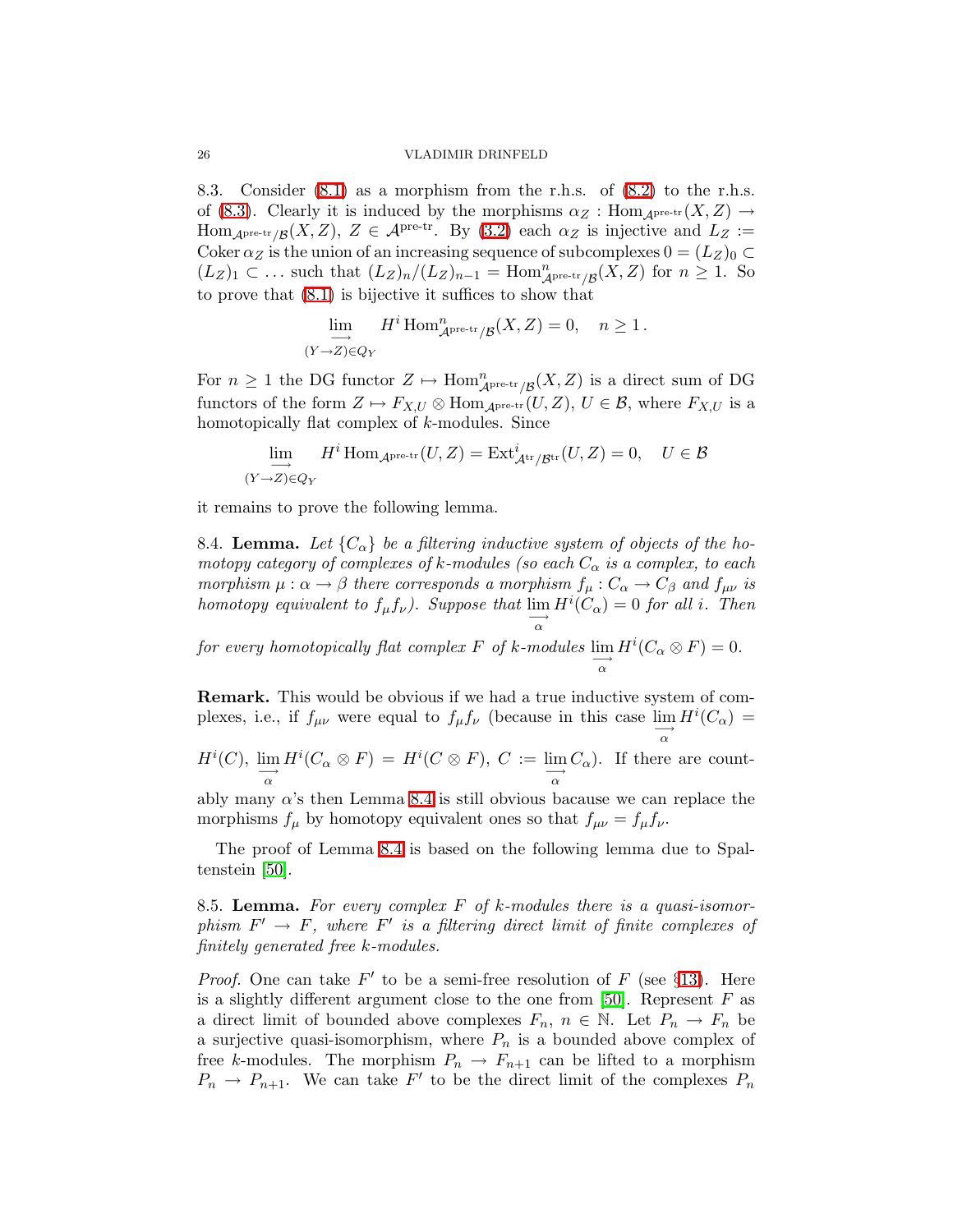8.3. Consider (8.1) as a morphism from the r.h.s. of (8.2) to the r.h.s. of (8.3). Clearly it is induced by the morphisms $\alpha_Z : \operatorname{Hom}_{\mathcal{A}^{\text{pre-tr}}}(X,Z) \to \operatorname{Hom}_{\mathcal{A}^{\text{pre-tr}}/\mathcal{B}}(X,Z)$, $Z \in \mathcal{A}^{\text{pre-tr}}$. By (3.2) each $\alpha_Z$ is injective and $L_Z := \operatorname{Coker} \alpha_Z$ is the union of an increasing sequence of subcomplexes $0 = (L_Z)_0 \subset (L_Z)_1 \subset \ldots$ such that $(L_Z)_n/(L_Z)_{n-1} = \operatorname{Hom}^n_{\mathcal{A}^{\text{pre-tr}}/\mathcal{B}}(X,Z)$ for $n \geq 1$. So to prove that (8.1) is bijective it suffices to show that

$$\varinjlim_{(Y \to Z) \in Q_Y} H^i \operatorname{Hom}^n_{\mathcal{A}^{\text{pre-tr}}/\mathcal{B}}(X,Z) = 0, \quad n \geq 1\,.$$

For $n \geq 1$ the DG functor $Z \mapsto \operatorname{Hom}^n_{\mathcal{A}^{\text{pre-tr}}/\mathcal{B}}(X,Z)$ is a direct sum of DG functors of the form $Z \mapsto F_{X,U} \otimes \operatorname{Hom}_{\mathcal{A}^{\text{pre-tr}}}(U,Z)$, $U \in \mathcal{B}$, where $F_{X,U}$ is a homotopically flat complex of $k$-modules. Since

$$\varinjlim_{(Y \to Z) \in Q_Y} H^i \operatorname{Hom}_{\mathcal{A}^{\text{pre-tr}}}(U,Z) = \operatorname{Ext}^i_{\mathcal{A}^{\text{tr}}/\mathcal{B}^{\text{tr}}}(U,Z) = 0, \quad U \in \mathcal{B}$$

it remains to prove the following lemma.

8.4. **Lemma.** *Let $\{C_\alpha\}$ be a filtering inductive system of objects of the homotopy category of complexes of $k$-modules (so each $C_\alpha$ is a complex, to each morphism $\mu : \alpha \to \beta$ there corresponds a morphism $f_\mu : C_\alpha \to C_\beta$ and $f_{\mu\nu}$ is homotopy equivalent to $f_\mu f_\nu$). Suppose that $\varinjlim_{\alpha} H^i(C_\alpha) = 0$ for all $i$. Then for every homotopically flat complex $F$ of $k$-modules $\varinjlim_{\alpha} H^i(C_\alpha \otimes F) = 0$.*

**Remark.** This would be obvious if we had a true inductive system of complexes, i.e., if $f_{\mu\nu}$ were equal to $f_\mu f_\nu$ (because in this case $\varinjlim_{\alpha} H^i(C_\alpha) = H^i(C)$, $\varinjlim_{\alpha} H^i(C_\alpha \otimes F) = H^i(C \otimes F)$, $C := \varinjlim_{\alpha} C_\alpha$). If there are countably many $\alpha$'s then Lemma 8.4 is still obvious bacause we can replace the morphisms $f_\mu$ by homotopy equivalent ones so that $f_{\mu\nu} = f_\mu f_\nu$.

The proof of Lemma 8.4 is based on the following lemma due to Spaltenstein [50].

8.5. **Lemma.** *For every complex $F$ of $k$-modules there is a quasi-isomorphism $F' \to F$, where $F'$ is a filtering direct limit of finite complexes of finitely generated free $k$-modules.*

*Proof.* One can take $F'$ to be a semi-free resolution of $F$ (see §13). Here is a slightly different argument close to the one from [50]. Represent $F$ as a direct limit of bounded above complexes $F_n$, $n \in \mathbb{N}$. Let $P_n \to F_n$ be a surjective quasi-isomorphism, where $P_n$ is a bounded above complex of free $k$-modules. The morphism $P_n \to F_{n+1}$ can be lifted to a morphism $P_n \to P_{n+1}$. We can take $F'$ to be the direct limit of the complexes $P_n$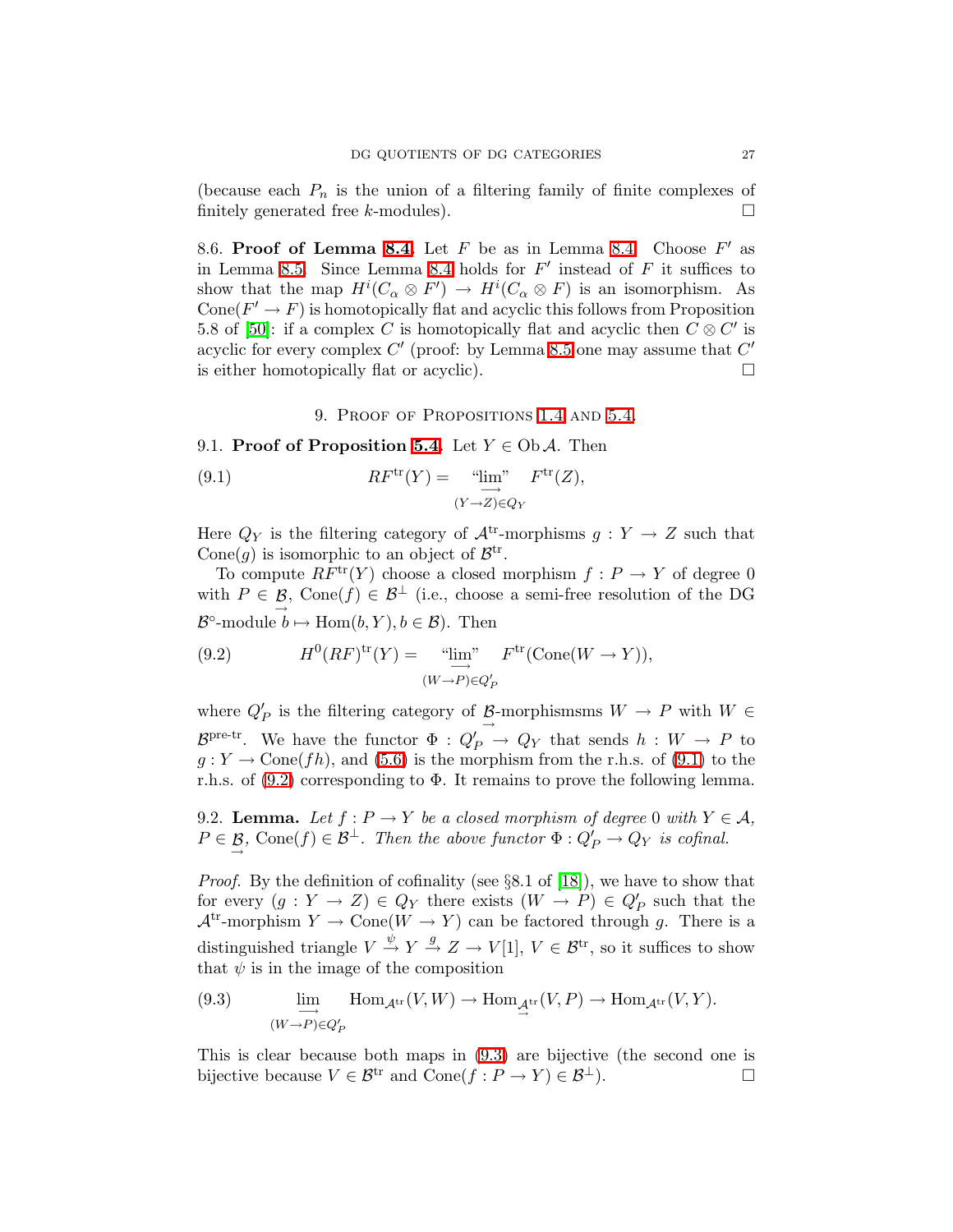(because each $P_n$ is the union of a filtering family of finite complexes of finitely generated free $k$-modules). $\square$

8.6. **Proof of Lemma 8.4.** Let $F$ be as in Lemma 8.4. Choose $F'$ as in Lemma 8.5. Since Lemma 8.4 holds for $F'$ instead of $F$ it suffices to show that the map $H^i(C_\alpha \otimes F') \to H^i(C_\alpha \otimes F)$ is an isomorphism. As $\operatorname{Cone}(F' \to F)$ is homotopically flat and acyclic this follows from Proposition 5.8 of [50]: if a complex $C$ is homotopically flat and acyclic then $C \otimes C'$ is acyclic for every complex $C'$ (proof: by Lemma 8.5 one may assume that $C'$ is either homotopically flat or acyclic). $\square$

## 9. Proof of Propositions 1.4 and 5.4.

9.1. **Proof of Proposition 5.4.** Let $Y \in \operatorname{Ob} \mathcal{A}$. Then

$$RF^{\mathrm{tr}}(Y) = \underset{(Y \to Z) \in Q_Y}{\text{“}\varinjlim\text{”}} F^{\mathrm{tr}}(Z), \tag{9.1}$$

Here $Q_Y$ is the filtering category of $\mathcal{A}^{\mathrm{tr}}$-morphisms $g : Y \to Z$ such that $\operatorname{Cone}(g)$ is isomorphic to an object of $\mathcal{B}^{\mathrm{tr}}$.

To compute $RF^{\mathrm{tr}}(Y)$ choose a closed morphism $f : P \to Y$ of degree 0 with $P \in \underset{\to}{\mathcal{B}}$, $\operatorname{Cone}(f) \in \mathcal{B}^{\perp}$ (i.e., choose a semi-free resolution of the DG $\mathcal{B}^{\circ}$-module $b \mapsto \operatorname{Hom}(b, Y), b \in \mathcal{B}$). Then

$$H^0(RF)^{\mathrm{tr}}(Y) = \underset{(W \to P) \in Q'_P}{\text{“}\varinjlim\text{”}} F^{\mathrm{tr}}(\operatorname{Cone}(W \to Y)), \tag{9.2}$$

where $Q'_P$ is the filtering category of $\underset{\to}{\mathcal{B}}$-morphismsms $W \to P$ with $W \in \mathcal{B}^{\text{pre-tr}}$. We have the functor $\Phi : Q'_P \to Q_Y$ that sends $h : W \to P$ to $g : Y \to \operatorname{Cone}(fh)$, and (5.6) is the morphism from the r.h.s. of (9.1) to the r.h.s. of (9.2) corresponding to $\Phi$. It remains to prove the following lemma.

9.2. **Lemma.** *Let $f : P \to Y$ be a closed morphism of degree 0 with $Y \in \mathcal{A}$, $P \in \underset{\to}{\mathcal{B}}$, $\operatorname{Cone}(f) \in \mathcal{B}^{\perp}$. Then the above functor $\Phi : Q'_P \to Q_Y$ is cofinal.*

*Proof.* By the definition of cofinality (see §8.1 of [18]), we have to show that for every $(g : Y \to Z) \in Q_Y$ there exists $(W \to P) \in Q'_P$ such that the $\mathcal{A}^{\mathrm{tr}}$-morphism $Y \to \operatorname{Cone}(W \to Y)$ can be factored through $g$. There is a distinguished triangle $V \xrightarrow{\psi} Y \xrightarrow{g} Z \to V[1]$, $V \in \mathcal{B}^{\mathrm{tr}}$, so it suffices to show that $\psi$ is in the image of the composition

$$\underset{(W \to P) \in Q'_P}{\varinjlim} \operatorname{Hom}_{\mathcal{A}^{\mathrm{tr}}}(V, W) \to \operatorname{Hom}_{\underset{\to}{\mathcal{A}}^{\mathrm{tr}}}(V, P) \to \operatorname{Hom}_{\mathcal{A}^{\mathrm{tr}}}(V, Y). \tag{9.3}$$

This is clear because both maps in (9.3) are bijective (the second one is bijective because $V \in \mathcal{B}^{\mathrm{tr}}$ and $\operatorname{Cone}(f : P \to Y) \in \mathcal{B}^{\perp}$). $\square$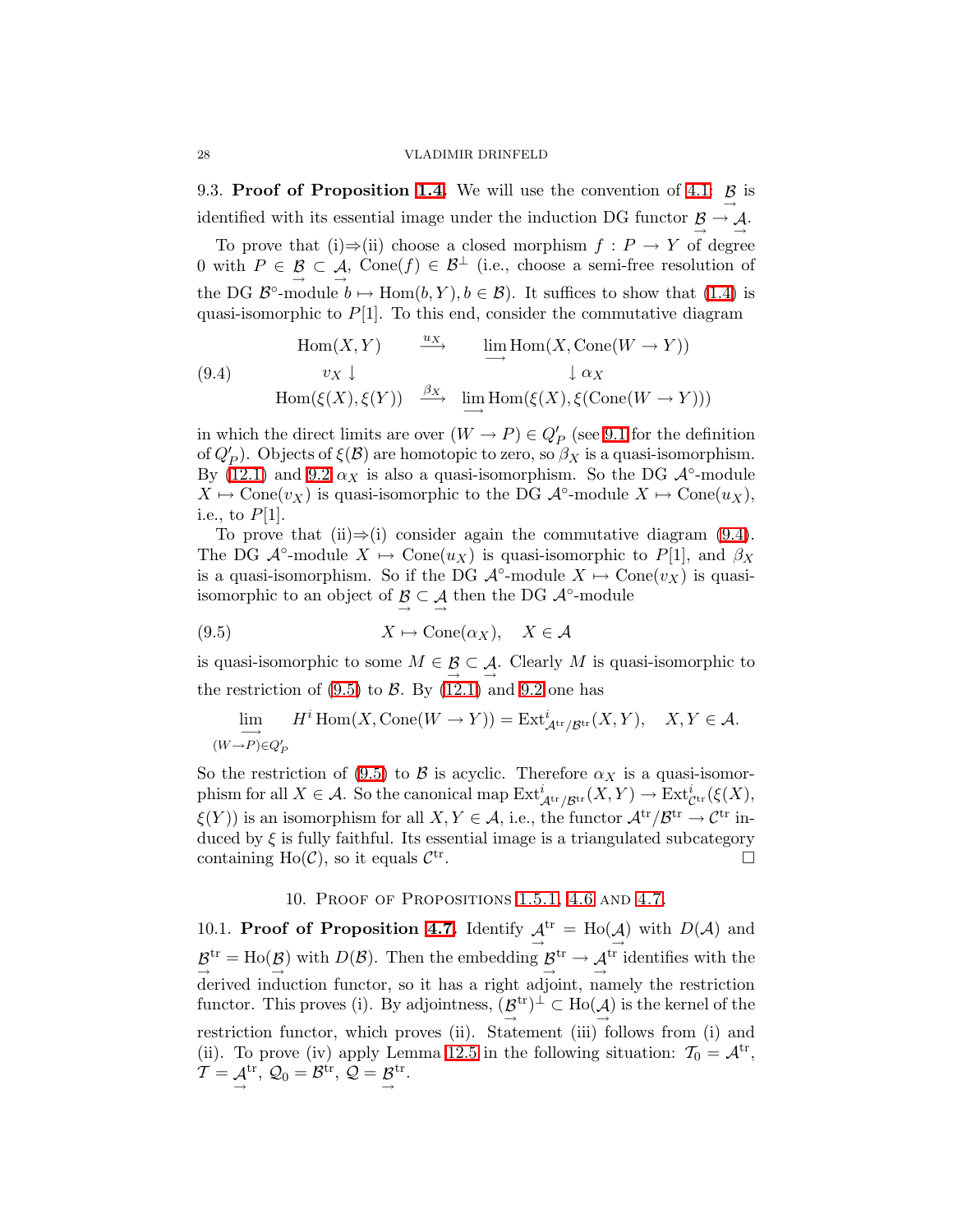9.3. **Proof of Proposition 1.4.** We will use the convention of 4.1: $\underset{\rightarrow}{\mathcal{B}}$ is identified with its essential image under the induction DG functor $\underset{\rightarrow}{\mathcal{B}} \to \underset{\rightarrow}{\mathcal{A}}$.

To prove that (i)⇒(ii) choose a closed morphism $f : P \to Y$ of degree 0 with $P \in \underset{\rightarrow}{\mathcal{B}} \subset \underset{\rightarrow}{\mathcal{A}}$, $\mathrm{Cone}(f) \in \mathcal{B}^{\perp}$ (i.e., choose a semi-free resolution of the DG $\mathcal{B}^{\circ}$-module $b \mapsto \mathrm{Hom}(b, Y), b \in \mathcal{B}$). It suffices to show that (1.4) is quasi-isomorphic to $P[1]$. To this end, consider the commutative diagram

$$
\begin{array}{ccc}
\mathrm{Hom}(X,Y) & \xrightarrow{u_X} & \varinjlim \mathrm{Hom}(X, \mathrm{Cone}(W \to Y)) \\
v_X \downarrow & & \downarrow \alpha_X \\
\mathrm{Hom}(\xi(X), \xi(Y)) & \xrightarrow{\beta_X} & \varinjlim \mathrm{Hom}(\xi(X), \xi(\mathrm{Cone}(W \to Y)))
\end{array}
\tag{9.4}
$$

in which the direct limits are over $(W \to P) \in Q'_P$ (see 9.1 for the definition of $Q'_P$). Objects of $\xi(\mathcal{B})$ are homotopic to zero, so $\beta_X$ is a quasi-isomorphism. By (12.1) and 9.2 $\alpha_X$ is also a quasi-isomorphism. So the DG $\mathcal{A}^{\circ}$-module $X \mapsto \mathrm{Cone}(v_X)$ is quasi-isomorphic to the DG $\mathcal{A}^{\circ}$-module $X \mapsto \mathrm{Cone}(u_X)$, i.e., to $P[1]$.

To prove that (ii)⇒(i) consider again the commutative diagram (9.4). The DG $\mathcal{A}^{\circ}$-module $X \mapsto \mathrm{Cone}(u_X)$ is quasi-isomorphic to $P[1]$, and $\beta_X$ is a quasi-isomorphism. So if the DG $\mathcal{A}^{\circ}$-module $X \mapsto \mathrm{Cone}(v_X)$ is quasi-isomorphic to an object of $\underset{\rightarrow}{\mathcal{B}} \subset \underset{\rightarrow}{\mathcal{A}}$ then the DG $\mathcal{A}^{\circ}$-module

$$
X \mapsto \mathrm{Cone}(\alpha_X), \quad X \in \mathcal{A}
\tag{9.5}
$$

is quasi-isomorphic to some $M \in \underset{\rightarrow}{\mathcal{B}} \subset \underset{\rightarrow}{\mathcal{A}}$. Clearly $M$ is quasi-isomorphic to the restriction of (9.5) to $\mathcal{B}$. By (12.1) and 9.2 one has

$$
\varinjlim_{(W \to P) \in Q'_P} H^i \,\mathrm{Hom}(X, \mathrm{Cone}(W \to Y)) = \mathrm{Ext}^i_{\mathcal{A}^{\mathrm{tr}}/\mathcal{B}^{\mathrm{tr}}}(X, Y), \quad X, Y \in \mathcal{A}.
$$

So the restriction of (9.5) to $\mathcal{B}$ is acyclic. Therefore $\alpha_X$ is a quasi-isomorphism for all $X \in \mathcal{A}$. So the canonical map $\mathrm{Ext}^i_{\mathcal{A}^{\mathrm{tr}}/\mathcal{B}^{\mathrm{tr}}}(X, Y) \to \mathrm{Ext}^i_{\mathcal{C}^{\mathrm{tr}}}(\xi(X), \xi(Y))$ is an isomorphism for all $X, Y \in \mathcal{A}$, i.e., the functor $\mathcal{A}^{\mathrm{tr}}/\mathcal{B}^{\mathrm{tr}} \to \mathcal{C}^{\mathrm{tr}}$ induced by $\xi$ is fully faithful. Its essential image is a triangulated subcategory containing $\mathrm{Ho}(\mathcal{C})$, so it equals $\mathcal{C}^{\mathrm{tr}}$. □

## 10. Proof of Propositions 1.5.1, 4.6 and 4.7.

10.1. **Proof of Proposition 4.7.** Identify $\underset{\rightarrow}{\mathcal{A}}^{\mathrm{tr}} = \mathrm{Ho}(\underset{\rightarrow}{\mathcal{A}})$ with $D(\mathcal{A})$ and $\underset{\rightarrow}{\mathcal{B}}^{\mathrm{tr}} = \mathrm{Ho}(\underset{\rightarrow}{\mathcal{B}})$ with $D(\mathcal{B})$. Then the embedding $\underset{\rightarrow}{\mathcal{B}}^{\mathrm{tr}} \to \underset{\rightarrow}{\mathcal{A}}^{\mathrm{tr}}$ identifies with the derived induction functor, so it has a right adjoint, namely the restriction functor. This proves (i). By adjointness, $(\underset{\rightarrow}{\mathcal{B}}^{\mathrm{tr}})^{\perp} \subset \mathrm{Ho}(\underset{\rightarrow}{\mathcal{A}})$ is the kernel of the restriction functor, which proves (ii). Statement (iii) follows from (i) and (ii). To prove (iv) apply Lemma 12.5 in the following situation: $\mathcal{T}_0 = \mathcal{A}^{\mathrm{tr}}$, $\mathcal{T} = \underset{\rightarrow}{\mathcal{A}}^{\mathrm{tr}}$, $\mathcal{Q}_0 = \mathcal{B}^{\mathrm{tr}}$, $\mathcal{Q} = \underset{\rightarrow}{\mathcal{B}}^{\mathrm{tr}}$.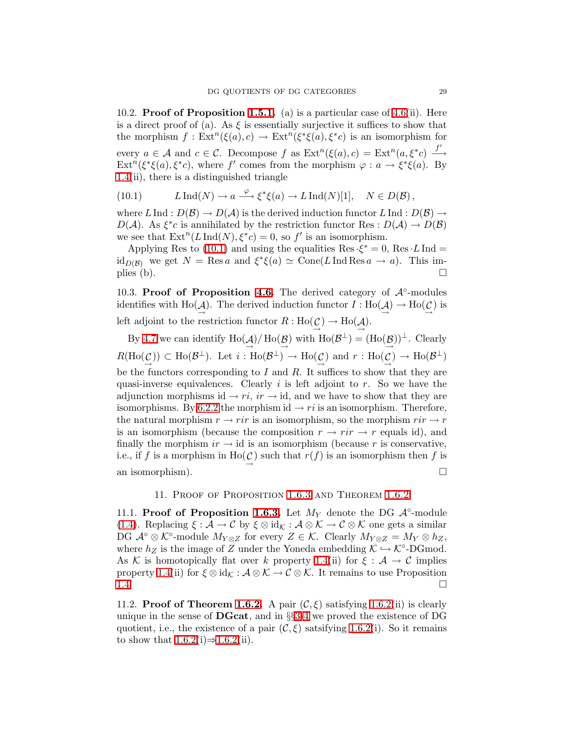10.2. **Proof of Proposition 1.5.1.** (a) is a particular case of 4.6(ii). Here is a direct proof of (a). As $\xi$ is essentially surjective it suffices to show that the morphism $f : \operatorname{Ext}^n(\xi(a), c) \to \operatorname{Ext}^n(\xi^*\xi(a), \xi^*c)$ is an isomorphism for every $a \in \mathcal{A}$ and $c \in \mathcal{C}$. Decompose $f$ as $\operatorname{Ext}^n(\xi(a), c) = \operatorname{Ext}^n(a, \xi^*c) \xrightarrow{f'} \operatorname{Ext}^n(\xi^*\xi(a), \xi^*c)$, where $f'$ comes from the morphism $\varphi : a \to \xi^*\xi(a)$. By 1.4(ii), there is a distinguished triangle

$$L\operatorname{Ind}(N) \to a \xrightarrow{\varphi} \xi^*\xi(a) \to L\operatorname{Ind}(N)[1], \quad N \in D(\mathcal{B}), \tag{10.1}$$

where $L\operatorname{Ind} : D(\mathcal{B}) \to D(\mathcal{A})$ is the derived induction functor $L\operatorname{Ind} : D(\mathcal{B}) \to D(\mathcal{A})$. As $\xi^*c$ is annihilated by the restriction functor $\operatorname{Res} : D(\mathcal{A}) \to D(\mathcal{B})$ we see that $\operatorname{Ext}^n(L\operatorname{Ind}(N), \xi^*c) = 0$, so $f'$ is an isomorphism.

Applying Res to (10.1) and using the equalities $\operatorname{Res} \cdot \xi^* = 0$, $\operatorname{Res} \cdot L\operatorname{Ind} = \mathrm{id}_{D(\mathcal{B})}$ we get $N = \operatorname{Res} a$ and $\xi^*\xi(a) \simeq \operatorname{Cone}(L\operatorname{Ind}\operatorname{Res} a \to a)$. This implies (b). $\square$

10.3. **Proof of Proposition 4.6.** The derived category of $\mathcal{A}^\circ$-modules identifies with $\operatorname{Ho}(\underset{\to}{\mathcal{A}})$. The derived induction functor $I : \operatorname{Ho}(\underset{\to}{\mathcal{A}}) \to \operatorname{Ho}(\underset{\to}{\mathcal{C}})$ is left adjoint to the restriction functor $R : \operatorname{Ho}(\underset{\to}{\mathcal{C}}) \to \operatorname{Ho}(\underset{\to}{\mathcal{A}})$.

By 4.7 we can identify $\operatorname{Ho}(\underset{\to}{\mathcal{A}})/\operatorname{Ho}(\underset{\to}{\mathcal{B}})$ with $\operatorname{Ho}(\mathcal{B}^\perp) = (\operatorname{Ho}(\underset{\to}{\mathcal{B}}))^\perp$. Clearly $R(\operatorname{Ho}(\underset{\to}{\mathcal{C}})) \subset \operatorname{Ho}(\mathcal{B}^\perp)$. Let $i : \operatorname{Ho}(\mathcal{B}^\perp) \to \operatorname{Ho}(\underset{\to}{\mathcal{C}})$ and $r : \operatorname{Ho}(\underset{\to}{\mathcal{C}}) \to \operatorname{Ho}(\mathcal{B}^\perp)$ be the functors corresponding to $I$ and $R$. It suffices to show that they are quasi-inverse equivalences. Clearly $i$ is left adjoint to $r$. So we have the adjunction morphisms $\mathrm{id} \to ri$, $ir \to \mathrm{id}$, and we have to show that they are isomorphisms. By 6.2.2 the morphism $\mathrm{id} \to ri$ is an isomorphism. Therefore, the natural morphism $r \to rir$ is an isomorphism, so the morphism $rir \to r$ is an isomorphism (because the composition $r \to rir \to r$ equals id), and finally the morphism $ir \to \mathrm{id}$ is an isomorphism (because $r$ is conservative, i.e., if $f$ is a morphism in $\operatorname{Ho}(\underset{\to}{\mathcal{C}})$ such that $r(f)$ is an isomorphism then $f$ is an isomorphism). $\square$

## 11. Proof of Proposition 1.6.3 and Theorem 1.6.2

11.1. **Proof of Proposition 1.6.3.** Let $M_Y$ denote the DG $\mathcal{A}^\circ$-module (1.4). Replacing $\xi : \mathcal{A} \to \mathcal{C}$ by $\xi \otimes \mathrm{id}_{\mathcal{K}} : \mathcal{A} \otimes \mathcal{K} \to \mathcal{C} \otimes \mathcal{K}$ one gets a similar DG $\mathcal{A}^\circ \otimes \mathcal{K}^\circ$-module $M_{Y \otimes Z}$ for every $Z \in \mathcal{K}$. Clearly $M_{Y \otimes Z} = M_Y \otimes h_Z$, where $h_Z$ is the image of $Z$ under the Yoneda embedding $\mathcal{K} \hookrightarrow \mathcal{K}^\circ$-DGmod. As $\mathcal{K}$ is homotopically flat over $k$ property 1.4(ii) for $\xi : \mathcal{A} \to \mathcal{C}$ implies property 1.4(ii) for $\xi \otimes \mathrm{id}_{\mathcal{K}} : \mathcal{A} \otimes \mathcal{K} \to \mathcal{C} \otimes \mathcal{K}$. It remains to use Proposition 1.4. $\square$

11.2. **Proof of Theorem 1.6.2.** A pair $(\mathcal{C}, \xi)$ satisfying 1.6.2(ii) is clearly unique in the sense of **DGcat**, and in §§3-4 we proved the existence of DG quotient, i.e., the existence of a pair $(\mathcal{C}, \xi)$ satsifying 1.6.2(i). So it remains to show that 1.6.2(i)⇒1.6.2(ii).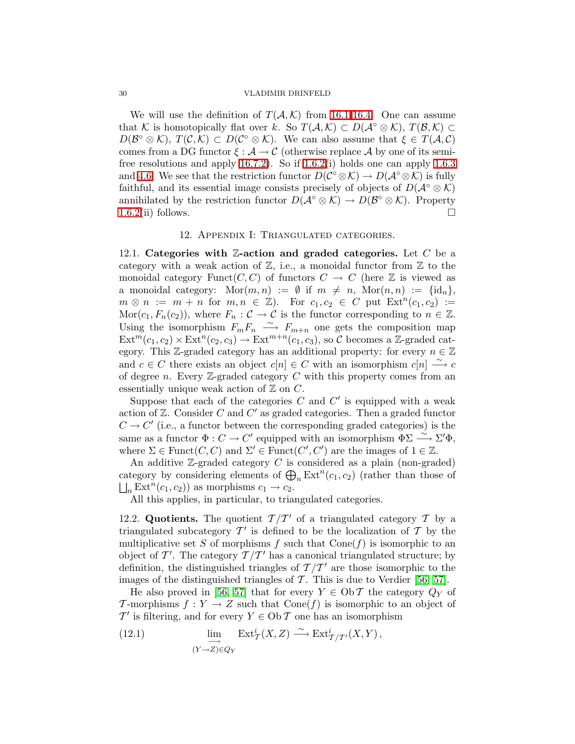We will use the definition of $T(\mathcal{A},\mathcal{K})$ from 16.1-16.4. One can assume that $\mathcal{K}$ is homotopically flat over $k$. So $T(\mathcal{A},\mathcal{K}) \subset D(\mathcal{A}^\circ \otimes \mathcal{K})$, $T(\mathcal{B},\mathcal{K}) \subset D(\mathcal{B}^\circ \otimes \mathcal{K})$, $T(\mathcal{C},\mathcal{K}) \subset D(\mathcal{C}^\circ \otimes \mathcal{K})$. We can also assume that $\xi \in T(\mathcal{A},\mathcal{C})$ comes from a DG functor $\xi : \mathcal{A} \to \mathcal{C}$ (otherwise replace $\mathcal{A}$ by one of its semi-free resolutions and apply 16.7.2). So if 1.6.2(i) holds one can apply 1.6.3 and 4.6. We see that the restriction functor $D(\mathcal{C}^\circ \otimes \mathcal{K}) \to D(\mathcal{A}^\circ \otimes \mathcal{K})$ is fully faithful, and its essential image consists precisely of objects of $D(\mathcal{A}^\circ \otimes \mathcal{K})$ annihilated by the restriction functor $D(\mathcal{A}^\circ \otimes \mathcal{K}) \to D(\mathcal{B}^\circ \otimes \mathcal{K})$. Property 1.6.2(ii) follows. $\square$

## 12. Appendix I: Triangulated categories.

12.1. **Categories with $\mathbb{Z}$-action and graded categories.** Let $C$ be a category with a weak action of $\mathbb{Z}$, i.e., a monoidal functor from $\mathbb{Z}$ to the monoidal category $\operatorname{Funct}(C, C)$ of functors $C \to C$ (here $\mathbb{Z}$ is viewed as a monoidal category: $\operatorname{Mor}(m,n) := \emptyset$ if $m \neq n$, $\operatorname{Mor}(n,n) := \{\mathrm{id}_n\}$, $m \otimes n := m+n$ for $m,n \in \mathbb{Z}$). For $c_1, c_2 \in C$ put $\operatorname{Ext}^n(c_1,c_2) := \operatorname{Mor}(c_1, F_n(c_2))$, where $F_n : \mathcal{C} \to \mathcal{C}$ is the functor corresponding to $n \in \mathbb{Z}$. Using the isomorphism $F_m F_n \xrightarrow{\sim} F_{m+n}$ one gets the composition map $\operatorname{Ext}^m(c_1,c_2) \times \operatorname{Ext}^n(c_2,c_3) \to \operatorname{Ext}^{m+n}(c_1,c_3)$, so $\mathcal{C}$ becomes a $\mathbb{Z}$-graded category. This $\mathbb{Z}$-graded category has an additional property: for every $n \in \mathbb{Z}$ and $c \in C$ there exists an object $c[n] \in C$ with an isomorphism $c[n] \xrightarrow{\sim} c$ of degree $n$. Every $\mathbb{Z}$-graded category $C$ with this property comes from an essentially unique weak action of $\mathbb{Z}$ on $C$.

Suppose that each of the categories $C$ and $C'$ is equipped with a weak action of $\mathbb{Z}$. Consider $C$ and $C'$ as graded categories. Then a graded functor $C \to C'$ (i.e., a functor between the corresponding graded categories) is the same as a functor $\Phi : C \to C'$ equipped with an isomorphism $\Phi\Sigma \xrightarrow{\sim} \Sigma'\Phi$, where $\Sigma \in \operatorname{Funct}(C,C)$ and $\Sigma' \in \operatorname{Funct}(C',C')$ are the images of $1 \in \mathbb{Z}$.

An additive $\mathbb{Z}$-graded category $C$ is considered as a plain (non-graded) category by considering elements of $\bigoplus_n \operatorname{Ext}^n(c_1,c_2)$ (rather than those of $\bigsqcup_n \operatorname{Ext}^n(c_1,c_2)$) as morphisms $c_1 \to c_2$.

All this applies, in particular, to triangulated categories.

12.2. **Quotients.** The quotient $\mathcal{T}/\mathcal{T}'$ of a triangulated category $\mathcal{T}$ by a triangulated subcategory $\mathcal{T}'$ is defined to be the localization of $\mathcal{T}$ by the multiplicative set $S$ of morphisms $f$ such that $\operatorname{Cone}(f)$ is isomorphic to an object of $\mathcal{T}'$. The category $\mathcal{T}/\mathcal{T}'$ has a canonical triangulated structure; by definition, the distinguished triangles of $\mathcal{T}/\mathcal{T}'$ are those isomorphic to the images of the distinguished triangles of $\mathcal{T}$. This is due to Verdier [56, 57].

He also proved in [56, 57] that for every $Y \in \operatorname{Ob}\mathcal{T}$ the category $Q_Y$ of $\mathcal{T}$-morphisms $f : Y \to Z$ such that $\operatorname{Cone}(f)$ is isomorphic to an object of $\mathcal{T}'$ is filtering, and for every $Y \in \operatorname{Ob}\mathcal{T}$ one has an isomorphism

$$\varinjlim_{(Y \to Z) \in Q_Y} \operatorname{Ext}^i_{\mathcal{T}}(X,Z) \xrightarrow{\sim} \operatorname{Ext}^i_{\mathcal{T}/\mathcal{T}'}(X,Y)\,, \tag{12.1}$$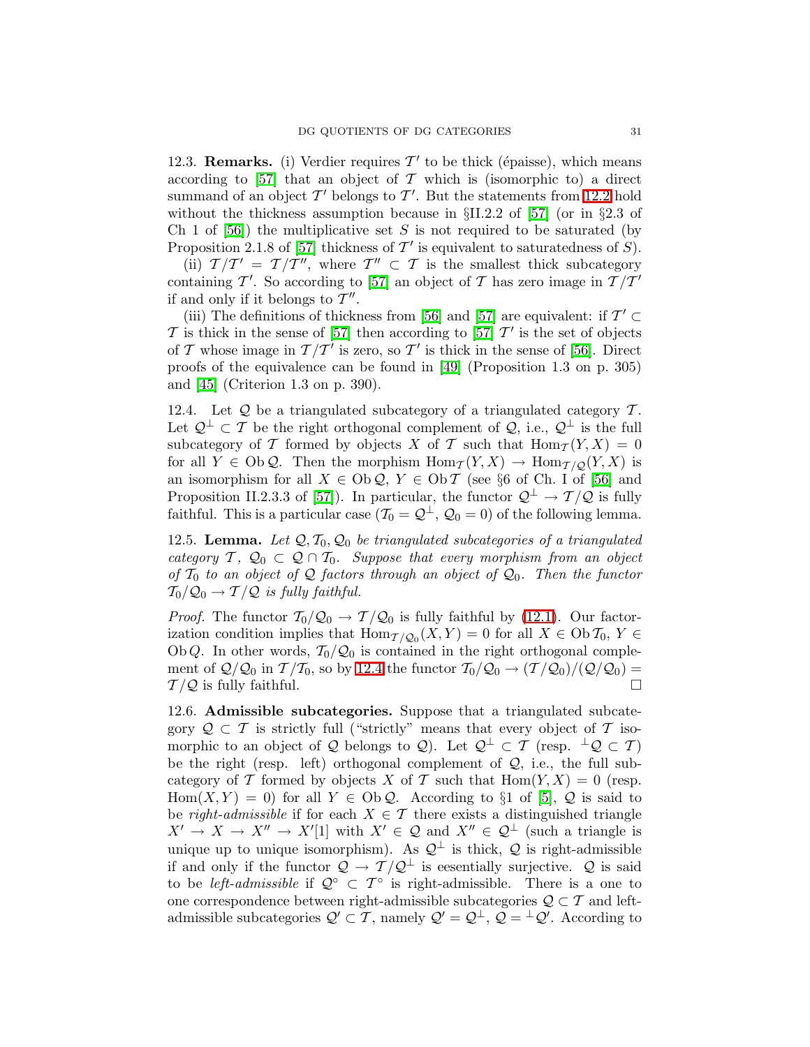12.3. **Remarks.** (i) Verdier requires $\mathcal{T}'$ to be thick (épaisse), which means according to [57] that an object of $\mathcal{T}$ which is (isomorphic to) a direct summand of an object $\mathcal{T}'$ belongs to $\mathcal{T}'$. But the statements from 12.2 hold without the thickness assumption because in §II.2.2 of [57] (or in §2.3 of Ch 1 of [56]) the multiplicative set $S$ is not required to be saturated (by Proposition 2.1.8 of [57] thickness of $\mathcal{T}'$ is equivalent to saturatedness of $S$).

(ii) $\mathcal{T}/\mathcal{T}' = \mathcal{T}/\mathcal{T}''$, where $\mathcal{T}'' \subset \mathcal{T}$ is the smallest thick subcategory containing $\mathcal{T}'$. So according to [57] an object of $\mathcal{T}$ has zero image in $\mathcal{T}/\mathcal{T}'$ if and only if it belongs to $\mathcal{T}''$.

(iii) The definitions of thickness from [56] and [57] are equivalent: if $\mathcal{T}' \subset \mathcal{T}$ is thick in the sense of [57] then according to [57] $\mathcal{T}'$ is the set of objects of $\mathcal{T}$ whose image in $\mathcal{T}/\mathcal{T}'$ is zero, so $\mathcal{T}'$ is thick in the sense of [56]. Direct proofs of the equivalence can be found in [49] (Proposition 1.3 on p. 305) and [45] (Criterion 1.3 on p. 390).

12.4. Let $\mathcal{Q}$ be a triangulated subcategory of a triangulated category $\mathcal{T}$. Let $\mathcal{Q}^\perp \subset \mathcal{T}$ be the right orthogonal complement of $\mathcal{Q}$, i.e., $\mathcal{Q}^\perp$ is the full subcategory of $\mathcal{T}$ formed by objects $X$ of $\mathcal{T}$ such that $\operatorname{Hom}_{\mathcal{T}}(Y, X) = 0$ for all $Y \in \operatorname{Ob} \mathcal{Q}$. Then the morphism $\operatorname{Hom}_{\mathcal{T}}(Y, X) \to \operatorname{Hom}_{\mathcal{T}/\mathcal{Q}}(Y, X)$ is an isomorphism for all $X \in \operatorname{Ob} \mathcal{Q}$, $Y \in \operatorname{Ob} \mathcal{T}$ (see §6 of Ch. I of [56] and Proposition II.2.3.3 of [57]). In particular, the functor $\mathcal{Q}^\perp \to \mathcal{T}/\mathcal{Q}$ is fully faithful. This is a particular case ($\mathcal{T}_0 = \mathcal{Q}^\perp$, $\mathcal{Q}_0 = 0$) of the following lemma.

12.5. **Lemma.** *Let $\mathcal{Q}, \mathcal{T}_0, \mathcal{Q}_0$ be triangulated subcategories of a triangulated category $\mathcal{T}$, $\mathcal{Q}_0 \subset \mathcal{Q} \cap \mathcal{T}_0$. Suppose that every morphism from an object of $\mathcal{T}_0$ to an object of $\mathcal{Q}$ factors through an object of $\mathcal{Q}_0$. Then the functor $\mathcal{T}_0/\mathcal{Q}_0 \to \mathcal{T}/\mathcal{Q}$ is fully faithful.*

*Proof.* The functor $\mathcal{T}_0/\mathcal{Q}_0 \to \mathcal{T}/\mathcal{Q}_0$ is fully faithful by (12.1). Our factorization condition implies that $\operatorname{Hom}_{\mathcal{T}/\mathcal{Q}_0}(X, Y) = 0$ for all $X \in \operatorname{Ob} \mathcal{T}_0$, $Y \in \operatorname{Ob} Q$. In other words, $\mathcal{T}_0/\mathcal{Q}_0$ is contained in the right orthogonal complement of $\mathcal{Q}/\mathcal{Q}_0$ in $\mathcal{T}/\mathcal{T}_0$, so by 12.4 the functor $\mathcal{T}_0/\mathcal{Q}_0 \to (\mathcal{T}/\mathcal{Q}_0)/(\mathcal{Q}/\mathcal{Q}_0) = \mathcal{T}/\mathcal{Q}$ is fully faithful. □

12.6. **Admissible subcategories.** Suppose that a triangulated subcategory $\mathcal{Q} \subset \mathcal{T}$ is strictly full ("strictly" means that every object of $\mathcal{T}$ isomorphic to an object of $\mathcal{Q}$ belongs to $\mathcal{Q}$). Let $\mathcal{Q}^\perp \subset \mathcal{T}$ (resp. ${}^\perp\mathcal{Q} \subset \mathcal{T}$) be the right (resp. left) orthogonal complement of $\mathcal{Q}$, i.e., the full subcategory of $\mathcal{T}$ formed by objects $X$ of $\mathcal{T}$ such that $\operatorname{Hom}(Y, X) = 0$ (resp. $\operatorname{Hom}(X, Y) = 0$) for all $Y \in \operatorname{Ob} \mathcal{Q}$. According to §1 of [5], $\mathcal{Q}$ is said to be *right-admissible* if for each $X \in \mathcal{T}$ there exists a distinguished triangle $X' \to X \to X'' \to X'[1]$ with $X' \in \mathcal{Q}$ and $X'' \in \mathcal{Q}^\perp$ (such a triangle is unique up to unique isomorphism). As $\mathcal{Q}^\perp$ is thick, $\mathcal{Q}$ is right-admissible if and only if the functor $\mathcal{Q} \to \mathcal{T}/\mathcal{Q}^\perp$ is esentially surjective. $\mathcal{Q}$ is said to be *left-admissible* if $\mathcal{Q}^\circ \subset \mathcal{T}^\circ$ is right-admissible. There is a one to one correspondence between right-admissible subcategories $\mathcal{Q} \subset \mathcal{T}$ and left-admissible subcategories $\mathcal{Q}' \subset \mathcal{T}$, namely $\mathcal{Q}' = \mathcal{Q}^\perp$, $\mathcal{Q} = {}^\perp\mathcal{Q}'$. According to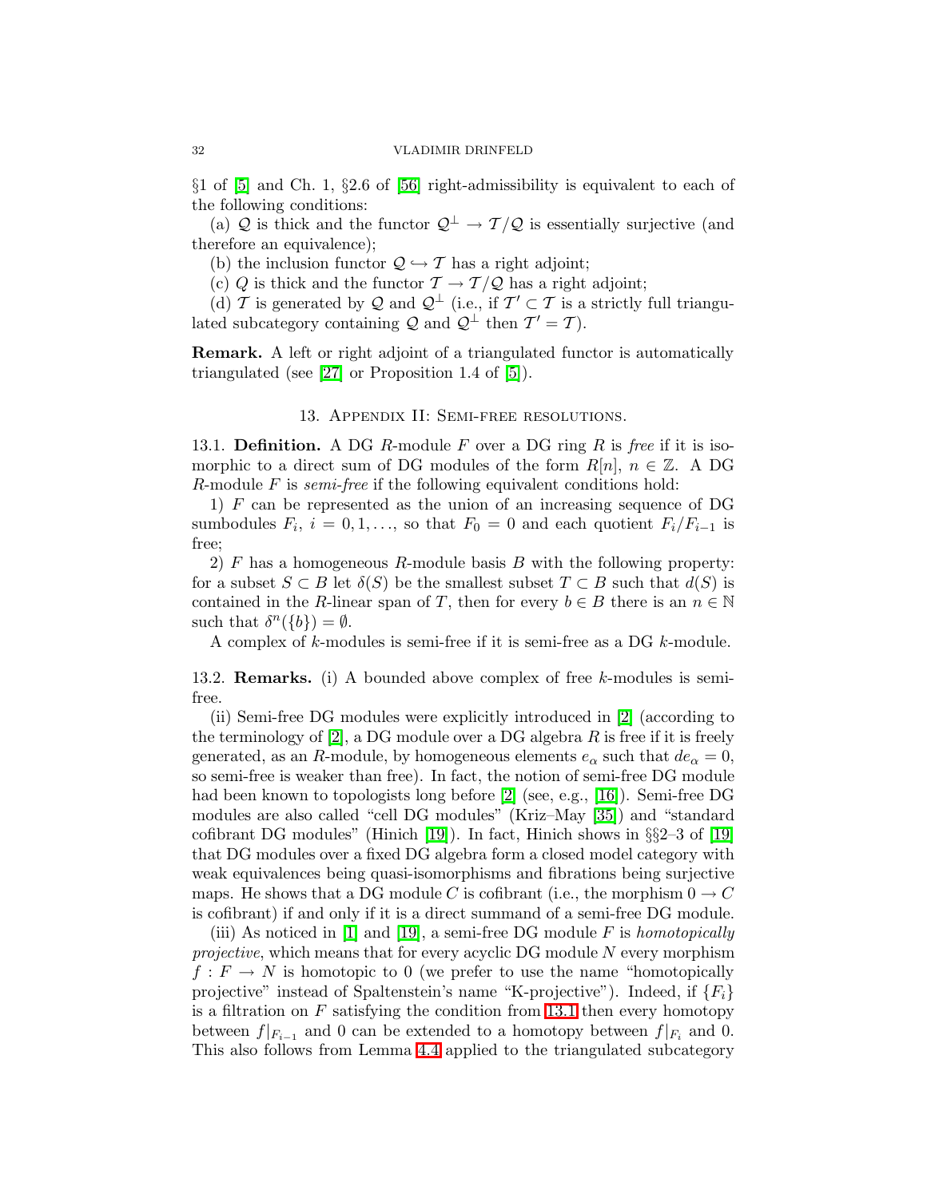§1 of [5] and Ch. 1, §2.6 of [56] right-admissibility is equivalent to each of the following conditions:

(a) $\mathcal{Q}$ is thick and the functor $\mathcal{Q}^\perp \to \mathcal{T}/\mathcal{Q}$ is essentially surjective (and therefore an equivalence);

(b) the inclusion functor $\mathcal{Q} \hookrightarrow \mathcal{T}$ has a right adjoint;

(c) $Q$ is thick and the functor $\mathcal{T} \to \mathcal{T}/\mathcal{Q}$ has a right adjoint;

(d) $\mathcal{T}$ is generated by $\mathcal{Q}$ and $\mathcal{Q}^\perp$ (i.e., if $\mathcal{T}' \subset \mathcal{T}$ is a strictly full triangulated subcategory containing $\mathcal{Q}$ and $\mathcal{Q}^\perp$ then $\mathcal{T}' = \mathcal{T}$).

**Remark.** A left or right adjoint of a triangulated functor is automatically triangulated (see [27] or Proposition 1.4 of [5]).

## 13. Appendix II: Semi-free resolutions.

13.1. **Definition.** A DG $R$-module $F$ over a DG ring $R$ is *free* if it is isomorphic to a direct sum of DG modules of the form $R[n]$, $n \in \mathbb{Z}$. A DG $R$-module $F$ is *semi-free* if the following equivalent conditions hold:

1) $F$ can be represented as the union of an increasing sequence of DG sumbodules $F_i$, $i = 0, 1, \ldots$, so that $F_0 = 0$ and each quotient $F_i/F_{i-1}$ is free;

2) $F$ has a homogeneous $R$-module basis $B$ with the following property: for a subset $S \subset B$ let $\delta(S)$ be the smallest subset $T \subset B$ such that $d(S)$ is contained in the $R$-linear span of $T$, then for every $b \in B$ there is an $n \in \mathbb{N}$ such that $\delta^n(\{b\}) = \emptyset$.

A complex of $k$-modules is semi-free if it is semi-free as a DG $k$-module.

13.2. **Remarks.** (i) A bounded above complex of free $k$-modules is semi-free.

(ii) Semi-free DG modules were explicitly introduced in [2] (according to the terminology of [2], a DG module over a DG algebra $R$ is free if it is freely generated, as an $R$-module, by homogeneous elements $e_\alpha$ such that $de_\alpha = 0$, so semi-free is weaker than free). In fact, the notion of semi-free DG module had been known to topologists long before [2] (see, e.g., [16]). Semi-free DG modules are also called "cell DG modules" (Kriz–May [35]) and "standard cofibrant DG modules" (Hinich [19]). In fact, Hinich shows in §§2–3 of [19] that DG modules over a fixed DG algebra form a closed model category with weak equivalences being quasi-isomorphisms and fibrations being surjective maps. He shows that a DG module $C$ is cofibrant (i.e., the morphism $0 \to C$ is cofibrant) if and only if it is a direct summand of a semi-free DG module.

(iii) As noticed in [1] and [19], a semi-free DG module $F$ is *homotopically projective*, which means that for every acyclic DG module $N$ every morphism $f : F \to N$ is homotopic to 0 (we prefer to use the name "homotopically projective" instead of Spaltenstein's name "K-projective"). Indeed, if $\{F_i\}$ is a filtration on $F$ satisfying the condition from 13.1 then every homotopy between $f|_{F_{i-1}}$ and 0 can be extended to a homotopy between $f|_{F_i}$ and 0. This also follows from Lemma 4.4 applied to the triangulated subcategory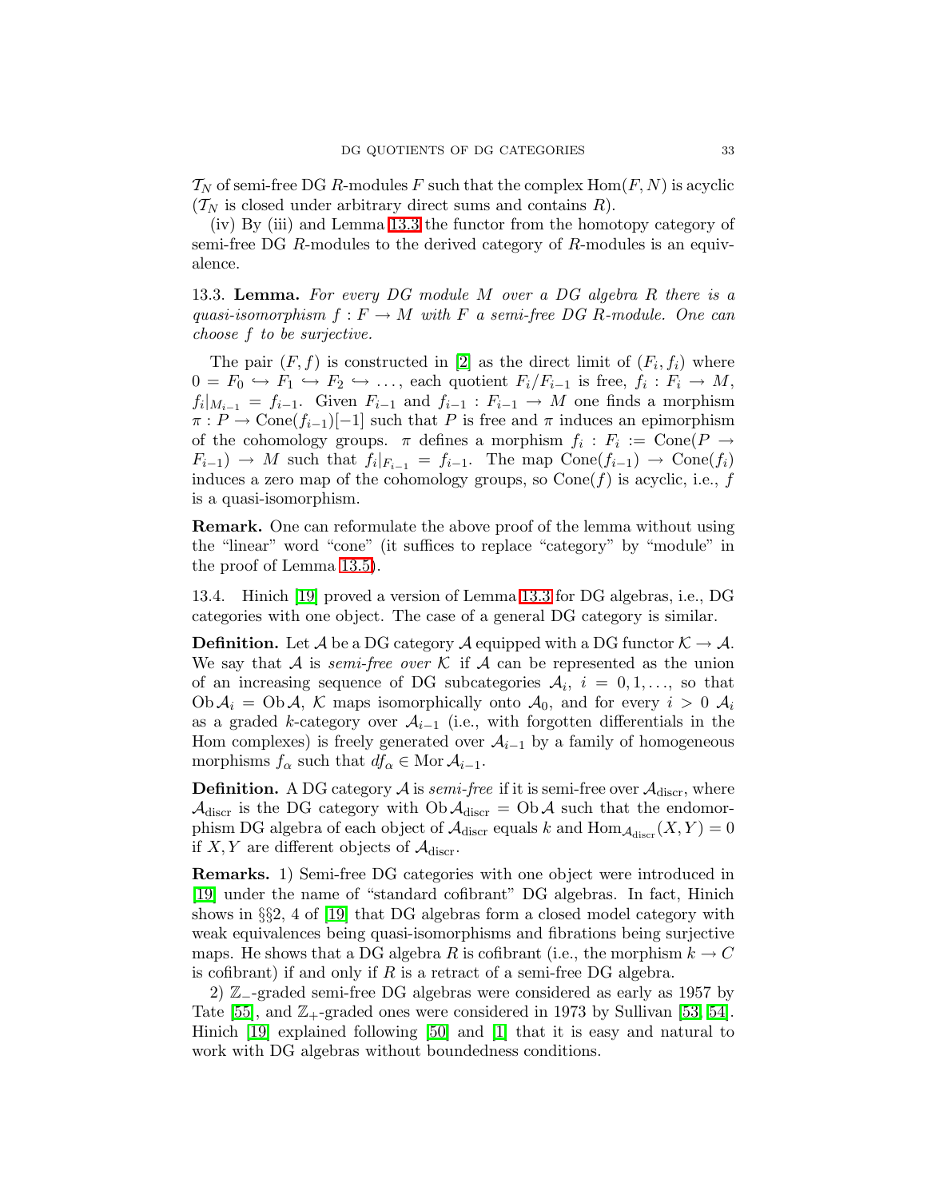$\mathcal{T}_N$ of semi-free DG $R$-modules $F$ such that the complex $\mathrm{Hom}(F, N)$ is acyclic ($\mathcal{T}_N$ is closed under arbitrary direct sums and contains $R$).

(iv) By (iii) and Lemma 13.3 the functor from the homotopy category of semi-free DG $R$-modules to the derived category of $R$-modules is an equivalence.

13.3. **Lemma.** *For every DG module $M$ over a DG algebra $R$ there is a quasi-isomorphism $f : F \to M$ with $F$ a semi-free DG $R$-module. One can choose $f$ to be surjective.*

The pair $(F, f)$ is constructed in [2] as the direct limit of $(F_i, f_i)$ where $0 = F_0 \hookrightarrow F_1 \hookrightarrow F_2 \hookrightarrow \dots$, each quotient $F_i/F_{i-1}$ is free, $f_i : F_i \to M$, $f_i|_{M_{i-1}} = f_{i-1}$. Given $F_{i-1}$ and $f_{i-1} : F_{i-1} \to M$ one finds a morphism $\pi : P \to \mathrm{Cone}(f_{i-1})[-1]$ such that $P$ is free and $\pi$ induces an epimorphism of the cohomology groups. $\pi$ defines a morphism $f_i : F_i := \mathrm{Cone}(P \to F_{i-1}) \to M$ such that $f_i|_{F_{i-1}} = f_{i-1}$. The map $\mathrm{Cone}(f_{i-1}) \to \mathrm{Cone}(f_i)$ induces a zero map of the cohomology groups, so $\mathrm{Cone}(f)$ is acyclic, i.e., $f$ is a quasi-isomorphism.

**Remark.** One can reformulate the above proof of the lemma without using the "linear" word "cone" (it suffices to replace "category" by "module" in the proof of Lemma 13.5).

13.4. Hinich [19] proved a version of Lemma 13.3 for DG algebras, i.e., DG categories with one object. The case of a general DG category is similar.

**Definition.** Let $\mathcal{A}$ be a DG category $\mathcal{A}$ equipped with a DG functor $\mathcal{K} \to \mathcal{A}$. We say that $\mathcal{A}$ is *semi-free over* $\mathcal{K}$ if $\mathcal{A}$ can be represented as the union of an increasing sequence of DG subcategories $\mathcal{A}_i$, $i = 0, 1, \dots$, so that $\mathrm{Ob}\,\mathcal{A}_i = \mathrm{Ob}\,\mathcal{A}$, $\mathcal{K}$ maps isomorphically onto $\mathcal{A}_0$, and for every $i > 0$ $\mathcal{A}_i$ as a graded $k$-category over $\mathcal{A}_{i-1}$ (i.e., with forgotten differentials in the Hom complexes) is freely generated over $\mathcal{A}_{i-1}$ by a family of homogeneous morphisms $f_\alpha$ such that $df_\alpha \in \mathrm{Mor}\,\mathcal{A}_{i-1}$.

**Definition.** A DG category $\mathcal{A}$ is *semi-free* if it is semi-free over $\mathcal{A}_{\mathrm{discr}}$, where $\mathcal{A}_{\mathrm{discr}}$ is the DG category with $\mathrm{Ob}\,\mathcal{A}_{\mathrm{discr}} = \mathrm{Ob}\,\mathcal{A}$ such that the endomorphism DG algebra of each object of $\mathcal{A}_{\mathrm{discr}}$ equals $k$ and $\mathrm{Hom}_{\mathcal{A}_{\mathrm{discr}}}(X, Y) = 0$ if $X, Y$ are different objects of $\mathcal{A}_{\mathrm{discr}}$.

**Remarks.** 1) Semi-free DG categories with one object were introduced in [19] under the name of "standard cofibrant" DG algebras. In fact, Hinich shows in §§2, 4 of [19] that DG algebras form a closed model category with weak equivalences being quasi-isomorphisms and fibrations being surjective maps. He shows that a DG algebra $R$ is cofibrant (i.e., the morphism $k \to C$ is cofibrant) if and only if $R$ is a retract of a semi-free DG algebra.

2) $\mathbb{Z}_-$-graded semi-free DG algebras were considered as early as 1957 by Tate [55], and $\mathbb{Z}_+$-graded ones were considered in 1973 by Sullivan [53, 54]. Hinich [19] explained following [50] and [1] that it is easy and natural to work with DG algebras without boundedness conditions.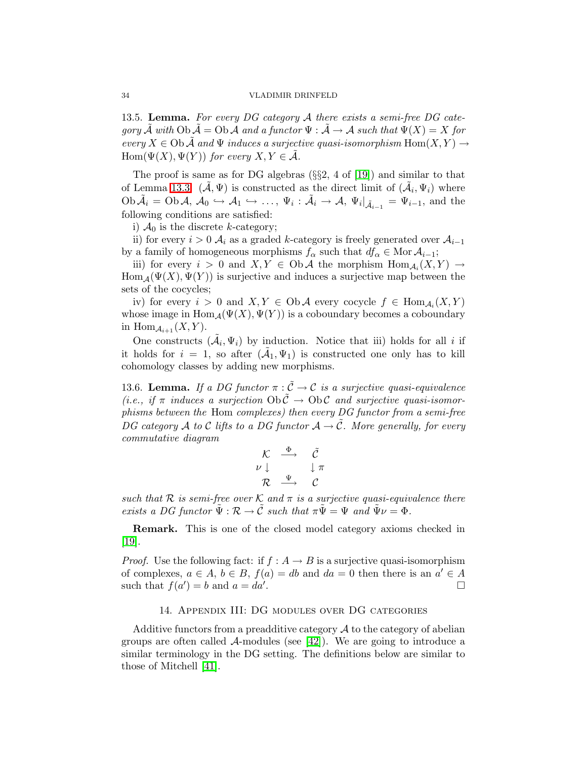13.5. **Lemma.** *For every DG category $\mathcal{A}$ there exists a semi-free DG category $\tilde{\mathcal{A}}$ with $\operatorname{Ob}\tilde{\mathcal{A}} = \operatorname{Ob}\mathcal{A}$ and a functor $\Psi : \tilde{\mathcal{A}} \to \mathcal{A}$ such that $\Psi(X) = X$ for every $X \in \operatorname{Ob}\tilde{\mathcal{A}}$ and $\Psi$ induces a surjective quasi-isomorphism $\operatorname{Hom}(X,Y) \to \operatorname{Hom}(\Psi(X), \Psi(Y))$ for every $X, Y \in \tilde{\mathcal{A}}$.*

The proof is same as for DG algebras (§§2, 4 of [19]) and similar to that of Lemma 13.3. $(\tilde{\mathcal{A}}, \Psi)$ is constructed as the direct limit of $(\tilde{\mathcal{A}}_i, \Psi_i)$ where $\operatorname{Ob}\tilde{\mathcal{A}}_i = \operatorname{Ob}\mathcal{A}$, $\mathcal{A}_0 \hookrightarrow \mathcal{A}_1 \hookrightarrow \ldots$, $\Psi_i : \tilde{\mathcal{A}}_i \to \mathcal{A}$, $\Psi_i|_{\tilde{\mathcal{A}}_{i-1}} = \Psi_{i-1}$, and the following conditions are satisfied:

i) $\mathcal{A}_0$ is the discrete $k$-category;

ii) for every $i > 0$ $\mathcal{A}_i$ as a graded $k$-category is freely generated over $\mathcal{A}_{i-1}$ by a family of homogeneous morphisms $f_\alpha$ such that $df_\alpha \in \operatorname{Mor}\mathcal{A}_{i-1}$;

iii) for every $i > 0$ and $X, Y \in \operatorname{Ob}\mathcal{A}$ the morphism $\operatorname{Hom}_{\mathcal{A}_i}(X,Y) \to \operatorname{Hom}_{\mathcal{A}}(\Psi(X), \Psi(Y))$ is surjective and induces a surjective map between the sets of the cocycles;

iv) for every $i > 0$ and $X, Y \in \operatorname{Ob}\mathcal{A}$ every cocycle $f \in \operatorname{Hom}_{\mathcal{A}_i}(X,Y)$ whose image in $\operatorname{Hom}_{\mathcal{A}}(\Psi(X), \Psi(Y))$ is a coboundary becomes a coboundary in $\operatorname{Hom}_{\mathcal{A}_{i+1}}(X,Y)$.

One constructs $(\tilde{\mathcal{A}}_i, \Psi_i)$ by induction. Notice that iii) holds for all $i$ if it holds for $i = 1$, so after $(\tilde{\mathcal{A}}_1, \Psi_1)$ is constructed one only has to kill cohomology classes by adding new morphisms.

13.6. **Lemma.** *If a DG functor $\pi : \tilde{\mathcal{C}} \to \mathcal{C}$ is a surjective quasi-equivalence (i.e., if $\pi$ induces a surjection $\operatorname{Ob}\tilde{\mathcal{C}} \to \operatorname{Ob}\mathcal{C}$ and surjective quasi-isomorphisms between the* Hom *complexes) then every DG functor from a semi-free DG category $\mathcal{A}$ to $\mathcal{C}$ lifts to a DG functor $\mathcal{A} \to \tilde{\mathcal{C}}$. More generally, for every commutative diagram*

$$\begin{array}{ccc} \mathcal{K} & \xrightarrow{\Phi} & \tilde{\mathcal{C}} \\ \nu \downarrow & & \downarrow \pi \\ \mathcal{R} & \xrightarrow{\Psi} & \mathcal{C} \end{array}$$

*such that $\mathcal{R}$ is semi-free over $\mathcal{K}$ and $\pi$ is a surjective quasi-equivalence there exists a DG functor $\tilde{\Psi} : \mathcal{R} \to \tilde{\mathcal{C}}$ such that $\pi\tilde{\Psi} = \Psi$ and $\tilde{\Psi}\nu = \Phi$.*

**Remark.** This is one of the closed model category axioms checked in [19].

*Proof.* Use the following fact: if $f : A \to B$ is a surjective quasi-isomorphism of complexes, $a \in A$, $b \in B$, $f(a) = db$ and $da = 0$ then there is an $a' \in A$ such that $f(a') = b$ and $a = da'$. $\square$

## 14. Appendix III: DG modules over DG categories

Additive functors from a preadditive category $\mathcal{A}$ to the category of abelian groups are often called $\mathcal{A}$-modules (see [42]). We are going to introduce a similar terminology in the DG setting. The definitions below are similar to those of Mitchell [41].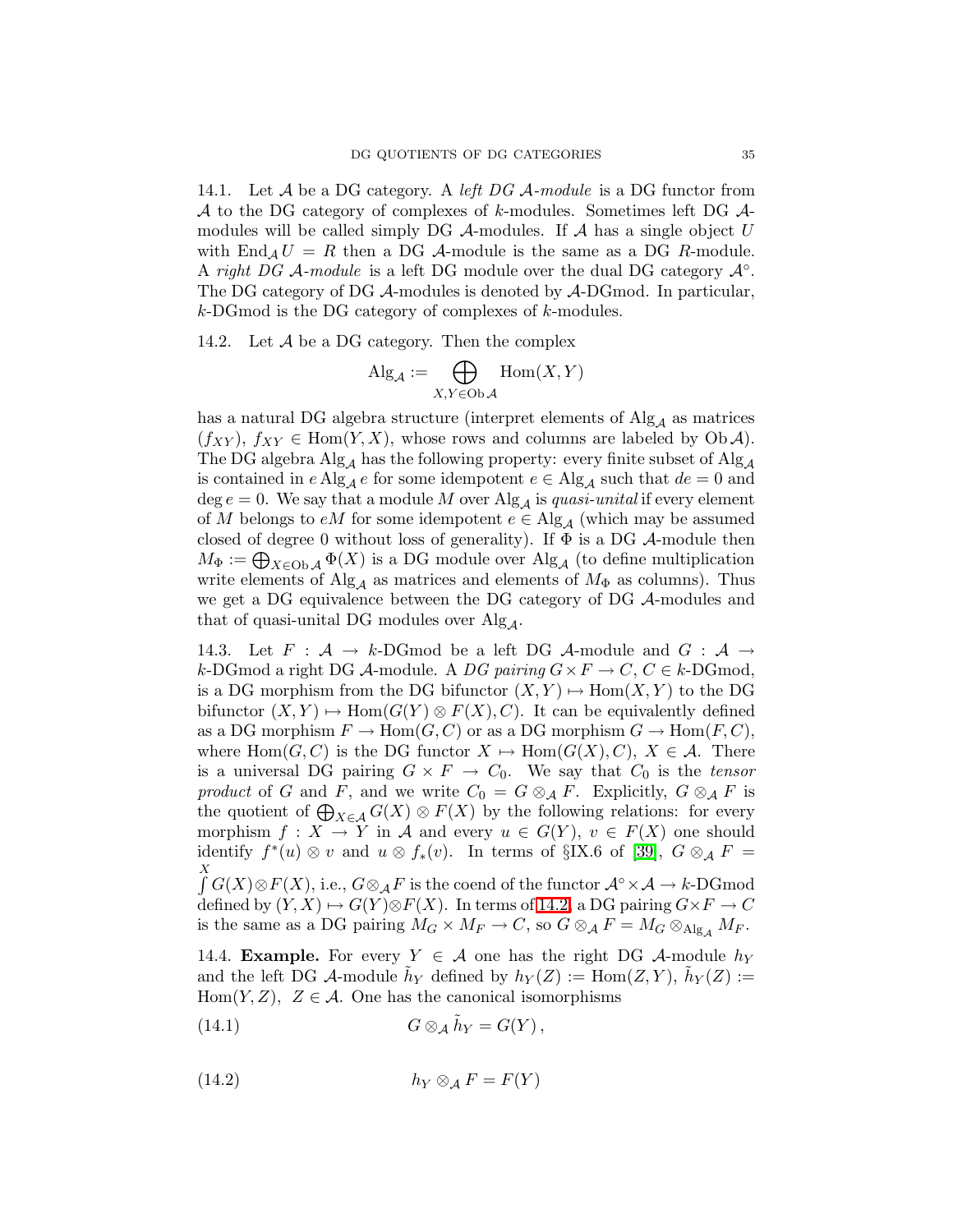14.1. Let $\mathcal{A}$ be a DG category. A *left DG $\mathcal{A}$-module* is a DG functor from $\mathcal{A}$ to the DG category of complexes of $k$-modules. Sometimes left DG $\mathcal{A}$-modules will be called simply DG $\mathcal{A}$-modules. If $\mathcal{A}$ has a single object $U$ with $\operatorname{End}_{\mathcal{A}} U = R$ then a DG $\mathcal{A}$-module is the same as a DG $R$-module. A *right DG $\mathcal{A}$-module* is a left DG module over the dual DG category $\mathcal{A}^\circ$. The DG category of DG $\mathcal{A}$-modules is denoted by $\mathcal{A}$-DGmod. In particular, $k$-DGmod is the DG category of complexes of $k$-modules.

14.2. Let $\mathcal{A}$ be a DG category. Then the complex

$$\operatorname{Alg}_{\mathcal{A}} := \bigoplus_{X,Y \in \operatorname{Ob}\mathcal{A}} \operatorname{Hom}(X,Y)$$

has a natural DG algebra structure (interpret elements of $\operatorname{Alg}_{\mathcal{A}}$ as matrices $(f_{XY})$, $f_{XY} \in \operatorname{Hom}(Y,X)$, whose rows and columns are labeled by $\operatorname{Ob}\mathcal{A}$). The DG algebra $\operatorname{Alg}_{\mathcal{A}}$ has the following property: every finite subset of $\operatorname{Alg}_{\mathcal{A}}$ is contained in $e \operatorname{Alg}_{\mathcal{A}} e$ for some idempotent $e \in \operatorname{Alg}_{\mathcal{A}}$ such that $de = 0$ and $\deg e = 0$. We say that a module $M$ over $\operatorname{Alg}_{\mathcal{A}}$ is *quasi-unital* if every element of $M$ belongs to $eM$ for some idempotent $e \in \operatorname{Alg}_{\mathcal{A}}$ (which may be assumed closed of degree 0 without loss of generality). If $\Phi$ is a DG $\mathcal{A}$-module then $M_\Phi := \bigoplus_{X \in \operatorname{Ob}\mathcal{A}} \Phi(X)$ is a DG module over $\operatorname{Alg}_{\mathcal{A}}$ (to define multiplication write elements of $\operatorname{Alg}_{\mathcal{A}}$ as matrices and elements of $M_\Phi$ as columns). Thus we get a DG equivalence between the DG category of DG $\mathcal{A}$-modules and that of quasi-unital DG modules over $\operatorname{Alg}_{\mathcal{A}}$.

14.3. Let $F : \mathcal{A} \to k$-DGmod be a left DG $\mathcal{A}$-module and $G : \mathcal{A} \to k$-DGmod a right DG $\mathcal{A}$-module. A *DG pairing* $G \times F \to C$, $C \in k$-DGmod, is a DG morphism from the DG bifunctor $(X,Y) \mapsto \operatorname{Hom}(X,Y)$ to the DG bifunctor $(X,Y) \mapsto \operatorname{Hom}(G(Y) \otimes F(X), C)$. It can be equivalently defined as a DG morphism $F \to \operatorname{Hom}(G,C)$ or as a DG morphism $G \to \operatorname{Hom}(F,C)$, where $\operatorname{Hom}(G,C)$ is the DG functor $X \mapsto \operatorname{Hom}(G(X),C)$, $X \in \mathcal{A}$. There is a universal DG pairing $G \times F \to C_0$. We say that $C_0$ is the *tensor product* of $G$ and $F$, and we write $C_0 = G \otimes_{\mathcal{A}} F$. Explicitly, $G \otimes_{\mathcal{A}} F$ is the quotient of $\bigoplus_{X \in \mathcal{A}} G(X) \otimes F(X)$ by the following relations: for every morphism $f : X \to Y$ in $\mathcal{A}$ and every $u \in G(Y)$, $v \in F(X)$ one should identify $f^*(u) \otimes v$ and $u \otimes f_*(v)$. In terms of §IX.6 of [39], $G \otimes_{\mathcal{A}} F = \int^X G(X) \otimes F(X)$, i.e., $G \otimes_{\mathcal{A}} F$ is the coend of the functor $\mathcal{A}^\circ \times \mathcal{A} \to k$-DGmod defined by $(Y,X) \mapsto G(Y) \otimes F(X)$. In terms of 14.2, a DG pairing $G \times F \to C$ is the same as a DG pairing $M_G \times M_F \to C$, so $G \otimes_{\mathcal{A}} F = M_G \otimes_{\operatorname{Alg}_{\mathcal{A}}} M_F$.

14.4. **Example.** For every $Y \in \mathcal{A}$ one has the right DG $\mathcal{A}$-module $h_Y$ and the left DG $\mathcal{A}$-module $\tilde{h}_Y$ defined by $h_Y(Z) := \operatorname{Hom}(Z,Y)$, $\tilde{h}_Y(Z) := \operatorname{Hom}(Y,Z)$, $Z \in \mathcal{A}$. One has the canonical isomorphisms

$$G \otimes_{\mathcal{A}} \tilde{h}_Y = G(Y)\,, \tag{14.1}$$

$$h_Y \otimes_{\mathcal{A}} F = F(Y) \tag{14.2}$$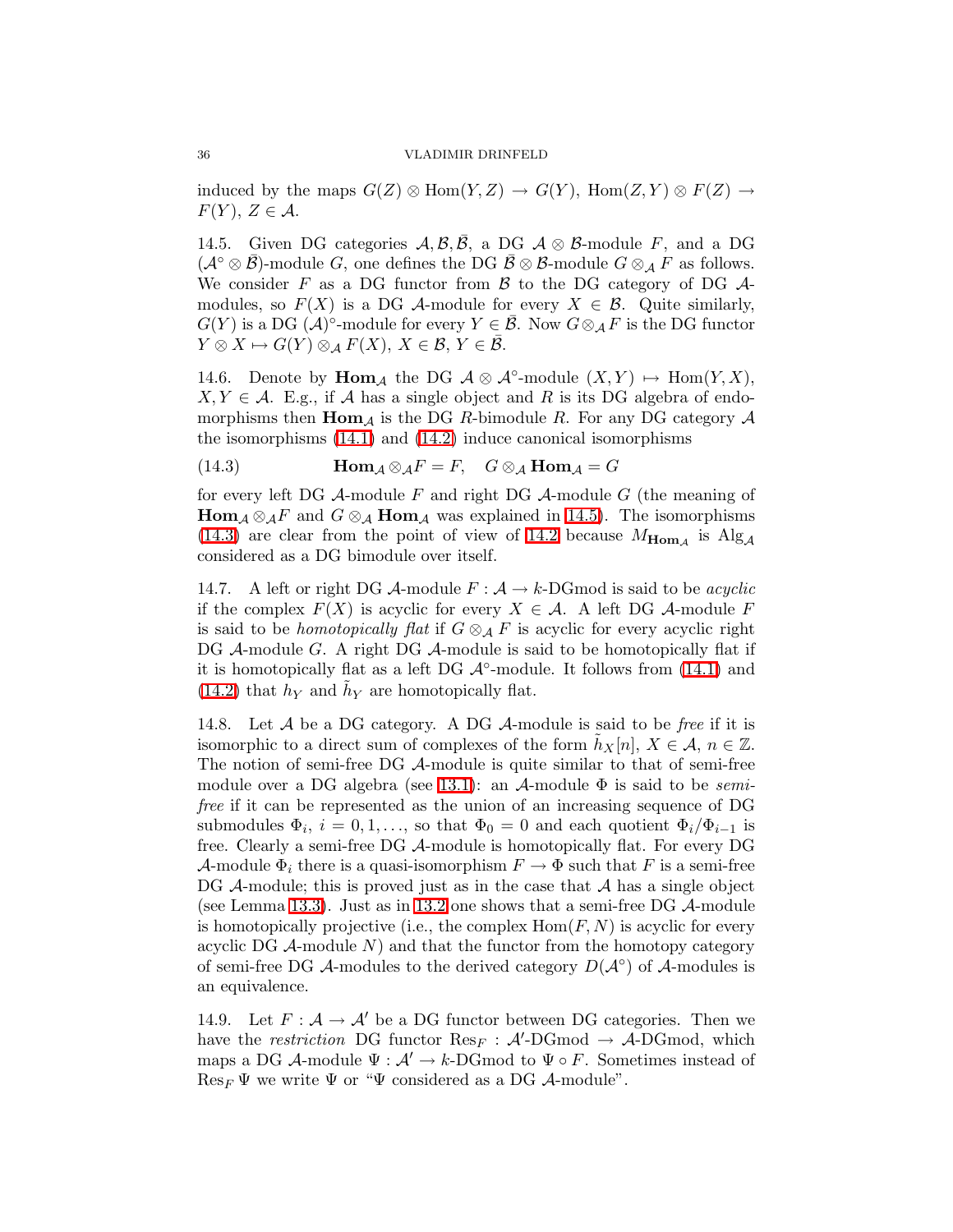induced by the maps $G(Z) \otimes \mathrm{Hom}(Y, Z) \to G(Y)$, $\mathrm{Hom}(Z, Y) \otimes F(Z) \to F(Y)$, $Z \in \mathcal{A}$.

14.5. Given DG categories $\mathcal{A}, \mathcal{B}, \bar{\mathcal{B}}$, a DG $\mathcal{A} \otimes \mathcal{B}$-module $F$, and a DG $(\mathcal{A}^\circ \otimes \bar{\mathcal{B}})$-module $G$, one defines the DG $\bar{\mathcal{B}} \otimes \mathcal{B}$-module $G \otimes_{\mathcal{A}} F$ as follows. We consider $F$ as a DG functor from $\mathcal{B}$ to the DG category of DG $\mathcal{A}$-modules, so $F(X)$ is a DG $\mathcal{A}$-module for every $X \in \mathcal{B}$. Quite similarly, $G(Y)$ is a DG $(\mathcal{A})^\circ$-module for every $Y \in \bar{\mathcal{B}}$. Now $G \otimes_{\mathcal{A}} F$ is the DG functor $Y \otimes X \mapsto G(Y) \otimes_{\mathcal{A}} F(X)$, $X \in \mathcal{B}$, $Y \in \bar{\mathcal{B}}$.

14.6. Denote by $\mathbf{Hom}_{\mathcal{A}}$ the DG $\mathcal{A} \otimes \mathcal{A}^\circ$-module $(X, Y) \mapsto \mathrm{Hom}(Y, X)$, $X, Y \in \mathcal{A}$. E.g., if $\mathcal{A}$ has a single object and $R$ is its DG algebra of endomorphisms then $\mathbf{Hom}_{\mathcal{A}}$ is the DG $R$-bimodule $R$. For any DG category $\mathcal{A}$ the isomorphisms (14.1) and (14.2) induce canonical isomorphisms

$$\mathbf{Hom}_{\mathcal{A}} \otimes_{\mathcal{A}} F = F, \quad G \otimes_{\mathcal{A}} \mathbf{Hom}_{\mathcal{A}} = G \tag{14.3}$$

for every left DG $\mathcal{A}$-module $F$ and right DG $\mathcal{A}$-module $G$ (the meaning of $\mathbf{Hom}_{\mathcal{A}} \otimes_{\mathcal{A}} F$ and $G \otimes_{\mathcal{A}} \mathbf{Hom}_{\mathcal{A}}$ was explained in 14.5). The isomorphisms (14.3) are clear from the point of view of 14.2 because $M_{\mathbf{Hom}_{\mathcal{A}}}$ is $\mathrm{Alg}_{\mathcal{A}}$ considered as a DG bimodule over itself.

14.7. A left or right DG $\mathcal{A}$-module $F : \mathcal{A} \to k\text{-DGmod}$ is said to be *acyclic* if the complex $F(X)$ is acyclic for every $X \in \mathcal{A}$. A left DG $\mathcal{A}$-module $F$ is said to be *homotopically flat* if $G \otimes_{\mathcal{A}} F$ is acyclic for every acyclic right DG $\mathcal{A}$-module $G$. A right DG $\mathcal{A}$-module is said to be homotopically flat if it is homotopically flat as a left DG $\mathcal{A}^\circ$-module. It follows from (14.1) and (14.2) that $h_Y$ and $\tilde{h}_Y$ are homotopically flat.

14.8. Let $\mathcal{A}$ be a DG category. A DG $\mathcal{A}$-module is said to be *free* if it is isomorphic to a direct sum of complexes of the form $\tilde{h}_X[n]$, $X \in \mathcal{A}$, $n \in \mathbb{Z}$. The notion of semi-free DG $\mathcal{A}$-module is quite similar to that of semi-free module over a DG algebra (see 13.1): an $\mathcal{A}$-module $\Phi$ is said to be *semi-free* if it can be represented as the union of an increasing sequence of DG submodules $\Phi_i$, $i = 0, 1, \ldots$, so that $\Phi_0 = 0$ and each quotient $\Phi_i/\Phi_{i-1}$ is free. Clearly a semi-free DG $\mathcal{A}$-module is homotopically flat. For every DG $\mathcal{A}$-module $\Phi_i$ there is a quasi-isomorphism $F \to \Phi$ such that $F$ is a semi-free DG $\mathcal{A}$-module; this is proved just as in the case that $\mathcal{A}$ has a single object (see Lemma 13.3). Just as in 13.2 one shows that a semi-free DG $\mathcal{A}$-module is homotopically projective (i.e., the complex $\mathrm{Hom}(F, N)$ is acyclic for every acyclic DG $\mathcal{A}$-module $N$) and that the functor from the homotopy category of semi-free DG $\mathcal{A}$-modules to the derived category $D(\mathcal{A}^\circ)$ of $\mathcal{A}$-modules is an equivalence.

14.9. Let $F : \mathcal{A} \to \mathcal{A}'$ be a DG functor between DG categories. Then we have the *restriction* DG functor $\mathrm{Res}_F : \mathcal{A}'\text{-DGmod} \to \mathcal{A}\text{-DGmod}$, which maps a DG $\mathcal{A}$-module $\Psi : \mathcal{A}' \to k\text{-DGmod}$ to $\Psi \circ F$. Sometimes instead of $\mathrm{Res}_F \Psi$ we write $\Psi$ or "$\Psi$ considered as a DG $\mathcal{A}$-module".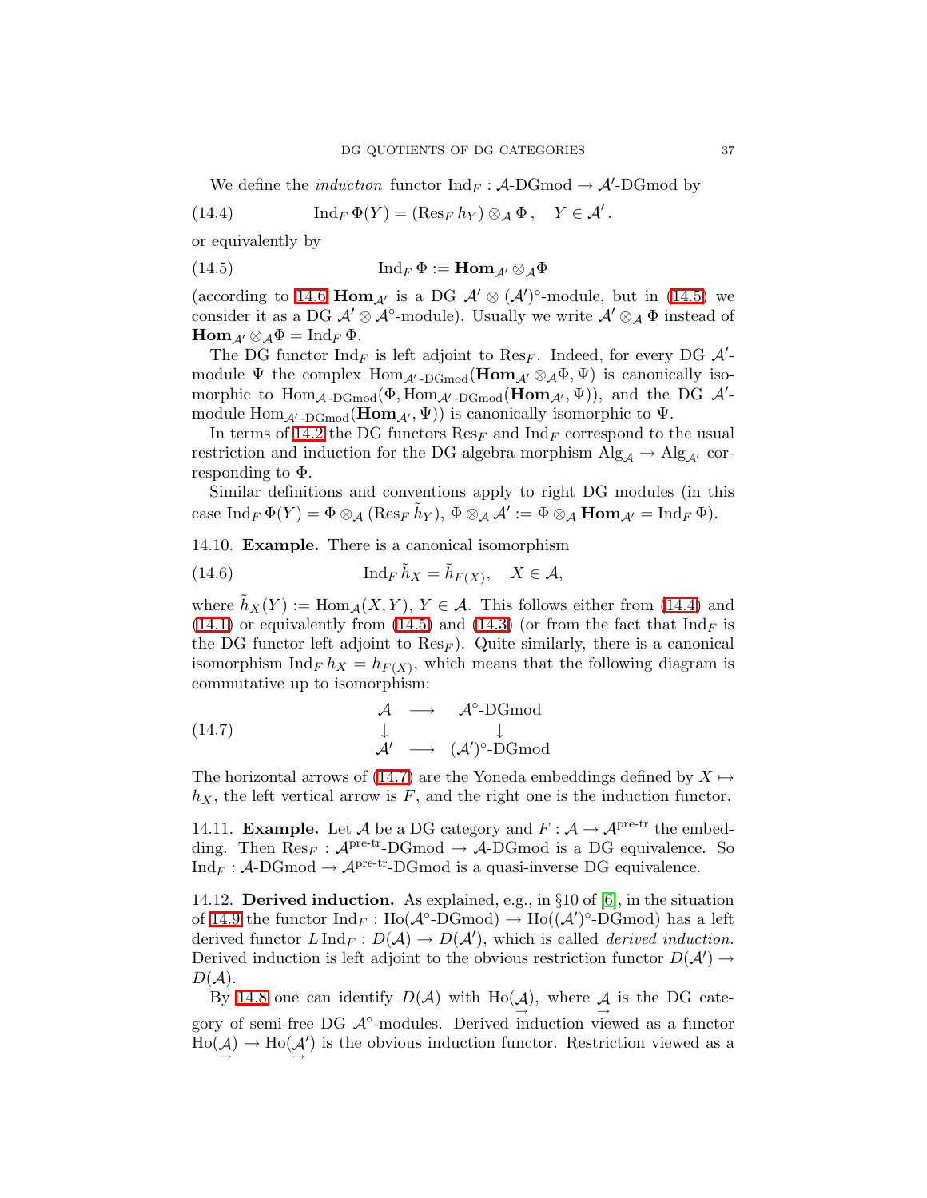We define the *induction* functor $\mathrm{Ind}_F : \mathcal{A}\text{-DGmod} \to \mathcal{A}'\text{-DGmod}$ by

$$\mathrm{Ind}_F \Phi(Y) = (\mathrm{Res}_F h_Y) \otimes_{\mathcal{A}} \Phi , \quad Y \in \mathcal{A}' . \tag{14.4}$$

or equivalently by

$$\mathrm{Ind}_F \Phi := \mathbf{Hom}_{\mathcal{A}'} \otimes_{\mathcal{A}} \Phi \tag{14.5}$$

(according to 14.6 $\mathbf{Hom}_{\mathcal{A}'}$ is a DG $\mathcal{A}' \otimes (\mathcal{A}')^\circ$-module, but in (14.5) we consider it as a DG $\mathcal{A}' \otimes \mathcal{A}^\circ$-module). Usually we write $\mathcal{A}' \otimes_{\mathcal{A}} \Phi$ instead of $\mathbf{Hom}_{\mathcal{A}'} \otimes_{\mathcal{A}} \Phi = \mathrm{Ind}_F \Phi$.

The DG functor $\mathrm{Ind}_F$ is left adjoint to $\mathrm{Res}_F$. Indeed, for every DG $\mathcal{A}'$-module $\Psi$ the complex $\mathrm{Hom}_{\mathcal{A}'\text{-DGmod}}(\mathbf{Hom}_{\mathcal{A}'} \otimes_{\mathcal{A}} \Phi, \Psi)$ is canonically isomorphic to $\mathrm{Hom}_{\mathcal{A}\text{-DGmod}}(\Phi, \mathrm{Hom}_{\mathcal{A}'\text{-DGmod}}(\mathbf{Hom}_{\mathcal{A}'}, \Psi))$, and the DG $\mathcal{A}'$-module $\mathrm{Hom}_{\mathcal{A}'\text{-DGmod}}(\mathbf{Hom}_{\mathcal{A}'}, \Psi))$ is canonically isomorphic to $\Psi$.

In terms of 14.2 the DG functors $\mathrm{Res}_F$ and $\mathrm{Ind}_F$ correspond to the usual restriction and induction for the DG algebra morphism $\mathrm{Alg}_{\mathcal{A}} \to \mathrm{Alg}_{\mathcal{A}'}$ corresponding to $\Phi$.

Similar definitions and conventions apply to right DG modules (in this case $\mathrm{Ind}_F \Phi(Y) = \Phi \otimes_{\mathcal{A}} (\mathrm{Res}_F \tilde{h}_Y)$, $\Phi \otimes_{\mathcal{A}} \mathcal{A}' := \Phi \otimes_{\mathcal{A}} \mathbf{Hom}_{\mathcal{A}'} = \mathrm{Ind}_F \Phi$).

14.10. **Example.** There is a canonical isomorphism

$$\mathrm{Ind}_F \tilde{h}_X = \tilde{h}_{F(X)}, \quad X \in \mathcal{A}, \tag{14.6}$$

where $\tilde{h}_X(Y) := \mathrm{Hom}_{\mathcal{A}}(X, Y)$, $Y \in \mathcal{A}$. This follows either from (14.4) and (14.1) or equivalently from (14.5) and (14.3) (or from the fact that $\mathrm{Ind}_F$ is the DG functor left adjoint to $\mathrm{Res}_F$). Quite similarly, there is a canonical isomorphism $\mathrm{Ind}_F h_X = h_{F(X)}$, which means that the following diagram is commutative up to isomorphism:

$$\begin{array}{ccc} \mathcal{A} & \longrightarrow & \mathcal{A}^\circ\text{-DGmod} \\ \downarrow & & \downarrow \\ \mathcal{A}' & \longrightarrow & (\mathcal{A}')^\circ\text{-DGmod} \end{array} \tag{14.7}$$

The horizontal arrows of (14.7) are the Yoneda embeddings defined by $X \mapsto h_X$, the left vertical arrow is $F$, and the right one is the induction functor.

14.11. **Example.** Let $\mathcal{A}$ be a DG category and $F : \mathcal{A} \to \mathcal{A}^{\text{pre-tr}}$ the embedding. Then $\mathrm{Res}_F : \mathcal{A}^{\text{pre-tr}}\text{-DGmod} \to \mathcal{A}\text{-DGmod}$ is a DG equivalence. So $\mathrm{Ind}_F : \mathcal{A}\text{-DGmod} \to \mathcal{A}^{\text{pre-tr}}\text{-DGmod}$ is a quasi-inverse DG equivalence.

14.12. **Derived induction.** As explained, e.g., in §10 of [6], in the situation of 14.9 the functor $\mathrm{Ind}_F : \mathrm{Ho}(\mathcal{A}^\circ\text{-DGmod}) \to \mathrm{Ho}((\mathcal{A}')^\circ\text{-DGmod})$ has a left derived functor $L\,\mathrm{Ind}_F : D(\mathcal{A}) \to D(\mathcal{A}')$, which is called *derived induction.* Derived induction is left adjoint to the obvious restriction functor $D(\mathcal{A}') \to D(\mathcal{A})$.

By 14.8 one can identify $D(\mathcal{A})$ with $\mathrm{Ho}(\underset{\rightarrow}{\mathcal{A}})$, where $\underset{\rightarrow}{\mathcal{A}}$ is the DG category of semi-free DG $\mathcal{A}^\circ$-modules. Derived induction viewed as a functor $\mathrm{Ho}(\underset{\rightarrow}{\mathcal{A}}) \to \mathrm{Ho}(\underset{\rightarrow}{\mathcal{A}'})$ is the obvious induction functor. Restriction viewed as a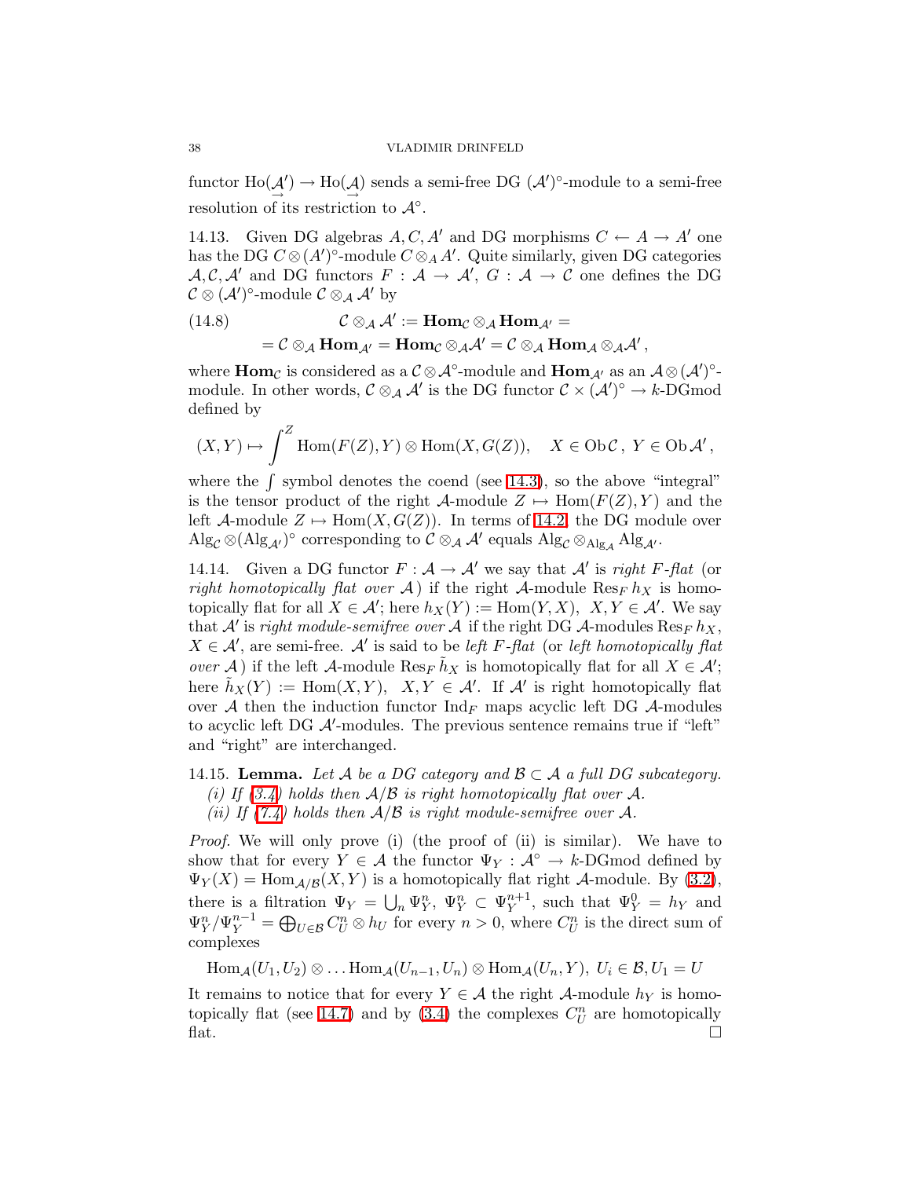functor $\operatorname{Ho}(\underset{\rightarrow}{\mathcal{A}'}) \to \operatorname{Ho}(\underset{\rightarrow}{\mathcal{A}})$ sends a semi-free DG $(\mathcal{A}')^\circ$-module to a semi-free resolution of its restriction to $\mathcal{A}^\circ$.

14.13. Given DG algebras $A, C, A'$ and DG morphisms $C \leftarrow A \rightarrow A'$ one has the DG $C \otimes (A')^\circ$-module $C \otimes_A A'$. Quite similarly, given DG categories $\mathcal{A}, \mathcal{C}, \mathcal{A}'$ and DG functors $F : \mathcal{A} \to \mathcal{A}'$, $G : \mathcal{A} \to \mathcal{C}$ one defines the DG $\mathcal{C} \otimes (\mathcal{A}')^\circ$-module $\mathcal{C} \otimes_{\mathcal{A}} \mathcal{A}'$ by

$$\mathcal{C} \otimes_{\mathcal{A}} \mathcal{A}' := \mathbf{Hom}_{\mathcal{C}} \otimes_{\mathcal{A}} \mathbf{Hom}_{\mathcal{A}'} = \tag{14.8}$$
$$= \mathcal{C} \otimes_{\mathcal{A}} \mathbf{Hom}_{\mathcal{A}'} = \mathbf{Hom}_{\mathcal{C}} \otimes_{\mathcal{A}} \mathcal{A}' = \mathcal{C} \otimes_{\mathcal{A}} \mathbf{Hom}_{\mathcal{A}} \otimes_{\mathcal{A}} \mathcal{A}',$$

where $\mathbf{Hom}_{\mathcal{C}}$ is considered as a $\mathcal{C} \otimes \mathcal{A}^\circ$-module and $\mathbf{Hom}_{\mathcal{A}'}$ as an $\mathcal{A} \otimes (\mathcal{A}')^\circ$-module. In other words, $\mathcal{C} \otimes_{\mathcal{A}} \mathcal{A}'$ is the DG functor $\mathcal{C} \times (\mathcal{A}')^\circ \to k\text{-DGmod}$ defined by

$$(X, Y) \mapsto \int^{Z} \operatorname{Hom}(F(Z), Y) \otimes \operatorname{Hom}(X, G(Z)), \quad X \in \operatorname{Ob} \mathcal{C}, \ Y \in \operatorname{Ob} \mathcal{A}',$$

where the $\int$ symbol denotes the coend (see 14.3), so the above "integral" is the tensor product of the right $\mathcal{A}$-module $Z \mapsto \operatorname{Hom}(F(Z), Y)$ and the left $\mathcal{A}$-module $Z \mapsto \operatorname{Hom}(X, G(Z))$. In terms of 14.2 the DG module over $\operatorname{Alg}_{\mathcal{C}} \otimes (\operatorname{Alg}_{\mathcal{A}'})^\circ$ corresponding to $\mathcal{C} \otimes_{\mathcal{A}} \mathcal{A}'$ equals $\operatorname{Alg}_{\mathcal{C}} \otimes_{\operatorname{Alg}_{\mathcal{A}}} \operatorname{Alg}_{\mathcal{A}'}$.

14.14. Given a DG functor $F : \mathcal{A} \to \mathcal{A}'$ we say that $\mathcal{A}'$ is *right $F$-flat* (or *right homotopically flat over $\mathcal{A}$*) if the right $\mathcal{A}$-module $\operatorname{Res}_F h_X$ is homotopically flat for all $X \in \mathcal{A}'$; here $h_X(Y) := \operatorname{Hom}(Y, X)$, $X, Y \in \mathcal{A}'$. We say that $\mathcal{A}'$ is *right module-semifree over $\mathcal{A}$* if the right DG $\mathcal{A}$-modules $\operatorname{Res}_F h_X$, $X \in \mathcal{A}'$, are semi-free. $\mathcal{A}'$ is said to be *left $F$-flat* (or *left homotopically flat over $\mathcal{A}$*) if the left $\mathcal{A}$-module $\operatorname{Res}_F \tilde{h}_X$ is homotopically flat for all $X \in \mathcal{A}'$; here $\tilde{h}_X(Y) := \operatorname{Hom}(X, Y)$, $X, Y \in \mathcal{A}'$. If $\mathcal{A}'$ is right homotopically flat over $\mathcal{A}$ then the induction functor $\operatorname{Ind}_F$ maps acyclic left DG $\mathcal{A}$-modules to acyclic left DG $\mathcal{A}'$-modules. The previous sentence remains true if "left" and "right" are interchanged.

14.15. **Lemma.** *Let $\mathcal{A}$ be a DG category and $\mathcal{B} \subset \mathcal{A}$ a full DG subcategory.*
*(i) If (3.4) holds then $\mathcal{A}/\mathcal{B}$ is right homotopically flat over $\mathcal{A}$.*
*(ii) If (7.4) holds then $\mathcal{A}/\mathcal{B}$ is right module-semifree over $\mathcal{A}$.*

*Proof.* We will only prove (i) (the proof of (ii) is similar). We have to show that for every $Y \in \mathcal{A}$ the functor $\Psi_Y : \mathcal{A}^\circ \to k\text{-DGmod}$ defined by $\Psi_Y(X) = \operatorname{Hom}_{\mathcal{A}/\mathcal{B}}(X, Y)$ is a homotopically flat right $\mathcal{A}$-module. By (3.2), there is a filtration $\Psi_Y = \bigcup_n \Psi_Y^n$, $\Psi_Y^n \subset \Psi_Y^{n+1}$, such that $\Psi_Y^0 = h_Y$ and $\Psi_Y^n / \Psi_Y^{n-1} = \bigoplus_{U \in \mathcal{B}} C_U^n \otimes h_U$ for every $n > 0$, where $C_U^n$ is the direct sum of complexes

$$\operatorname{Hom}_{\mathcal{A}}(U_1, U_2) \otimes \ldots \operatorname{Hom}_{\mathcal{A}}(U_{n-1}, U_n) \otimes \operatorname{Hom}_{\mathcal{A}}(U_n, Y), \ U_i \in \mathcal{B}, U_1 = U$$

It remains to notice that for every $Y \in \mathcal{A}$ the right $\mathcal{A}$-module $h_Y$ is homotopically flat (see 14.7) and by (3.4) the complexes $C_U^n$ are homotopically flat. $\square$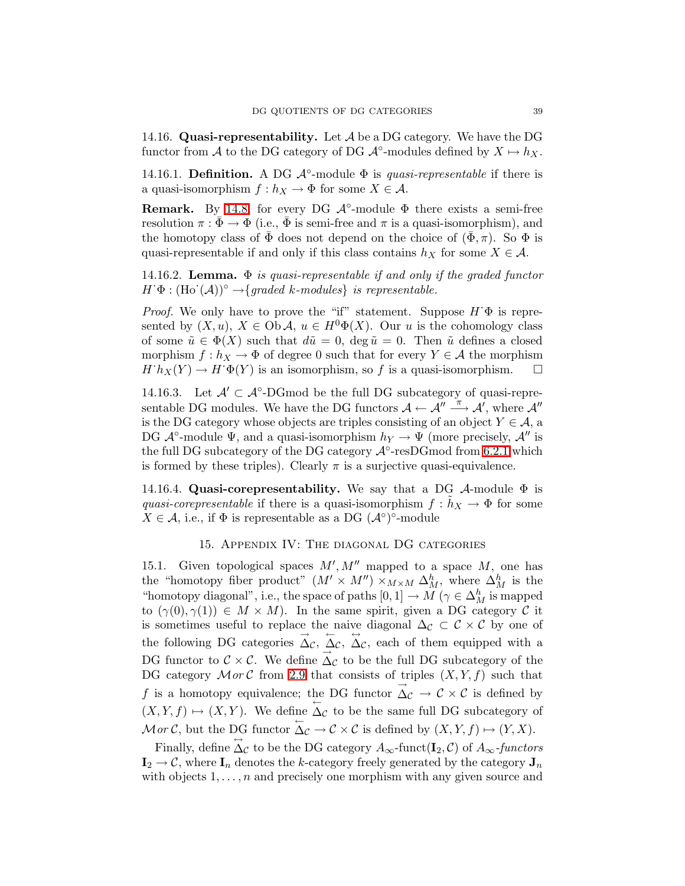14.16. **Quasi-representability.** Let $\mathcal{A}$ be a DG category. We have the DG functor from $\mathcal{A}$ to the DG category of DG $\mathcal{A}^\circ$-modules defined by $X \mapsto h_X$.

14.16.1. **Definition.** A DG $\mathcal{A}^\circ$-module $\Phi$ is *quasi-representable* if there is a quasi-isomorphism $f : h_X \to \Phi$ for some $X \in \mathcal{A}$.

**Remark.** By 14.8, for every DG $\mathcal{A}^\circ$-module $\Phi$ there exists a semi-free resolution $\pi : \bar{\Phi} \to \Phi$ (i.e., $\bar{\Phi}$ is semi-free and $\pi$ is a quasi-isomorphism), and the homotopy class of $\bar{\Phi}$ does not depend on the choice of $(\bar{\Phi}, \pi)$. So $\Phi$ is quasi-representable if and only if this class contains $h_X$ for some $X \in \mathcal{A}$.

14.16.2. **Lemma.** *$\Phi$ is quasi-representable if and only if the graded functor $H^{\cdot}\Phi : (\mathrm{Ho}^{\cdot}(\mathcal{A}))^\circ \to$\{graded $k$-modules\} is representable.*

*Proof.* We only have to prove the "if" statement. Suppose $H^{\cdot}\Phi$ is represented by $(X, u)$, $X \in \mathrm{Ob}\,\mathcal{A}$, $u \in H^0\Phi(X)$. Our $u$ is the cohomology class of some $\tilde{u} \in \Phi(X)$ such that $d\tilde{u} = 0$, $\deg \tilde{u} = 0$. Then $\tilde{u}$ defines a closed morphism $f : h_X \to \Phi$ of degree 0 such that for every $Y \in \mathcal{A}$ the morphism $H^{\cdot}h_X(Y) \to H^{\cdot}\Phi(Y)$ is an isomorphism, so $f$ is a quasi-isomorphism. $\square$

14.16.3. Let $\mathcal{A}' \subset \mathcal{A}^\circ$-DGmod be the full DG subcategory of quasi-representable DG modules. We have the DG functors $\mathcal{A} \leftarrow \mathcal{A}'' \xrightarrow{\pi} \mathcal{A}'$, where $\mathcal{A}''$ is the DG category whose objects are triples consisting of an object $Y \in \mathcal{A}$, a DG $\mathcal{A}^\circ$-module $\Psi$, and a quasi-isomorphism $h_Y \to \Psi$ (more precisely, $\mathcal{A}''$ is the full DG subcategory of the DG category $\mathcal{A}^\circ$-resDGmod from 6.2.1 which is formed by these triples). Clearly $\pi$ is a surjective quasi-equivalence.

14.16.4. **Quasi-corepresentability.** We say that a DG $\mathcal{A}$-module $\Phi$ is *quasi-corepresentable* if there is a quasi-isomorphism $f : \tilde{h}_X \to \Phi$ for some $X \in \mathcal{A}$, i.e., if $\Phi$ is representable as a DG $(\mathcal{A}^\circ)^\circ$-module

## 15. Appendix IV: The diagonal DG categories

15.1. Given topological spaces $M', M''$ mapped to a space $M$, one has the "homotopy fiber product" $(M' \times M'') \times_{M \times M} \Delta_M^h$, where $\Delta_M^h$ is the "homotopy diagonal", i.e., the space of paths $[0,1] \to M$ ($\gamma \in \Delta_M^h$ is mapped to $(\gamma(0), \gamma(1)) \in M \times M$). In the same spirit, given a DG category $\mathcal{C}$ it is sometimes useful to replace the naive diagonal $\Delta_{\mathcal{C}} \subset \mathcal{C} \times \mathcal{C}$ by one of the following DG categories $\overrightarrow{\Delta}_{\mathcal{C}}$, $\overleftarrow{\Delta}_{\mathcal{C}}$, $\overleftrightarrow{\Delta}_{\mathcal{C}}$, each of them equipped with a DG functor to $\mathcal{C} \times \mathcal{C}$. We define $\overrightarrow{\Delta}_{\mathcal{C}}$ to be the full DG subcategory of the DG category $\mathcal{M}or\,\mathcal{C}$ from 2.9 that consists of triples $(X, Y, f)$ such that $f$ is a homotopy equivalence; the DG functor $\overrightarrow{\Delta}_{\mathcal{C}} \to \mathcal{C} \times \mathcal{C}$ is defined by $(X, Y, f) \mapsto (X, Y)$. We define $\overleftarrow{\Delta}_{\mathcal{C}}$ to be the same full DG subcategory of $\mathcal{M}or\,\mathcal{C}$, but the DG functor $\overleftarrow{\Delta}_{\mathcal{C}} \to \mathcal{C} \times \mathcal{C}$ is defined by $(X, Y, f) \mapsto (Y, X)$.

Finally, define $\overleftrightarrow{\Delta}_{\mathcal{C}}$ to be the DG category $A_\infty\text{-funct}(\mathbf{I}_2, \mathcal{C})$ of $A_\infty$-*functors* $\mathbf{I}_2 \to \mathcal{C}$, where $\mathbf{I}_n$ denotes the $k$-category freely generated by the category $\mathbf{J}_n$ with objects $1, \ldots, n$ and precisely one morphism with any given source and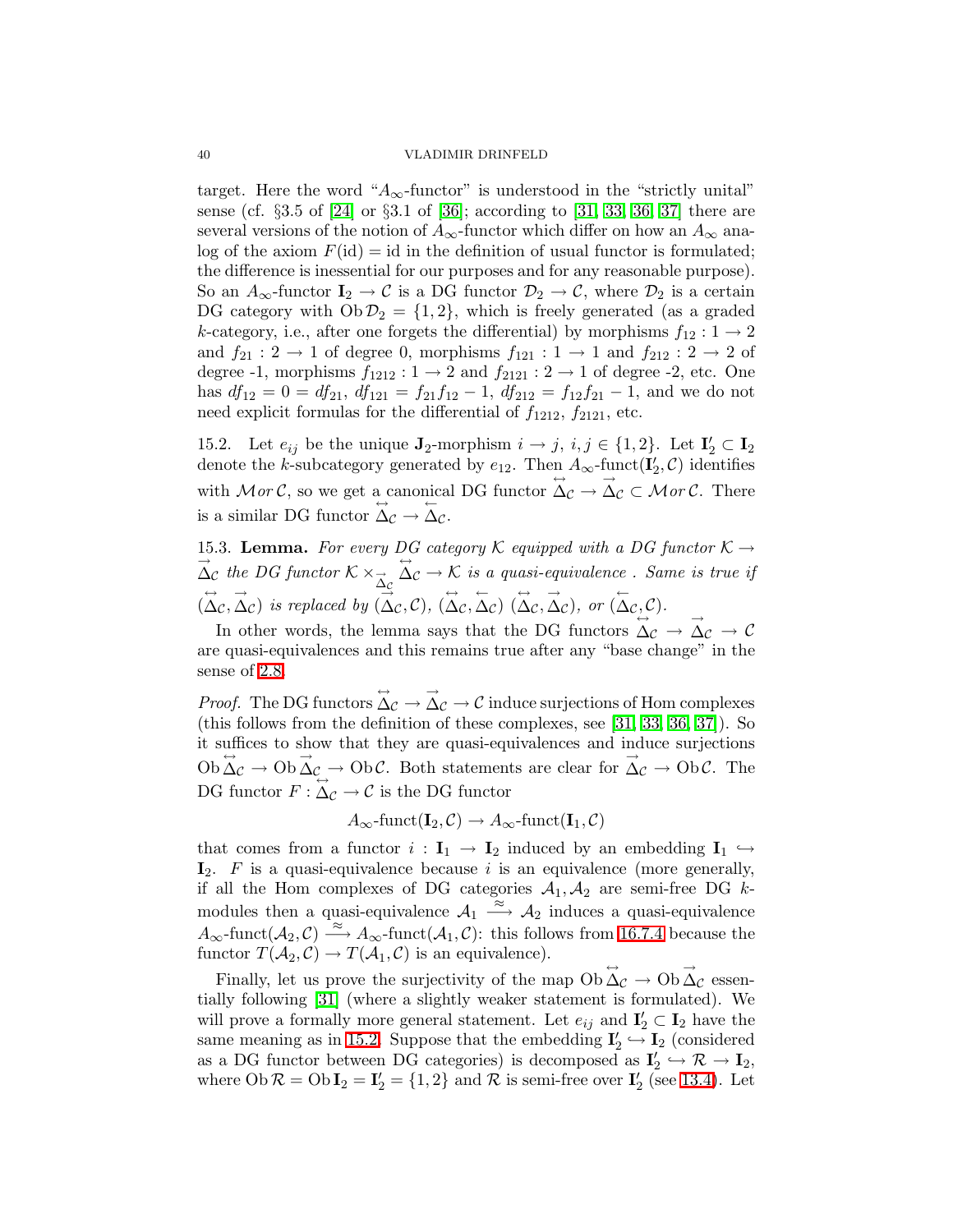target. Here the word "$A_\infty$-functor" is understood in the "strictly unital" sense (cf. §3.5 of [24] or §3.1 of [36]; according to [31, 33, 36, 37] there are several versions of the notion of $A_\infty$-functor which differ on how an $A_\infty$ analog of the axiom $F(\mathrm{id}) = \mathrm{id}$ in the definition of usual functor is formulated; the difference is inessential for our purposes and for any reasonable purpose). So an $A_\infty$-functor $\mathbf{I}_2 \to \mathcal{C}$ is a DG functor $\mathcal{D}_2 \to \mathcal{C}$, where $\mathcal{D}_2$ is a certain DG category with $\mathrm{Ob}\,\mathcal{D}_2 = \{1, 2\}$, which is freely generated (as a graded $k$-category, i.e., after one forgets the differential) by morphisms $f_{12} : 1 \to 2$ and $f_{21} : 2 \to 1$ of degree 0, morphisms $f_{121} : 1 \to 1$ and $f_{212} : 2 \to 2$ of degree -1, morphisms $f_{1212} : 1 \to 2$ and $f_{2121} : 2 \to 1$ of degree -2, etc. One has $df_{12} = 0 = df_{21}$, $df_{121} = f_{21}f_{12} - 1$, $df_{212} = f_{12}f_{21} - 1$, and we do not need explicit formulas for the differential of $f_{1212}$, $f_{2121}$, etc.

15.2. Let $e_{ij}$ be the unique $\mathbf{J}_2$-morphism $i \to j$, $i, j \in \{1, 2\}$. Let $\mathbf{I}'_2 \subset \mathbf{I}_2$ denote the $k$-subcategory generated by $e_{12}$. Then $A_\infty\text{-funct}(\mathbf{I}'_2, \mathcal{C})$ identifies with $\mathcal{M}or\,\mathcal{C}$, so we get a canonical DG functor $\overset{\leftrightarrow}{\Delta}_{\mathcal{C}} \to \overset{\rightarrow}{\Delta}_{\mathcal{C}} \subset \mathcal{M}or\,\mathcal{C}$. There is a similar DG functor $\overset{\leftrightarrow}{\Delta}_{\mathcal{C}} \to \overset{\leftarrow}{\Delta}_{\mathcal{C}}$.

15.3. **Lemma.** *For every DG category $\mathcal{K}$ equipped with a DG functor $\mathcal{K} \to \overset{\rightarrow}{\Delta}_{\mathcal{C}}$ the DG functor $\mathcal{K} \times_{\overset{\rightarrow}{\Delta}_{\mathcal{C}}} \overset{\leftrightarrow}{\Delta}_{\mathcal{C}} \to \mathcal{K}$ is a quasi-equivalence . Same is true if $(\overset{\leftrightarrow}{\Delta}_{\mathcal{C}}, \overset{\rightarrow}{\Delta}_{\mathcal{C}})$ is replaced by $(\overset{\rightarrow}{\Delta}_{\mathcal{C}}, \mathcal{C})$, $(\overset{\leftrightarrow}{\Delta}_{\mathcal{C}}, \overset{\leftarrow}{\Delta}_{\mathcal{C}})$ $(\overset{\leftrightarrow}{\Delta}_{\mathcal{C}}, \overset{\rightarrow}{\Delta}_{\mathcal{C}})$, or $(\overset{\leftarrow}{\Delta}_{\mathcal{C}}, \mathcal{C})$.*

In other words, the lemma says that the DG functors $\overset{\leftrightarrow}{\Delta}_{\mathcal{C}} \to \overset{\rightarrow}{\Delta}_{\mathcal{C}} \to \mathcal{C}$ are quasi-equivalences and this remains true after any "base change" in the sense of 2.8.

*Proof.* The DG functors $\overset{\leftrightarrow}{\Delta}_{\mathcal{C}} \to \overset{\rightarrow}{\Delta}_{\mathcal{C}} \to \mathcal{C}$ induce surjections of Hom complexes (this follows from the definition of these complexes, see [31, 33, 36, 37]). So it suffices to show that they are quasi-equivalences and induce surjections $\mathrm{Ob}\,\overset{\leftrightarrow}{\Delta}_{\mathcal{C}} \to \mathrm{Ob}\,\overset{\rightarrow}{\Delta}_{\mathcal{C}} \to \mathrm{Ob}\,\mathcal{C}$. Both statements are clear for $\overset{\rightarrow}{\Delta}_{\mathcal{C}} \to \mathrm{Ob}\,\mathcal{C}$. The DG functor $F : \overset{\leftrightarrow}{\Delta}_{\mathcal{C}} \to \mathcal{C}$ is the DG functor

$$A_\infty\text{-funct}(\mathbf{I}_2, \mathcal{C}) \to A_\infty\text{-funct}(\mathbf{I}_1, \mathcal{C})$$

that comes from a functor $i : \mathbf{I}_1 \to \mathbf{I}_2$ induced by an embedding $\mathbf{I}_1 \hookrightarrow \mathbf{I}_2$. $F$ is a quasi-equivalence because $i$ is an equivalence (more generally, if all the Hom complexes of DG categories $\mathcal{A}_1, \mathcal{A}_2$ are semi-free DG $k$-modules then a quasi-equivalence $\mathcal{A}_1 \overset{\approx}{\longrightarrow} \mathcal{A}_2$ induces a quasi-equivalence $A_\infty\text{-funct}(\mathcal{A}_2, \mathcal{C}) \overset{\approx}{\longrightarrow} A_\infty\text{-funct}(\mathcal{A}_1, \mathcal{C})$: this follows from 16.7.4 because the functor $T(\mathcal{A}_2, \mathcal{C}) \to T(\mathcal{A}_1, \mathcal{C})$ is an equivalence).

Finally, let us prove the surjectivity of the map $\mathrm{Ob}\,\overset{\leftrightarrow}{\Delta}_{\mathcal{C}} \to \mathrm{Ob}\,\overset{\rightarrow}{\Delta}_{\mathcal{C}}$ essentially following [31] (where a slightly weaker statement is formulated). We will prove a formally more general statement. Let $e_{ij}$ and $\mathbf{I}'_2 \subset \mathbf{I}_2$ have the same meaning as in 15.2. Suppose that the embedding $\mathbf{I}'_2 \hookrightarrow \mathbf{I}_2$ (considered as a DG functor between DG categories) is decomposed as $\mathbf{I}'_2 \hookrightarrow \mathcal{R} \to \mathbf{I}_2$, where $\mathrm{Ob}\,\mathcal{R} = \mathrm{Ob}\,\mathbf{I}_2 = \mathbf{I}'_2 = \{1, 2\}$ and $\mathcal{R}$ is semi-free over $\mathbf{I}'_2$ (see 13.4). Let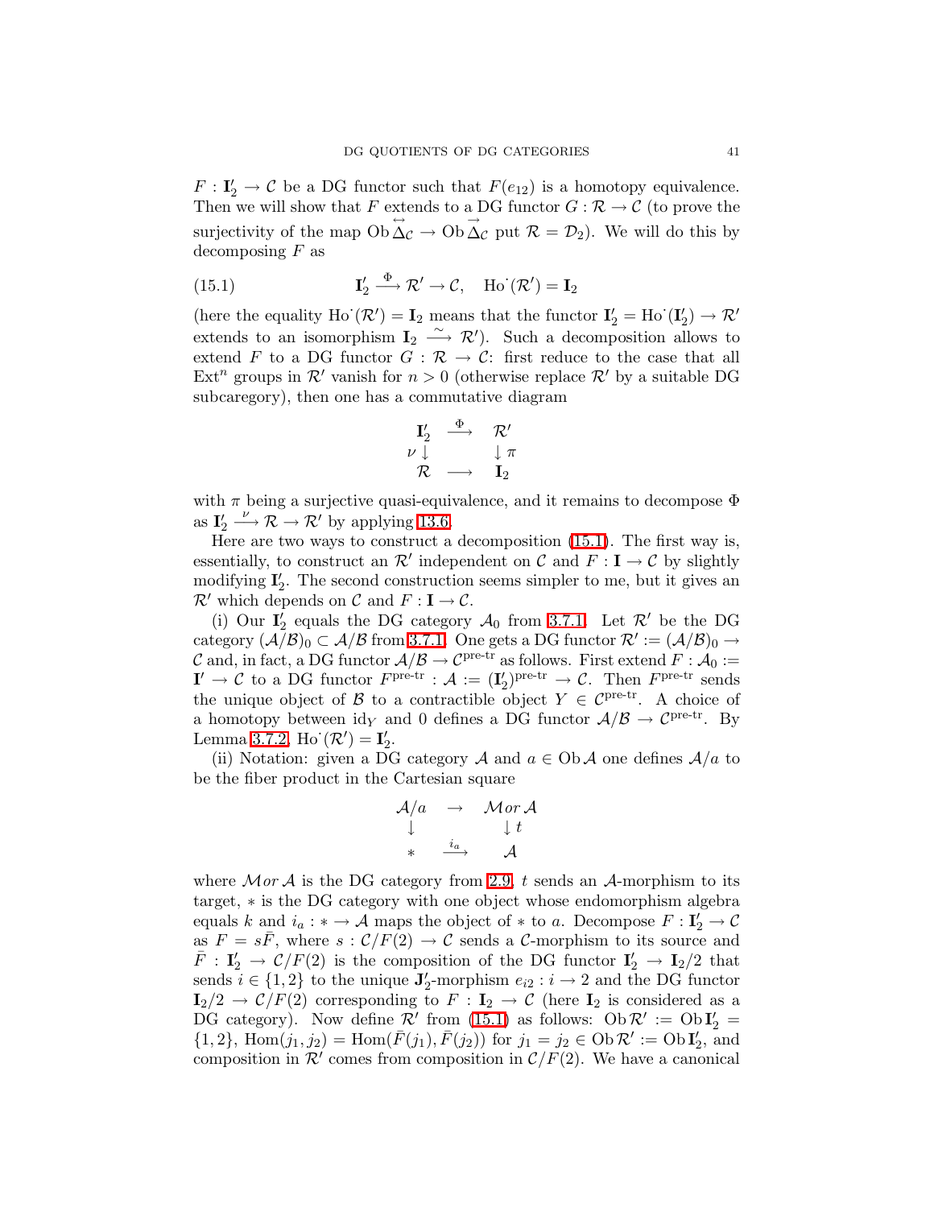$F : \mathbf{I}_2' \to \mathcal{C}$ be a DG functor such that $F(e_{12})$ is a homotopy equivalence. Then we will show that $F$ extends to a DG functor $G : \mathcal{R} \to \mathcal{C}$ (to prove the surjectivity of the map $\operatorname{Ob} \overset{\leftrightarrow}{\Delta}_{\mathcal{C}} \to \operatorname{Ob} \overset{\rightarrow}{\Delta}_{\mathcal{C}}$ put $\mathcal{R} = \mathcal{D}_2$). We will do this by decomposing $F$ as

$$\mathbf{I}_2' \xrightarrow{\Phi} \mathcal{R}' \to \mathcal{C}, \quad \operatorname{Ho}^{\cdot}(\mathcal{R}') = \mathbf{I}_2 \tag{15.1}$$

(here the equality $\operatorname{Ho}^{\cdot}(\mathcal{R}') = \mathbf{I}_2$ means that the functor $\mathbf{I}_2' = \operatorname{Ho}^{\cdot}(\mathbf{I}_2') \to \mathcal{R}'$ extends to an isomorphism $\mathbf{I}_2 \xrightarrow{\sim} \mathcal{R}'$). Such a decomposition allows to extend $F$ to a DG functor $G : \mathcal{R} \to \mathcal{C}$: first reduce to the case that all $\operatorname{Ext}^n$ groups in $\mathcal{R}'$ vanish for $n > 0$ (otherwise replace $\mathcal{R}'$ by a suitable DG subcaregory), then one has a commutative diagram

$$\begin{array}{ccc} \mathbf{I}_2' & \xrightarrow{\Phi} & \mathcal{R}' \\ \nu \downarrow & & \downarrow \pi \\ \mathcal{R} & \longrightarrow & \mathbf{I}_2 \end{array}$$

with $\pi$ being a surjective quasi-equivalence, and it remains to decompose $\Phi$ as $\mathbf{I}_2' \xrightarrow{\nu} \mathcal{R} \to \mathcal{R}'$ by applying 13.6.

Here are two ways to construct a decomposition (15.1). The first way is, essentially, to construct an $\mathcal{R}'$ independent on $\mathcal{C}$ and $F : \mathbf{I} \to \mathcal{C}$ by slightly modifying $\mathbf{I}_2'$. The second construction seems simpler to me, but it gives an $\mathcal{R}'$ which depends on $\mathcal{C}$ and $F : \mathbf{I} \to \mathcal{C}$.

(i) Our $\mathbf{I}_2'$ equals the DG category $\mathcal{A}_0$ from 3.7.1. Let $\mathcal{R}'$ be the DG category $(\mathcal{A}/\mathcal{B})_0 \subset \mathcal{A}/\mathcal{B}$ from 3.7.1. One gets a DG functor $\mathcal{R}' := (\mathcal{A}/\mathcal{B})_0 \to \mathcal{C}$ and, in fact, a DG functor $\mathcal{A}/\mathcal{B} \to \mathcal{C}^{\text{pre-tr}}$ as follows. First extend $F : \mathcal{A}_0 := \mathbf{I}' \to \mathcal{C}$ to a DG functor $F^{\text{pre-tr}} : \mathcal{A} := (\mathbf{I}_2')^{\text{pre-tr}} \to \mathcal{C}$. Then $F^{\text{pre-tr}}$ sends the unique object of $\mathcal{B}$ to a contractible object $Y \in \mathcal{C}^{\text{pre-tr}}$. A choice of a homotopy between $\mathrm{id}_Y$ and 0 defines a DG functor $\mathcal{A}/\mathcal{B} \to \mathcal{C}^{\text{pre-tr}}$. By Lemma 3.7.2, $\operatorname{Ho}^{\cdot}(\mathcal{R}') = \mathbf{I}_2'$.

(ii) Notation: given a DG category $\mathcal{A}$ and $a \in \operatorname{Ob}\mathcal{A}$ one defines $\mathcal{A}/a$ to be the fiber product in the Cartesian square

$$\begin{array}{ccc} \mathcal{A}/a & \rightarrow & \mathcal{M}or\,\mathcal{A} \\ \downarrow & & \downarrow t \\ * & \xrightarrow{i_a} & \mathcal{A} \end{array}$$

where $\mathcal{M}or\,\mathcal{A}$ is the DG category from 2.9, $t$ sends an $\mathcal{A}$-morphism to its target, $*$ is the DG category with one object whose endomorphism algebra equals $k$ and $i_a : * \to \mathcal{A}$ maps the object of $*$ to $a$. Decompose $F : \mathbf{I}_2' \to \mathcal{C}$ as $F = s\bar{F}$, where $s : \mathcal{C}/F(2) \to \mathcal{C}$ sends a $\mathcal{C}$-morphism to its source and $\bar{F} : \mathbf{I}_2' \to \mathcal{C}/F(2)$ is the composition of the DG functor $\mathbf{I}_2' \to \mathbf{I}_2/2$ that sends $i \in \{1,2\}$ to the unique $\mathbf{J}_2'$-morphism $e_{i2} : i \to 2$ and the DG functor $\mathbf{I}_2/2 \to \mathcal{C}/F(2)$ corresponding to $F : \mathbf{I}_2 \to \mathcal{C}$ (here $\mathbf{I}_2$ is considered as a DG category). Now define $\mathcal{R}'$ from (15.1) as follows: $\operatorname{Ob}\mathcal{R}' := \operatorname{Ob}\mathbf{I}_2' = \{1,2\}$, $\operatorname{Hom}(j_1, j_2) = \operatorname{Hom}(\bar{F}(j_1), \bar{F}(j_2))$ for $j_1 = j_2 \in \operatorname{Ob}\mathcal{R}' := \operatorname{Ob}\mathbf{I}_2'$, and composition in $\mathcal{R}'$ comes from composition in $\mathcal{C}/F(2)$. We have a canonical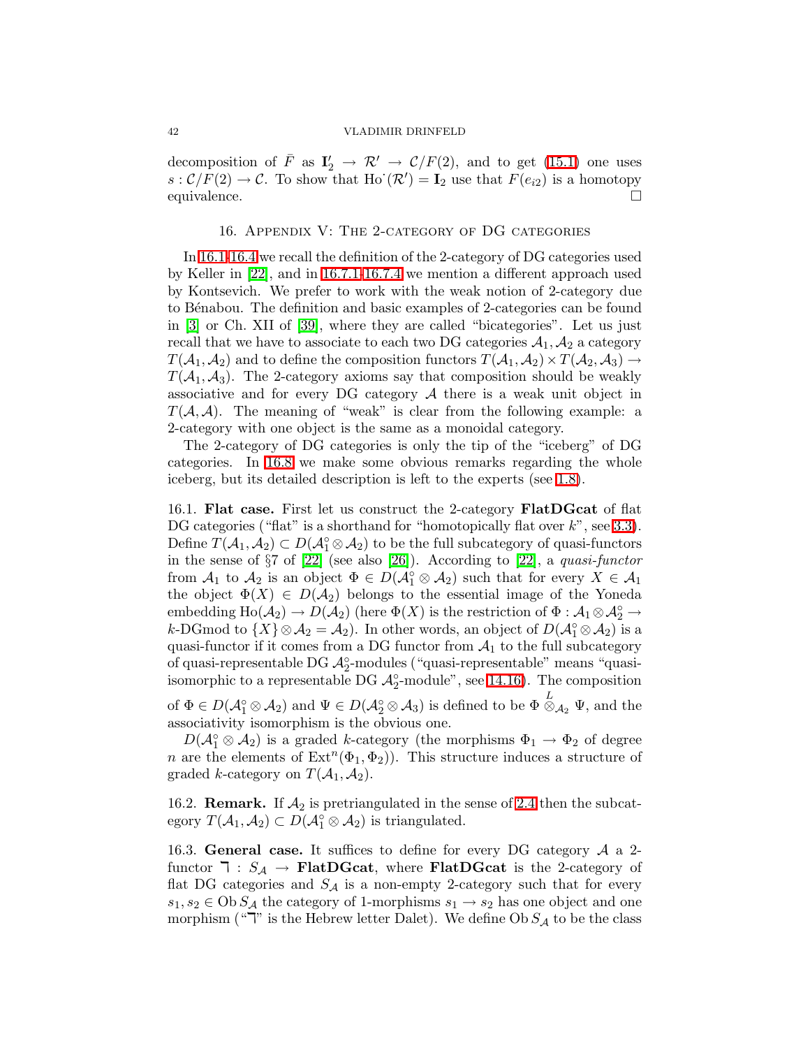decomposition of $\bar{F}$ as $\mathbf{I}'_2 \to \mathcal{R}' \to \mathcal{C}/F(2)$, and to get (15.1) one uses $s : \mathcal{C}/F(2) \to \mathcal{C}$. To show that $\mathrm{Ho}^{\cdot}(\mathcal{R}') = \mathbf{I}_2$ use that $F(e_{i2})$ is a homotopy equivalence. $\square$

## 16. Appendix V: The 2-category of DG categories

In 16.1-16.4 we recall the definition of the 2-category of DG categories used by Keller in [22], and in 16.7.1-16.7.4 we mention a different approach used by Kontsevich. We prefer to work with the weak notion of 2-category due to Bénabou. The definition and basic examples of 2-categories can be found in [3] or Ch. XII of [39], where they are called "bicategories". Let us just recall that we have to associate to each two DG categories $\mathcal{A}_1, \mathcal{A}_2$ a category $T(\mathcal{A}_1, \mathcal{A}_2)$ and to define the composition functors $T(\mathcal{A}_1, \mathcal{A}_2) \times T(\mathcal{A}_2, \mathcal{A}_3) \to T(\mathcal{A}_1, \mathcal{A}_3)$. The 2-category axioms say that composition should be weakly associative and for every DG category $\mathcal{A}$ there is a weak unit object in $T(\mathcal{A}, \mathcal{A})$. The meaning of "weak" is clear from the following example: a 2-category with one object is the same as a monoidal category.

The 2-category of DG categories is only the tip of the "iceberg" of DG categories. In 16.8 we make some obvious remarks regarding the whole iceberg, but its detailed description is left to the experts (see 1.8).

16.1. **Flat case.** First let us construct the 2-category **FlatDGcat** of flat DG categories ("flat" is a shorthand for "homotopically flat over $k$", see 3.3). Define $T(\mathcal{A}_1, \mathcal{A}_2) \subset D(\mathcal{A}_1^\circ \otimes \mathcal{A}_2)$ to be the full subcategory of quasi-functors in the sense of §7 of [22] (see also [26]). According to [22], a *quasi-functor* from $\mathcal{A}_1$ to $\mathcal{A}_2$ is an object $\Phi \in D(\mathcal{A}_1^\circ \otimes \mathcal{A}_2)$ such that for every $X \in \mathcal{A}_1$ the object $\Phi(X) \in D(\mathcal{A}_2)$ belongs to the essential image of the Yoneda embedding $\mathrm{Ho}(\mathcal{A}_2) \to D(\mathcal{A}_2)$ (here $\Phi(X)$ is the restriction of $\Phi : \mathcal{A}_1 \otimes \mathcal{A}_2^\circ \to k\text{-DGmod}$ to $\{X\} \otimes \mathcal{A}_2 = \mathcal{A}_2$). In other words, an object of $D(\mathcal{A}_1^\circ \otimes \mathcal{A}_2)$ is a quasi-functor if it comes from a DG functor from $\mathcal{A}_1$ to the full subcategory of quasi-representable DG $\mathcal{A}_2^\circ$-modules ("quasi-representable" means "quasi-isomorphic to a representable DG $\mathcal{A}_2^\circ$-module", see 14.16). The composition of $\Phi \in D(\mathcal{A}_1^\circ \otimes \mathcal{A}_2)$ and $\Psi \in D(\mathcal{A}_2^\circ \otimes \mathcal{A}_3)$ is defined to be $\Phi \overset{L}{\otimes}_{\mathcal{A}_2} \Psi$, and the associativity isomorphism is the obvious one.

$D(\mathcal{A}_1^\circ \otimes \mathcal{A}_2)$ is a graded $k$-category (the morphisms $\Phi_1 \to \Phi_2$ of degree $n$ are the elements of $\mathrm{Ext}^n(\Phi_1, \Phi_2)$). This structure induces a structure of graded $k$-category on $T(\mathcal{A}_1, \mathcal{A}_2)$.

16.2. **Remark.** If $\mathcal{A}_2$ is pretriangulated in the sense of 2.4 then the subcategory $T(\mathcal{A}_1, \mathcal{A}_2) \subset D(\mathcal{A}_1^\circ \otimes \mathcal{A}_2)$ is triangulated.

16.3. **General case.** It suffices to define for every DG category $\mathcal{A}$ a 2-functor $\daleth : S_{\mathcal{A}} \to \mathbf{FlatDGcat}$, where **FlatDGcat** is the 2-category of flat DG categories and $S_{\mathcal{A}}$ is a non-empty 2-category such that for every $s_1, s_2 \in \mathrm{Ob}\, S_{\mathcal{A}}$ the category of 1-morphisms $s_1 \to s_2$ has one object and one morphism ("$\daleth$" is the Hebrew letter Dalet). We define $\mathrm{Ob}\, S_{\mathcal{A}}$ to be the class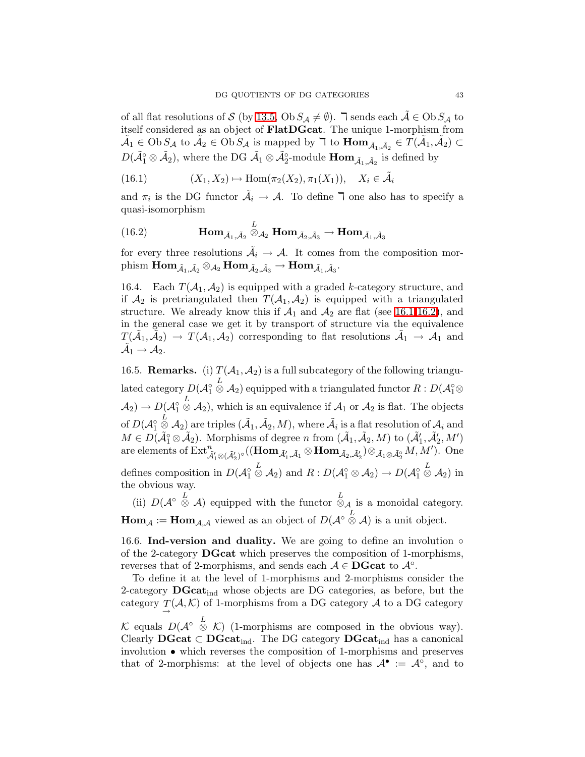of all flat resolutions of $\mathcal{S}$ (by 13.5, $\operatorname{Ob} S_{\mathcal{A}} \neq \emptyset$). $\urcorner$ sends each $\tilde{\mathcal{A}} \in \operatorname{Ob} S_{\mathcal{A}}$ to itself considered as an object of **FlatDGcat**. The unique 1-morphism from $\tilde{\mathcal{A}}_1 \in \operatorname{Ob} S_{\mathcal{A}}$ to $\tilde{\mathcal{A}}_2 \in \operatorname{Ob} S_{\mathcal{A}}$ is mapped by $\urcorner$ to $\mathbf{Hom}_{\tilde{\mathcal{A}}_1,\tilde{\mathcal{A}}_2} \in T(\tilde{\mathcal{A}}_1, \tilde{\mathcal{A}}_2) \subset D(\tilde{\mathcal{A}}_1^\circ \otimes \tilde{\mathcal{A}}_2)$, where the DG $\tilde{\mathcal{A}}_1 \otimes \tilde{\mathcal{A}}_2^\circ$-module $\mathbf{Hom}_{\tilde{\mathcal{A}}_1,\tilde{\mathcal{A}}_2}$ is defined by

$$(X_1, X_2) \mapsto \operatorname{Hom}(\pi_2(X_2), \pi_1(X_1)), \quad X_i \in \tilde{\mathcal{A}}_i \tag{16.1}$$

and $\pi_i$ is the DG functor $\tilde{\mathcal{A}}_i \to \mathcal{A}$. To define $\urcorner$ one also has to specify a quasi-isomorphism

$$\mathbf{Hom}_{\tilde{\mathcal{A}}_1,\tilde{\mathcal{A}}_2} \overset{L}{\otimes}_{\mathcal{A}_2} \mathbf{Hom}_{\tilde{\mathcal{A}}_2,\tilde{\mathcal{A}}_3} \to \mathbf{Hom}_{\tilde{\mathcal{A}}_1,\tilde{\mathcal{A}}_3} \tag{16.2}$$

for every three resolutions $\tilde{\mathcal{A}}_i \to \mathcal{A}$. It comes from the composition morphism $\mathbf{Hom}_{\tilde{\mathcal{A}}_1,\tilde{\mathcal{A}}_2} \otimes_{\mathcal{A}_2} \mathbf{Hom}_{\tilde{\mathcal{A}}_2,\tilde{\mathcal{A}}_3} \to \mathbf{Hom}_{\tilde{\mathcal{A}}_1,\tilde{\mathcal{A}}_3}$.

16.4. Each $T(\mathcal{A}_1, \mathcal{A}_2)$ is equipped with a graded $k$-category structure, and if $\mathcal{A}_2$ is pretriangulated then $T(\mathcal{A}_1, \mathcal{A}_2)$ is equipped with a triangulated structure. We already know this if $\mathcal{A}_1$ and $\mathcal{A}_2$ are flat (see 16.1, 16.2), and in the general case we get it by transport of structure via the equivalence $T(\tilde{\mathcal{A}}_1, \tilde{\mathcal{A}}_2) \to T(\mathcal{A}_1, \mathcal{A}_2)$ corresponding to flat resolutions $\tilde{\mathcal{A}}_1 \to \mathcal{A}_1$ and $\tilde{\mathcal{A}}_1 \to \mathcal{A}_2$.

16.5. **Remarks.** (i) $T(\mathcal{A}_1, \mathcal{A}_2)$ is a full subcategory of the following triangulated category $D(\mathcal{A}_1^\circ \overset{L}{\otimes} \mathcal{A}_2)$ equipped with a triangulated functor $R : D(\mathcal{A}_1^\circ \otimes \mathcal{A}_2) \to D(\mathcal{A}_1^\circ \overset{L}{\otimes} \mathcal{A}_2)$, which is an equivalence if $\mathcal{A}_1$ or $\mathcal{A}_2$ is flat. The objects of $D(\mathcal{A}_1^\circ \overset{L}{\otimes} \mathcal{A}_2)$ are triples $(\tilde{\mathcal{A}}_1, \tilde{\mathcal{A}}_2, M)$, where $\tilde{\mathcal{A}}_i$ is a flat resolution of $\mathcal{A}_i$ and $M \in D(\tilde{\mathcal{A}}_1^\circ \otimes \tilde{\mathcal{A}}_2)$. Morphisms of degree $n$ from $(\tilde{\mathcal{A}}_1, \tilde{\mathcal{A}}_2, M)$ to $(\tilde{\mathcal{A}}_1', \tilde{\mathcal{A}}_2', M')$ are elements of $\operatorname{Ext}^n_{\tilde{\mathcal{A}}_1' \otimes (\tilde{\mathcal{A}}_2')^\circ}((\mathbf{Hom}_{\tilde{\mathcal{A}}_1',\tilde{\mathcal{A}}_1} \otimes \mathbf{Hom}_{\tilde{\mathcal{A}}_2,\tilde{\mathcal{A}}_2'}) \otimes_{\tilde{\mathcal{A}}_1 \otimes \tilde{\mathcal{A}}_2^\circ} M, M')$. One defines composition in $D(\mathcal{A}_1^\circ \overset{L}{\otimes} \mathcal{A}_2)$ and $R : D(\mathcal{A}_1^\circ \otimes \mathcal{A}_2) \to D(\mathcal{A}_1^\circ \overset{L}{\otimes} \mathcal{A}_2)$ in the obvious way.

(ii) $D(\mathcal{A}^\circ \overset{L}{\otimes} \mathcal{A})$ equipped with the functor $\overset{L}{\otimes}_{\mathcal{A}}$ is a monoidal category. $\mathbf{Hom}_{\mathcal{A}} := \mathbf{Hom}_{\mathcal{A},\mathcal{A}}$ viewed as an object of $D(\mathcal{A}^\circ \overset{L}{\otimes} \mathcal{A})$ is a unit object.

16.6. **Ind-version and duality.** We are going to define an involution $\circ$ of the 2-category **DGcat** which preserves the composition of 1-morphisms, reverses that of 2-morphisms, and sends each $\mathcal{A} \in \mathbf{DGcat}$ to $\mathcal{A}^\circ$.

To define it at the level of 1-morphisms and 2-morphisms consider the 2-category $\mathbf{DGcat}_{\mathrm{ind}}$ whose objects are DG categories, as before, but the category $\underset{\rightarrow}{T}(\mathcal{A}, \mathcal{K})$ of 1-morphisms from a DG category $\mathcal{A}$ to a DG category $\mathcal{K}$ equals $D(\mathcal{A}^\circ \overset{L}{\otimes} \mathcal{K})$ (1-morphisms are composed in the obvious way). Clearly $\mathbf{DGcat} \subset \mathbf{DGcat}_{\mathrm{ind}}$. The DG category $\mathbf{DGcat}_{\mathrm{ind}}$ has a canonical involution $\bullet$ which reverses the composition of 1-morphisms and preserves that of 2-morphisms: at the level of objects one has $\mathcal{A}^\bullet := \mathcal{A}^\circ$, and to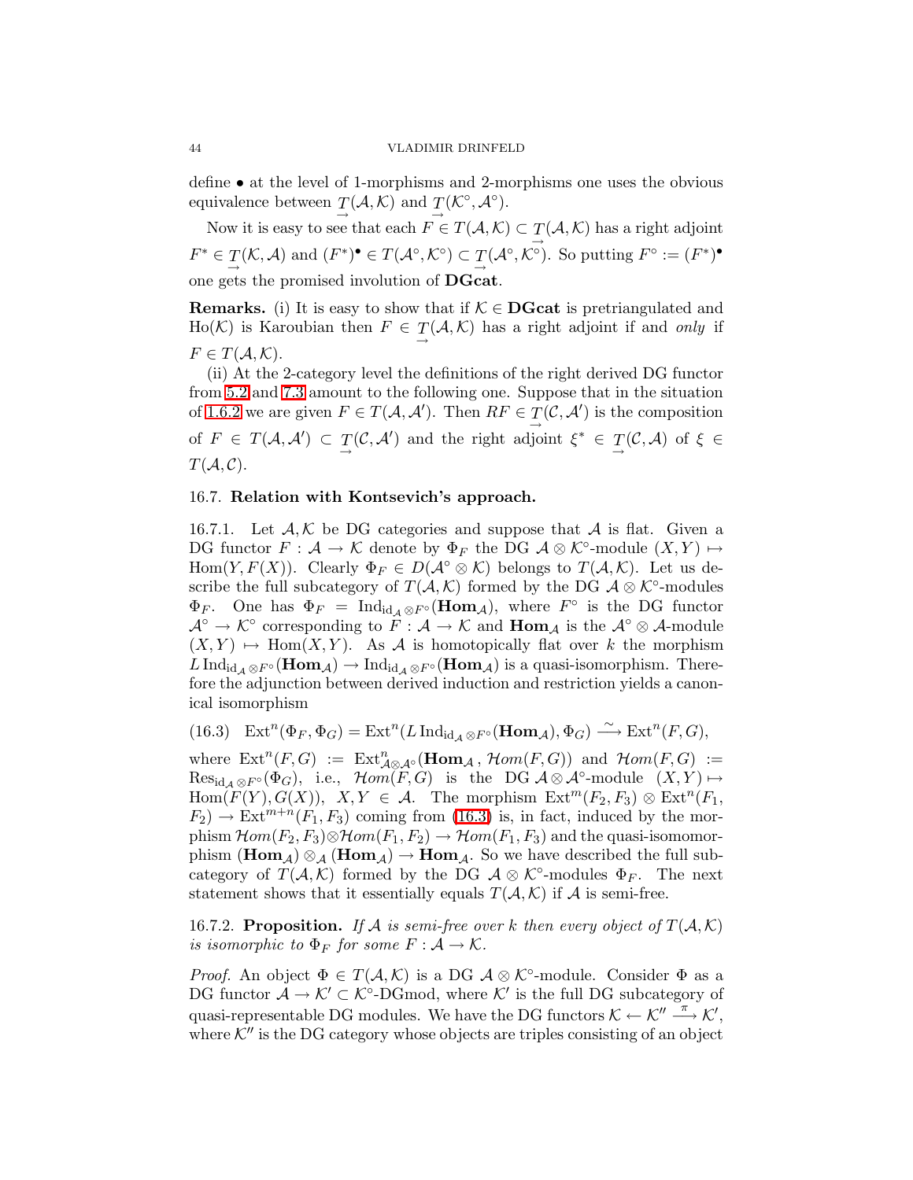define $\bullet$ at the level of 1-morphisms and 2-morphisms one uses the obvious equivalence between $\underset{\rightarrow}{T}(\mathcal{A},\mathcal{K})$ and $\underset{\rightarrow}{T}(\mathcal{K}^\circ,\mathcal{A}^\circ)$.

Now it is easy to see that each $F \in T(\mathcal{A},\mathcal{K}) \subset \underset{\rightarrow}{T}(\mathcal{A},\mathcal{K})$ has a right adjoint $F^* \in \underset{\rightarrow}{T}(\mathcal{K},\mathcal{A})$ and $(F^*)^\bullet \in T(\mathcal{A}^\circ,\mathcal{K}^\circ) \subset \underset{\rightarrow}{T}(\mathcal{A}^\circ,\mathcal{K}^\circ)$. So putting $F^\circ := (F^*)^\bullet$ one gets the promised involution of **DGcat**.

**Remarks.** (i) It is easy to show that if $\mathcal{K} \in$ **DGcat** is pretriangulated and $\mathrm{Ho}(\mathcal{K})$ is Karoubian then $F \in \underset{\rightarrow}{T}(\mathcal{A},\mathcal{K})$ has a right adjoint if and *only* if $F \in T(\mathcal{A},\mathcal{K})$.

(ii) At the 2-category level the definitions of the right derived DG functor from 5.2 and 7.3 amount to the following one. Suppose that in the situation of 1.6.2 we are given $F \in T(\mathcal{A},\mathcal{A}')$. Then $RF \in \underset{\rightarrow}{T}(\mathcal{C},\mathcal{A}')$ is the composition of $F \in T(\mathcal{A},\mathcal{A}') \subset \underset{\rightarrow}{T}(\mathcal{C},\mathcal{A}')$ and the right adjoint $\xi^* \in \underset{\rightarrow}{T}(\mathcal{C},\mathcal{A})$ of $\xi \in T(\mathcal{A},\mathcal{C})$.

## 16.7. Relation with Kontsevich's approach.

16.7.1. Let $\mathcal{A},\mathcal{K}$ be DG categories and suppose that $\mathcal{A}$ is flat. Given a DG functor $F : \mathcal{A} \to \mathcal{K}$ denote by $\Phi_F$ the DG $\mathcal{A}\otimes\mathcal{K}^\circ$-module $(X,Y) \mapsto \mathrm{Hom}(Y,F(X))$. Clearly $\Phi_F \in D(\mathcal{A}^\circ\otimes\mathcal{K})$ belongs to $T(\mathcal{A},\mathcal{K})$. Let us describe the full subcategory of $T(\mathcal{A},\mathcal{K})$ formed by the DG $\mathcal{A}\otimes\mathcal{K}^\circ$-modules $\Phi_F$. One has $\Phi_F = \mathrm{Ind}_{\mathrm{id}_\mathcal{A}\otimes F^\circ}(\mathbf{Hom}_\mathcal{A})$, where $F^\circ$ is the DG functor $\mathcal{A}^\circ \to \mathcal{K}^\circ$ corresponding to $F : \mathcal{A} \to \mathcal{K}$ and $\mathbf{Hom}_\mathcal{A}$ is the $\mathcal{A}^\circ\otimes\mathcal{A}$-module $(X,Y) \mapsto \mathrm{Hom}(X,Y)$. As $\mathcal{A}$ is homotopically flat over $k$ the morphism $L\,\mathrm{Ind}_{\mathrm{id}_\mathcal{A}\otimes F^\circ}(\mathbf{Hom}_\mathcal{A}) \to \mathrm{Ind}_{\mathrm{id}_\mathcal{A}\otimes F^\circ}(\mathbf{Hom}_\mathcal{A})$ is a quasi-isomorphism. Therefore the adjunction between derived induction and restriction yields a canonical isomorphism

$$\mathrm{Ext}^n(\Phi_F,\Phi_G) = \mathrm{Ext}^n(L\,\mathrm{Ind}_{\mathrm{id}_\mathcal{A}\otimes F^\circ}(\mathbf{Hom}_\mathcal{A}),\Phi_G) \xrightarrow{\sim} \mathrm{Ext}^n(F,G), \tag{16.3}$$

where $\mathrm{Ext}^n(F,G) := \mathrm{Ext}^n_{\mathcal{A}\otimes\mathcal{A}^\circ}(\mathbf{Hom}_\mathcal{A}, \mathcal{H}om(F,G))$ and $\mathcal{H}om(F,G) := \mathrm{Res}_{\mathrm{id}_\mathcal{A}\otimes F^\circ}(\Phi_G)$, i.e., $\mathcal{H}om(F,G)$ is the DG $\mathcal{A}\otimes\mathcal{A}^\circ$-module $(X,Y) \mapsto \mathrm{Hom}(F(Y),G(X))$, $X,Y \in \mathcal{A}$. The morphism $\mathrm{Ext}^m(F_2,F_3)\otimes\mathrm{Ext}^n(F_1,F_2) \to \mathrm{Ext}^{m+n}(F_1,F_3)$ coming from (16.3) is, in fact, induced by the morphism $\mathcal{H}om(F_2,F_3)\otimes\mathcal{H}om(F_1,F_2) \to \mathcal{H}om(F_1,F_3)$ and the quasi-isomomorphism $(\mathbf{Hom}_\mathcal{A})\otimes_\mathcal{A}(\mathbf{Hom}_\mathcal{A}) \to \mathbf{Hom}_\mathcal{A}$. So we have described the full subcategory of $T(\mathcal{A},\mathcal{K})$ formed by the DG $\mathcal{A}\otimes\mathcal{K}^\circ$-modules $\Phi_F$. The next statement shows that it essentially equals $T(\mathcal{A},\mathcal{K})$ if $\mathcal{A}$ is semi-free.

16.7.2. **Proposition.** *If $\mathcal{A}$ is semi-free over $k$ then every object of $T(\mathcal{A},\mathcal{K})$ is isomorphic to $\Phi_F$ for some $F : \mathcal{A} \to \mathcal{K}$.*

*Proof.* An object $\Phi \in T(\mathcal{A},\mathcal{K})$ is a DG $\mathcal{A}\otimes\mathcal{K}^\circ$-module. Consider $\Phi$ as a DG functor $\mathcal{A} \to \mathcal{K}' \subset \mathcal{K}^\circ$-DGmod, where $\mathcal{K}'$ is the full DG subcategory of quasi-representable DG modules. We have the DG functors $\mathcal{K} \leftarrow \mathcal{K}'' \xrightarrow{\pi} \mathcal{K}'$, where $\mathcal{K}''$ is the DG category whose objects are triples consisting of an object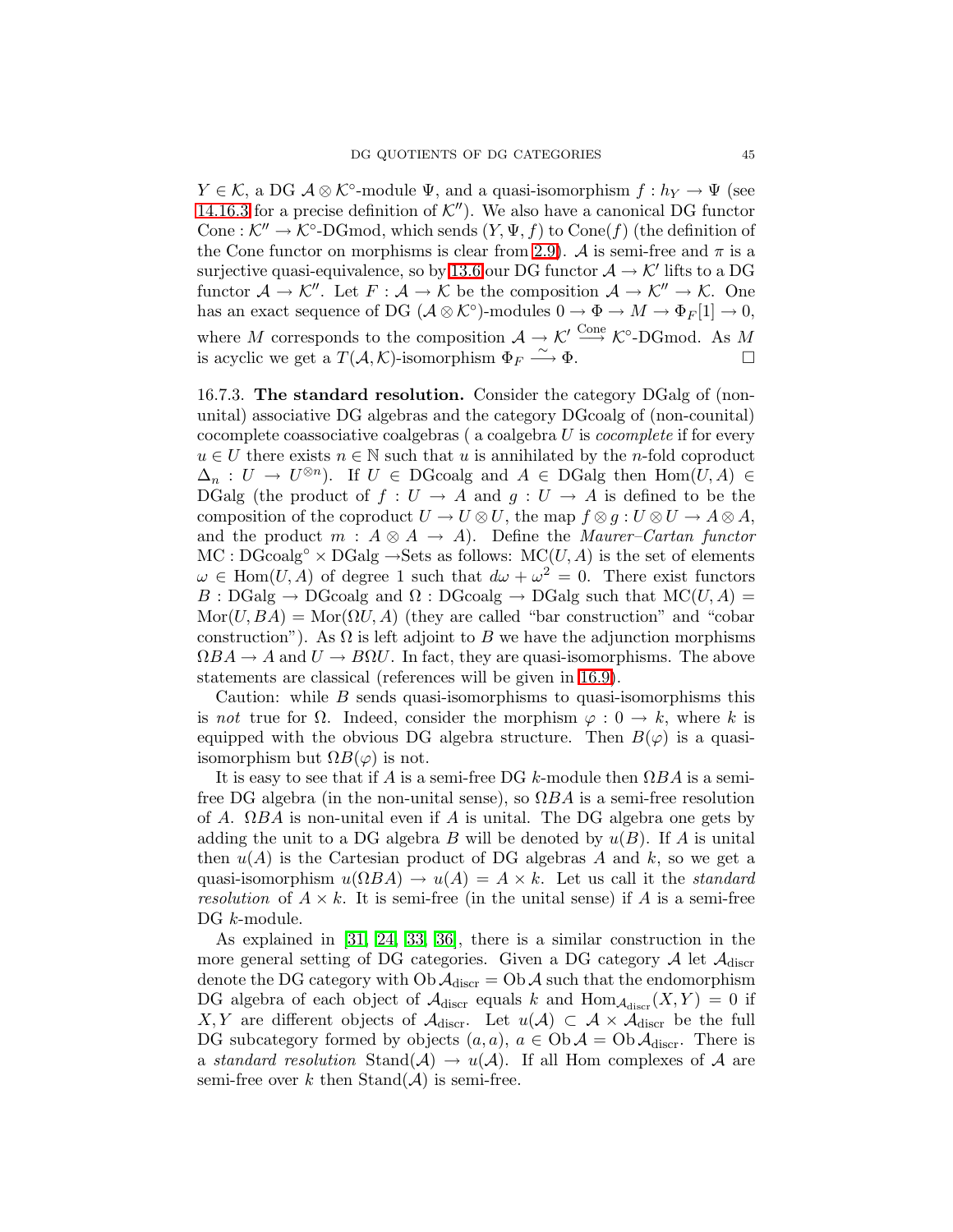$Y \in \mathcal{K}$, a DG $\mathcal{A} \otimes \mathcal{K}^\circ$-module $\Psi$, and a quasi-isomorphism $f : h_Y \to \Psi$ (see 14.16.3 for a precise definition of $\mathcal{K}''$). We also have a canonical DG functor $\mathrm{Cone} : \mathcal{K}'' \to \mathcal{K}^\circ$-DGmod, which sends $(Y, \Psi, f)$ to $\mathrm{Cone}(f)$ (the definition of the Cone functor on morphisms is clear from 2.9). $\mathcal{A}$ is semi-free and $\pi$ is a surjective quasi-equivalence, so by 13.6 our DG functor $\mathcal{A} \to \mathcal{K}'$ lifts to a DG functor $\mathcal{A} \to \mathcal{K}''$. Let $F : \mathcal{A} \to \mathcal{K}$ be the composition $\mathcal{A} \to \mathcal{K}'' \to \mathcal{K}$. One has an exact sequence of DG $(\mathcal{A} \otimes \mathcal{K}^\circ)$-modules $0 \to \Phi \to M \to \Phi_F[1] \to 0$, where $M$ corresponds to the composition $\mathcal{A} \to \mathcal{K}' \xrightarrow{\mathrm{Cone}} \mathcal{K}^\circ$-DGmod. As $M$ is acyclic we get a $T(\mathcal{A}, \mathcal{K})$-isomorphism $\Phi_F \xrightarrow{\sim} \Phi$. □

16.7.3. **The standard resolution.** Consider the category DGalg of (non-unital) associative DG algebras and the category DGcoalg of (non-counital) cocomplete coassociative coalgebras ( a coalgebra $U$ is *cocomplete* if for every $u \in U$ there exists $n \in \mathbb{N}$ such that $u$ is annihilated by the $n$-fold coproduct $\Delta_n : U \to U^{\otimes n}$). If $U \in$ DGcoalg and $A \in$ DGalg then $\mathrm{Hom}(U, A) \in$ DGalg (the product of $f : U \to A$ and $g : U \to A$ is defined to be the composition of the coproduct $U \to U \otimes U$, the map $f \otimes g : U \otimes U \to A \otimes A$, and the product $m : A \otimes A \to A$). Define the *Maurer–Cartan functor* $\mathrm{MC} : \mathrm{DGcoalg}^\circ \times \mathrm{DGalg} \to$Sets as follows: $\mathrm{MC}(U, A)$ is the set of elements $\omega \in \mathrm{Hom}(U, A)$ of degree 1 such that $d\omega + \omega^2 = 0$. There exist functors $B : \mathrm{DGalg} \to \mathrm{DGcoalg}$ and $\Omega : \mathrm{DGcoalg} \to \mathrm{DGalg}$ such that $\mathrm{MC}(U, A) = \mathrm{Mor}(U, BA) = \mathrm{Mor}(\Omega U, A)$ (they are called "bar construction" and "cobar construction"). As $\Omega$ is left adjoint to $B$ we have the adjunction morphisms $\Omega BA \to A$ and $U \to B\Omega U$. In fact, they are quasi-isomorphisms. The above statements are classical (references will be given in 16.9).

Caution: while $B$ sends quasi-isomorphisms to quasi-isomorphisms this is *not* true for $\Omega$. Indeed, consider the morphism $\varphi : 0 \to k$, where $k$ is equipped with the obvious DG algebra structure. Then $B(\varphi)$ is a quasi-isomorphism but $\Omega B(\varphi)$ is not.

It is easy to see that if $A$ is a semi-free DG $k$-module then $\Omega BA$ is a semi-free DG algebra (in the non-unital sense), so $\Omega BA$ is a semi-free resolution of $A$. $\Omega BA$ is non-unital even if $A$ is unital. The DG algebra one gets by adding the unit to a DG algebra $B$ will be denoted by $u(B)$. If $A$ is unital then $u(A)$ is the Cartesian product of DG algebras $A$ and $k$, so we get a quasi-isomorphism $u(\Omega BA) \to u(A) = A \times k$. Let us call it the *standard resolution* of $A \times k$. It is semi-free (in the unital sense) if $A$ is a semi-free DG $k$-module.

As explained in [31, 24, 33, 36], there is a similar construction in the more general setting of DG categories. Given a DG category $\mathcal{A}$ let $\mathcal{A}_{\mathrm{discr}}$ denote the DG category with $\mathrm{Ob}\,\mathcal{A}_{\mathrm{discr}} = \mathrm{Ob}\,\mathcal{A}$ such that the endomorphism DG algebra of each object of $\mathcal{A}_{\mathrm{discr}}$ equals $k$ and $\mathrm{Hom}_{\mathcal{A}_{\mathrm{discr}}}(X, Y) = 0$ if $X, Y$ are different objects of $\mathcal{A}_{\mathrm{discr}}$. Let $u(\mathcal{A}) \subset \mathcal{A} \times \mathcal{A}_{\mathrm{discr}}$ be the full DG subcategory formed by objects $(a, a)$, $a \in \mathrm{Ob}\,\mathcal{A} = \mathrm{Ob}\,\mathcal{A}_{\mathrm{discr}}$. There is a *standard resolution* $\mathrm{Stand}(\mathcal{A}) \to u(\mathcal{A})$. If all Hom complexes of $\mathcal{A}$ are semi-free over $k$ then $\mathrm{Stand}(\mathcal{A})$ is semi-free.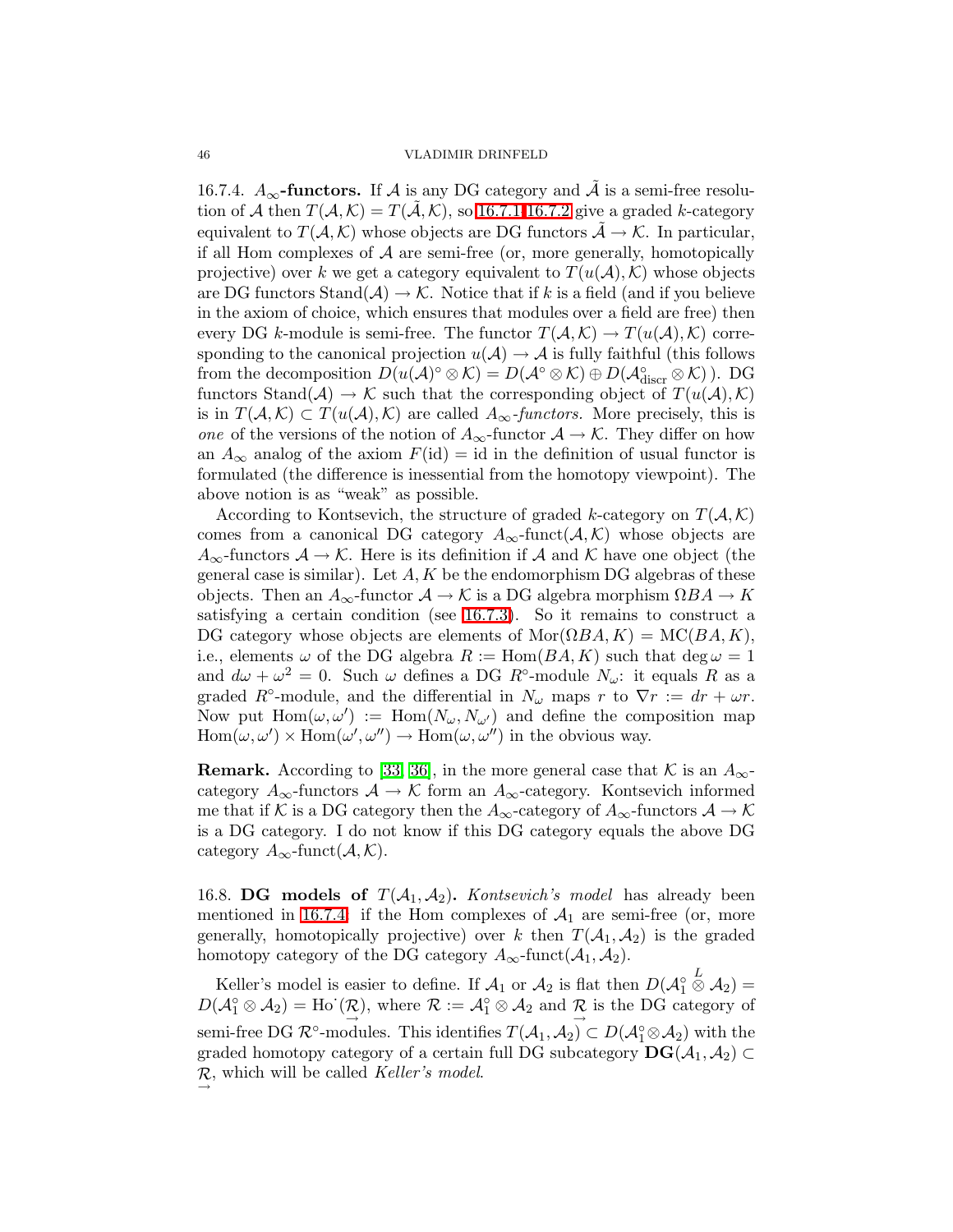16.7.4. **$A_\infty$-functors.** If $\mathcal{A}$ is any DG category and $\tilde{\mathcal{A}}$ is a semi-free resolution of $\mathcal{A}$ then $T(\mathcal{A},\mathcal{K}) = T(\tilde{\mathcal{A}},\mathcal{K})$, so 16.7.1–16.7.2 give a graded $k$-category equivalent to $T(\mathcal{A},\mathcal{K})$ whose objects are DG functors $\tilde{\mathcal{A}} \to \mathcal{K}$. In particular, if all Hom complexes of $\mathcal{A}$ are semi-free (or, more generally, homotopically projective) over $k$ we get a category equivalent to $T(u(\mathcal{A}),\mathcal{K})$ whose objects are DG functors $\mathrm{Stand}(\mathcal{A}) \to \mathcal{K}$. Notice that if $k$ is a field (and if you believe in the axiom of choice, which ensures that modules over a field are free) then every DG $k$-module is semi-free. The functor $T(\mathcal{A},\mathcal{K}) \to T(u(\mathcal{A}),\mathcal{K})$ corresponding to the canonical projection $u(\mathcal{A}) \to \mathcal{A}$ is fully faithful (this follows from the decomposition $D(u(\mathcal{A})^\circ \otimes \mathcal{K}) = D(\mathcal{A}^\circ \otimes \mathcal{K}) \oplus D(\mathcal{A}^\circ_{\mathrm{discr}} \otimes \mathcal{K})$ ). DG functors $\mathrm{Stand}(\mathcal{A}) \to \mathcal{K}$ such that the corresponding object of $T(u(\mathcal{A}),\mathcal{K})$ is in $T(\mathcal{A},\mathcal{K}) \subset T(u(\mathcal{A}),\mathcal{K})$ are called *$A_\infty$-functors.* More precisely, this is *one* of the versions of the notion of $A_\infty$-functor $\mathcal{A} \to \mathcal{K}$. They differ on how an $A_\infty$ analog of the axiom $F(\mathrm{id}) = \mathrm{id}$ in the definition of usual functor is formulated (the difference is inessential from the homotopy viewpoint). The above notion is as "weak" as possible.

According to Kontsevich, the structure of graded $k$-category on $T(\mathcal{A},\mathcal{K})$ comes from a canonical DG category $A_\infty\text{-funct}(\mathcal{A},\mathcal{K})$ whose objects are $A_\infty$-functors $\mathcal{A} \to \mathcal{K}$. Here is its definition if $\mathcal{A}$ and $\mathcal{K}$ have one object (the general case is similar). Let $A, K$ be the endomorphism DG algebras of these objects. Then an $A_\infty$-functor $\mathcal{A} \to \mathcal{K}$ is a DG algebra morphism $\Omega BA \to K$ satisfying a certain condition (see 16.7.3). So it remains to construct a DG category whose objects are elements of $\mathrm{Mor}(\Omega BA, K) = \mathrm{MC}(BA, K)$, i.e., elements $\omega$ of the DG algebra $R := \mathrm{Hom}(BA, K)$ such that $\deg \omega = 1$ and $d\omega + \omega^2 = 0$. Such $\omega$ defines a DG $R^\circ$-module $N_\omega$: it equals $R$ as a graded $R^\circ$-module, and the differential in $N_\omega$ maps $r$ to $\nabla r := dr + \omega r$. Now put $\mathrm{Hom}(\omega,\omega') := \mathrm{Hom}(N_\omega, N_{\omega'})$ and define the composition map $\mathrm{Hom}(\omega,\omega') \times \mathrm{Hom}(\omega',\omega'') \to \mathrm{Hom}(\omega,\omega'')$ in the obvious way.

**Remark.** According to [33, 36], in the more general case that $\mathcal{K}$ is an $A_\infty$-category $A_\infty$-functors $\mathcal{A} \to \mathcal{K}$ form an $A_\infty$-category. Kontsevich informed me that if $\mathcal{K}$ is a DG category then the $A_\infty$-category of $A_\infty$-functors $\mathcal{A} \to \mathcal{K}$ is a DG category. I do not know if this DG category equals the above DG category $A_\infty\text{-funct}(\mathcal{A},\mathcal{K})$.

16.8. **DG models of $T(\mathcal{A}_1,\mathcal{A}_2)$.** *Kontsevich's model* has already been mentioned in 16.7.4: if the Hom complexes of $\mathcal{A}_1$ are semi-free (or, more generally, homotopically projective) over $k$ then $T(\mathcal{A}_1,\mathcal{A}_2)$ is the graded homotopy category of the DG category $A_\infty\text{-funct}(\mathcal{A}_1,\mathcal{A}_2)$.

Keller's model is easier to define. If $\mathcal{A}_1$ or $\mathcal{A}_2$ is flat then $D(\mathcal{A}_1^\circ \overset{L}{\otimes} \mathcal{A}_2) = D(\mathcal{A}_1^\circ \otimes \mathcal{A}_2) = \mathrm{Ho}^{\cdot}(\underset{\rightarrow}{\mathcal{R}})$, where $\mathcal{R} := \mathcal{A}_1^\circ \otimes \mathcal{A}_2$ and $\underset{\rightarrow}{\mathcal{R}}$ is the DG category of semi-free DG $\mathcal{R}^\circ$-modules. This identifies $T(\mathcal{A}_1,\mathcal{A}_2) \subset D(\mathcal{A}_1^\circ \otimes \mathcal{A}_2)$ with the graded homotopy category of a certain full DG subcategory $\mathbf{DG}(\mathcal{A}_1,\mathcal{A}_2) \subset \underset{\rightarrow}{\mathcal{R}}$, which will be called *Keller's model*.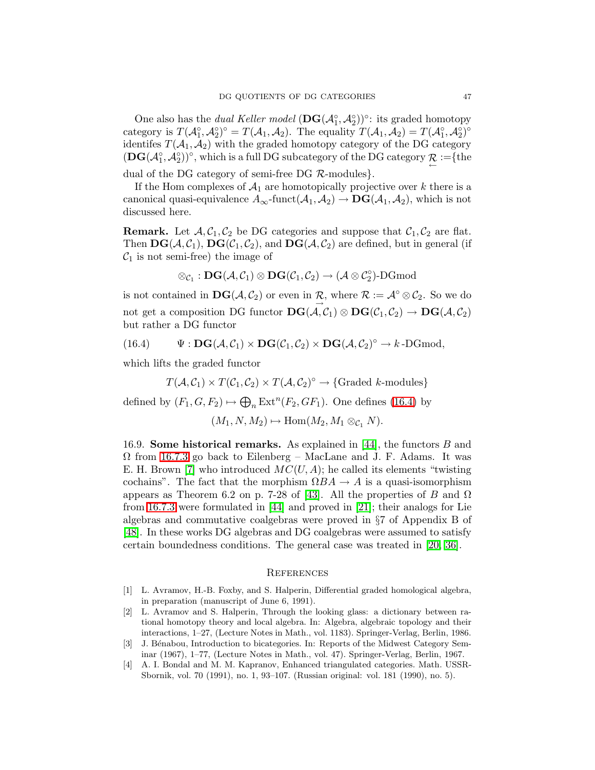One also has the *dual Keller model* $(\mathbf{DG}(\mathcal{A}_1^\circ, \mathcal{A}_2^\circ))^\circ$: its graded homotopy category is $T(\mathcal{A}_1^\circ, \mathcal{A}_2^\circ)^\circ = T(\mathcal{A}_1, \mathcal{A}_2)$. The equality $T(\mathcal{A}_1, \mathcal{A}_2) = T(\mathcal{A}_1^\circ, \mathcal{A}_2^\circ)^\circ$ identifes $T(\mathcal{A}_1, \mathcal{A}_2)$ with the graded homotopy category of the DG category $(\mathbf{DG}(\mathcal{A}_1^\circ, \mathcal{A}_2^\circ))^\circ$, which is a full DG subcategory of the DG category $\underset{\leftarrow}{\mathcal{R}}$ :={the dual of the DG category of semi-free DG $\mathcal{R}$-modules}.

If the Hom complexes of $\mathcal{A}_1$ are homotopically projective over $k$ there is a canonical quasi-equivalence $A_\infty\text{-funct}(\mathcal{A}_1, \mathcal{A}_2) \to \mathbf{DG}(\mathcal{A}_1, \mathcal{A}_2)$, which is not discussed here.

**Remark.** Let $\mathcal{A}, \mathcal{C}_1, \mathcal{C}_2$ be DG categories and suppose that $\mathcal{C}_1, \mathcal{C}_2$ are flat. Then $\mathbf{DG}(\mathcal{A}, \mathcal{C}_1)$, $\mathbf{DG}(\mathcal{C}_1, \mathcal{C}_2)$, and $\mathbf{DG}(\mathcal{A}, \mathcal{C}_2)$ are defined, but in general (if $\mathcal{C}_1$ is not semi-free) the image of

$$\otimes_{\mathcal{C}_1} : \mathbf{DG}(\mathcal{A}, \mathcal{C}_1) \otimes \mathbf{DG}(\mathcal{C}_1, \mathcal{C}_2) \to (\mathcal{A} \otimes \mathcal{C}_2^\circ)\text{-DGmod}$$

is not contained in $\mathbf{DG}(\mathcal{A}, \mathcal{C}_2)$ or even in $\underset{\rightarrow}{\mathcal{R}}$, where $\mathcal{R} := \mathcal{A}^\circ \otimes \mathcal{C}_2$. So we do not get a composition DG functor $\mathbf{DG}(\mathcal{A}, \mathcal{C}_1) \otimes \mathbf{DG}(\mathcal{C}_1, \mathcal{C}_2) \to \mathbf{DG}(\mathcal{A}, \mathcal{C}_2)$ but rather a DG functor

$$\Psi : \mathbf{DG}(\mathcal{A}, \mathcal{C}_1) \times \mathbf{DG}(\mathcal{C}_1, \mathcal{C}_2) \times \mathbf{DG}(\mathcal{A}, \mathcal{C}_2)^\circ \to k\text{-DGmod}, \tag{16.4}$$

which lifts the graded functor

$$T(\mathcal{A}, \mathcal{C}_1) \times T(\mathcal{C}_1, \mathcal{C}_2) \times T(\mathcal{A}, \mathcal{C}_2)^\circ \to \{\text{Graded } k\text{-modules}\}$$

defined by $(F_1, G, F_2) \mapsto \bigoplus_n \operatorname{Ext}^n(F_2, GF_1)$. One defines (16.4) by

$$(M_1, N, M_2) \mapsto \operatorname{Hom}(M_2, M_1 \otimes_{\mathcal{C}_1} N).$$

16.9. **Some historical remarks.** As explained in [44], the functors $B$ and $\Omega$ from 16.7.3 go back to Eilenberg – MacLane and J. F. Adams. It was E. H. Brown [7] who introduced $MC(U, A)$; he called its elements "twisting cochains". The fact that the morphism $\Omega BA \to A$ is a quasi-isomorphism appears as Theorem 6.2 on p. 7-28 of [43]. All the properties of $B$ and $\Omega$ from 16.7.3 were formulated in [44] and proved in [21]; their analogs for Lie algebras and commutative coalgebras were proved in §7 of Appendix B of [48]. In these works DG algebras and DG coalgebras were assumed to satisfy certain boundedness conditions. The general case was treated in [20, 36].

## References

[1] L. Avramov, H.-B. Foxby, and S. Halperin, Differential graded homological algebra, in preparation (manuscript of June 6, 1991).

[2] L. Avramov and S. Halperin, Through the looking glass: a dictionary between rational homotopy theory and local algebra. In: Algebra, algebraic topology and their interactions, 1–27, (Lecture Notes in Math., vol. 1183). Springer-Verlag, Berlin, 1986.

[3] J. Bénabou, Introduction to bicategories. In: Reports of the Midwest Category Seminar (1967), 1–77, (Lecture Notes in Math., vol. 47). Springer-Verlag, Berlin, 1967.

[4] A. I. Bondal and M. M. Kapranov, Enhanced triangulated categories. Math. USSR-Sbornik, vol. 70 (1991), no. 1, 93–107. (Russian original: vol. 181 (1990), no. 5).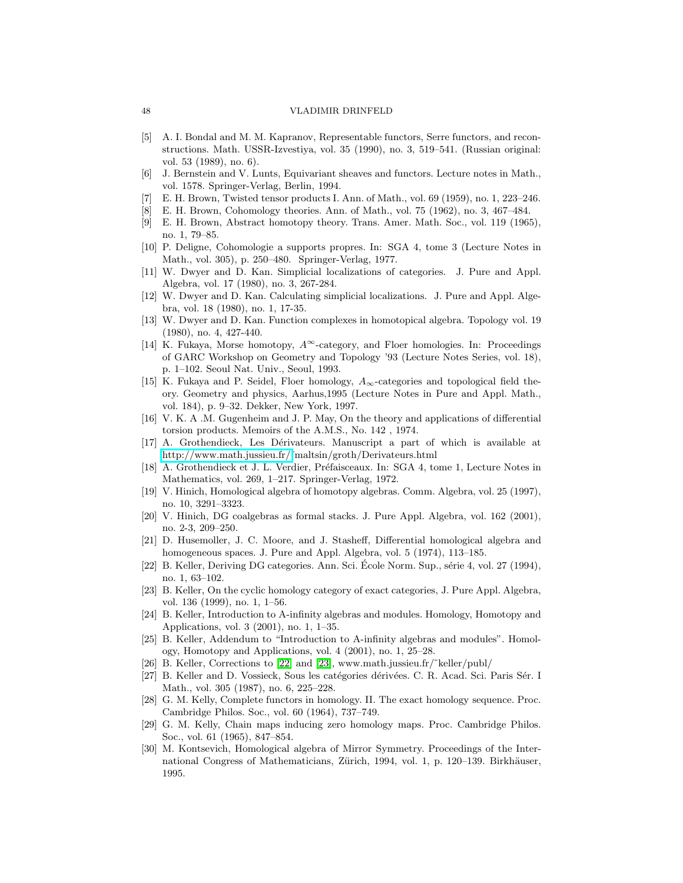[5] A. I. Bondal and M. M. Kapranov, Representable functors, Serre functors, and reconstructions. Math. USSR-Izvestiya, vol. 35 (1990), no. 3, 519–541. (Russian original: vol. 53 (1989), no. 6).

[6] J. Bernstein and V. Lunts, Equivariant sheaves and functors. Lecture notes in Math., vol. 1578. Springer-Verlag, Berlin, 1994.

[7] E. H. Brown, Twisted tensor products I. Ann. of Math., vol. 69 (1959), no. 1, 223–246.

[8] E. H. Brown, Cohomology theories. Ann. of Math., vol. 75 (1962), no. 3, 467–484.

[9] E. H. Brown, Abstract homotopy theory. Trans. Amer. Math. Soc., vol. 119 (1965), no. 1, 79–85.

[10] P. Deligne, Cohomologie a supports propres. In: SGA 4, tome 3 (Lecture Notes in Math., vol. 305), p. 250–480. Springer-Verlag, 1977.

[11] W. Dwyer and D. Kan. Simplicial localizations of categories. J. Pure and Appl. Algebra, vol. 17 (1980), no. 3, 267-284.

[12] W. Dwyer and D. Kan. Calculating simplicial localizations. J. Pure and Appl. Algebra, vol. 18 (1980), no. 1, 17-35.

[13] W. Dwyer and D. Kan. Function complexes in homotopical algebra. Topology vol. 19 (1980), no. 4, 427-440.

[14] K. Fukaya, Morse homotopy, $A^\infty$-category, and Floer homologies. In: Proceedings of GARC Workshop on Geometry and Topology '93 (Lecture Notes Series, vol. 18), p. 1–102. Seoul Nat. Univ., Seoul, 1993.

[15] K. Fukaya and P. Seidel, Floer homology, $A_\infty$-categories and topological field theory. Geometry and physics, Aarhus,1995 (Lecture Notes in Pure and Appl. Math., vol. 184), p. 9–32. Dekker, New York, 1997.

[16] V. K. A .M. Gugenheim and J. P. May, On the theory and applications of differential torsion products. Memoirs of the A.M.S., No. 142 , 1974.

[17] A. Grothendieck, Les Dérivateurs. Manuscript a part of which is available at http://www.math.jussieu.fr/~maltsin/groth/Derivateurs.html

[18] A. Grothendieck et J. L. Verdier, Préfaisceaux. In: SGA 4, tome 1, Lecture Notes in Mathematics, vol. 269, 1–217. Springer-Verlag, 1972.

[19] V. Hinich, Homological algebra of homotopy algebras. Comm. Algebra, vol. 25 (1997), no. 10, 3291–3323.

[20] V. Hinich, DG coalgebras as formal stacks. J. Pure Appl. Algebra, vol. 162 (2001), no. 2-3, 209–250.

[21] D. Husemoller, J. C. Moore, and J. Stasheff, Differential homological algebra and homogeneous spaces. J. Pure and Appl. Algebra, vol. 5 (1974), 113–185.

[22] B. Keller, Deriving DG categories. Ann. Sci. École Norm. Sup., série 4, vol. 27 (1994), no. 1, 63–102.

[23] B. Keller, On the cyclic homology category of exact categories, J. Pure Appl. Algebra, vol. 136 (1999), no. 1, 1–56.

[24] B. Keller, Introduction to A-infinity algebras and modules. Homology, Homotopy and Applications, vol. 3 (2001), no. 1, 1–35.

[25] B. Keller, Addendum to "Introduction to A-infinity algebras and modules". Homology, Homotopy and Applications, vol. 4 (2001), no. 1, 25–28.

[26] B. Keller, Corrections to [22] and [23], www.math.jussieu.fr/~keller/publ/

[27] B. Keller and D. Vossieck, Sous les catégories dérivées. C. R. Acad. Sci. Paris Sér. I Math., vol. 305 (1987), no. 6, 225–228.

[28] G. M. Kelly, Complete functors in homology. II. The exact homology sequence. Proc. Cambridge Philos. Soc., vol. 60 (1964), 737–749.

[29] G. M. Kelly, Chain maps inducing zero homology maps. Proc. Cambridge Philos. Soc., vol. 61 (1965), 847–854.

[30] M. Kontsevich, Homological algebra of Mirror Symmetry. Proceedings of the International Congress of Mathematicians, Zürich, 1994, vol. 1, p. 120–139. Birkhäuser, 1995.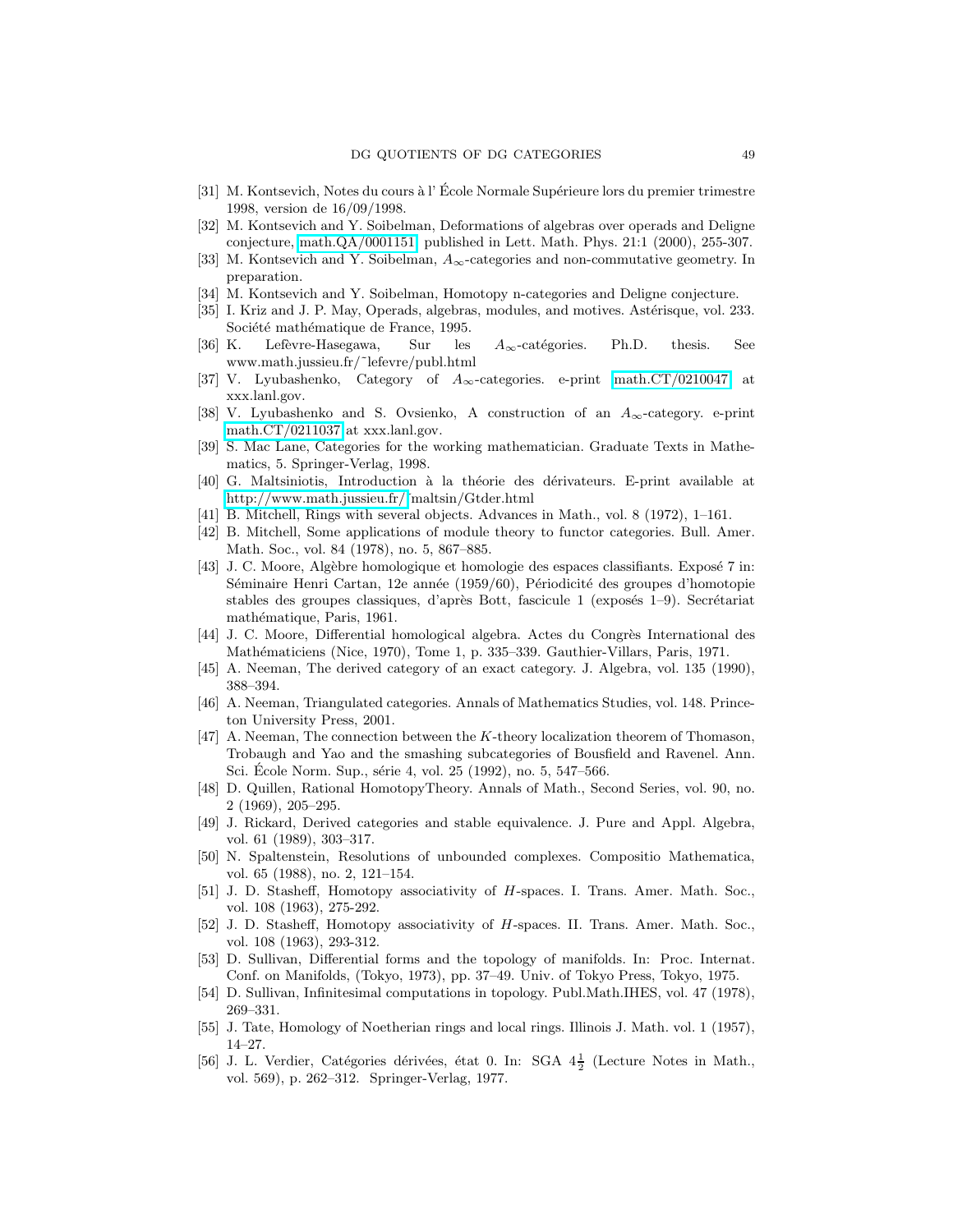[31] M. Kontsevich, Notes du cours à l' École Normale Supérieure lors du premier trimestre 1998, version de 16/09/1998.

[32] M. Kontsevich and Y. Soibelman, Deformations of algebras over operads and Deligne conjecture, math.QA/0001151, published in Lett. Math. Phys. 21:1 (2000), 255-307.

[33] M. Kontsevich and Y. Soibelman, $A_\infty$-categories and non-commutative geometry. In preparation.

[34] M. Kontsevich and Y. Soibelman, Homotopy n-categories and Deligne conjecture.

[35] I. Kriz and J. P. May, Operads, algebras, modules, and motives. Astérisque, vol. 233. Société mathématique de France, 1995.

[36] K. Lefèvre-Hasegawa, Sur les $A_\infty$-catégories. Ph.D. thesis. See www.math.jussieu.fr/~lefevre/publ.html

[37] V. Lyubashenko, Category of $A_\infty$-categories. e-print math.CT/0210047 at xxx.lanl.gov.

[38] V. Lyubashenko and S. Ovsienko, A construction of an $A_\infty$-category. e-print math.CT/0211037 at xxx.lanl.gov.

[39] S. Mac Lane, Categories for the working mathematician. Graduate Texts in Mathematics, 5. Springer-Verlag, 1998.

[40] G. Maltsiniotis, Introduction à la théorie des dérivateurs. E-print available at http://www.math.jussieu.fr/~maltsin/Gtder.html

[41] B. Mitchell, Rings with several objects. Advances in Math., vol. 8 (1972), 1–161.

[42] B. Mitchell, Some applications of module theory to functor categories. Bull. Amer. Math. Soc., vol. 84 (1978), no. 5, 867–885.

[43] J. C. Moore, Algèbre homologique et homologie des espaces classifiants. Exposé 7 in: Séminaire Henri Cartan, 12e année (1959/60), Périodicité des groupes d'homotopie stables des groupes classiques, d'après Bott, fascicule 1 (exposés 1–9). Secrétariat mathématique, Paris, 1961.

[44] J. C. Moore, Differential homological algebra. Actes du Congrès International des Mathématiciens (Nice, 1970), Tome 1, p. 335–339. Gauthier-Villars, Paris, 1971.

[45] A. Neeman, The derived category of an exact category. J. Algebra, vol. 135 (1990), 388–394.

[46] A. Neeman, Triangulated categories. Annals of Mathematics Studies, vol. 148. Princeton University Press, 2001.

[47] A. Neeman, The connection between the $K$-theory localization theorem of Thomason, Trobaugh and Yao and the smashing subcategories of Bousfield and Ravenel. Ann. Sci. École Norm. Sup., série 4, vol. 25 (1992), no. 5, 547–566.

[48] D. Quillen, Rational HomotopyTheory. Annals of Math., Second Series, vol. 90, no. 2 (1969), 205–295.

[49] J. Rickard, Derived categories and stable equivalence. J. Pure and Appl. Algebra, vol. 61 (1989), 303–317.

[50] N. Spaltenstein, Resolutions of unbounded complexes. Compositio Mathematica, vol. 65 (1988), no. 2, 121–154.

[51] J. D. Stasheff, Homotopy associativity of $H$-spaces. I. Trans. Amer. Math. Soc., vol. 108 (1963), 275-292.

[52] J. D. Stasheff, Homotopy associativity of $H$-spaces. II. Trans. Amer. Math. Soc., vol. 108 (1963), 293-312.

[53] D. Sullivan, Differential forms and the topology of manifolds. In: Proc. Internat. Conf. on Manifolds, (Tokyo, 1973), pp. 37–49. Univ. of Tokyo Press, Tokyo, 1975.

[54] D. Sullivan, Infinitesimal computations in topology. Publ.Math.IHES, vol. 47 (1978), 269–331.

[55] J. Tate, Homology of Noetherian rings and local rings. Illinois J. Math. vol. 1 (1957), 14–27.

[56] J. L. Verdier, Catégories dérivées, état 0. In: SGA $4\frac{1}{2}$ (Lecture Notes in Math., vol. 569), p. 262–312. Springer-Verlag, 1977.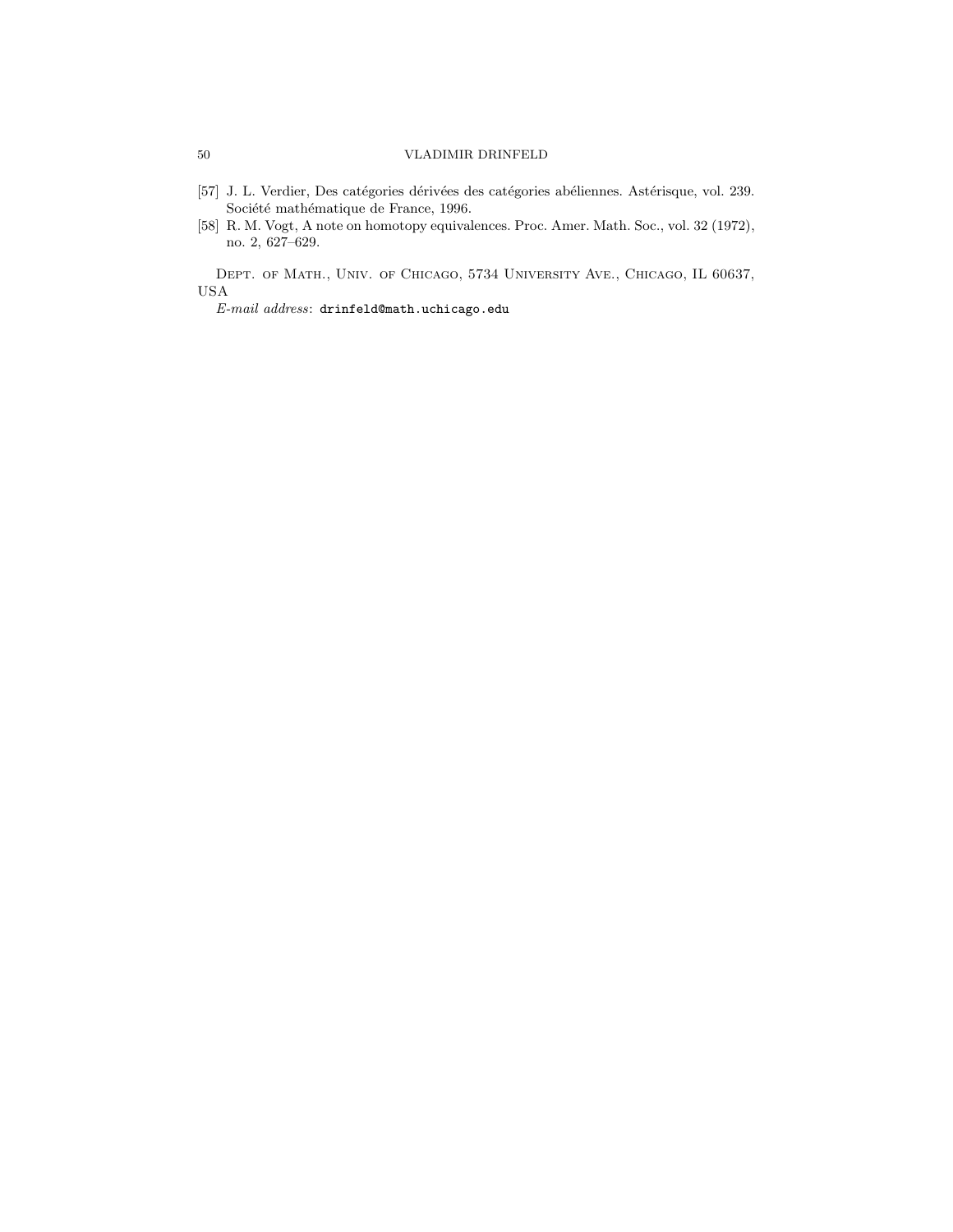[57] J. L. Verdier, Des catégories dérivées des catégories abéliennes. Astérisque, vol. 239. Société mathématique de France, 1996.

[58] R. M. Vogt, A note on homotopy equivalences. Proc. Amer. Math. Soc., vol. 32 (1972), no. 2, 627–629.

Dept. of Math., Univ. of Chicago, 5734 University Ave., Chicago, IL 60637, USA

*E-mail address*: `drinfeld@math.uchicago.edu`